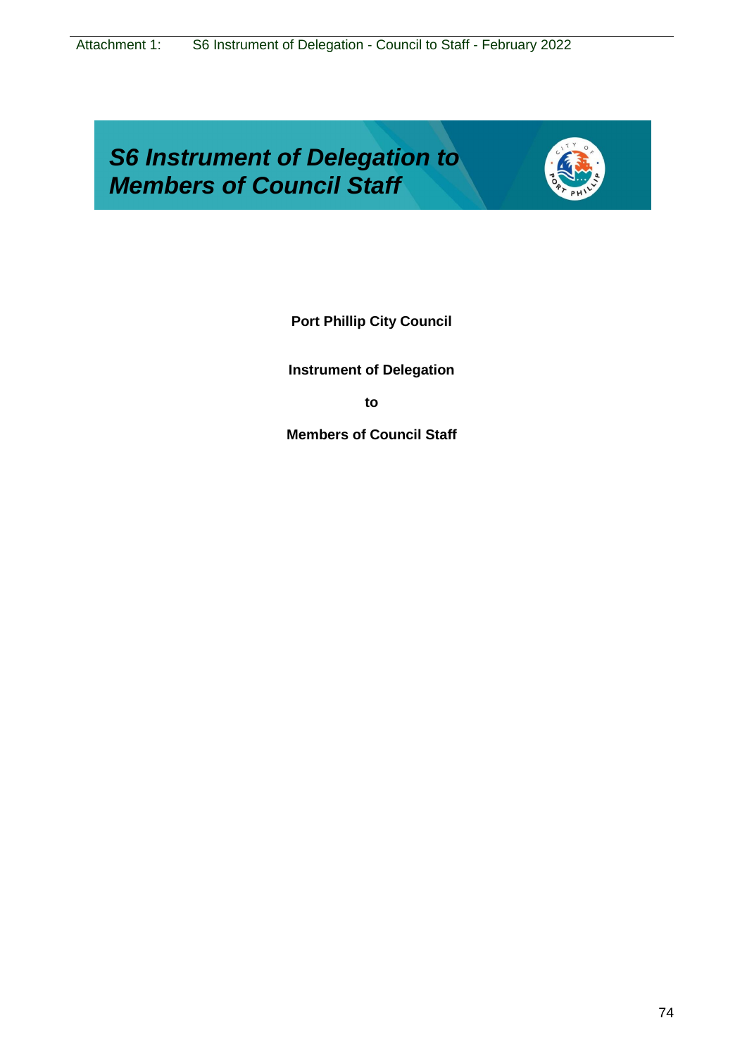# *S6 Instrument of Delegation to Members of Council Staff*

**Port Phillip City Council**

**Instrument of Delegation**

**to**

**Members of Council Staff**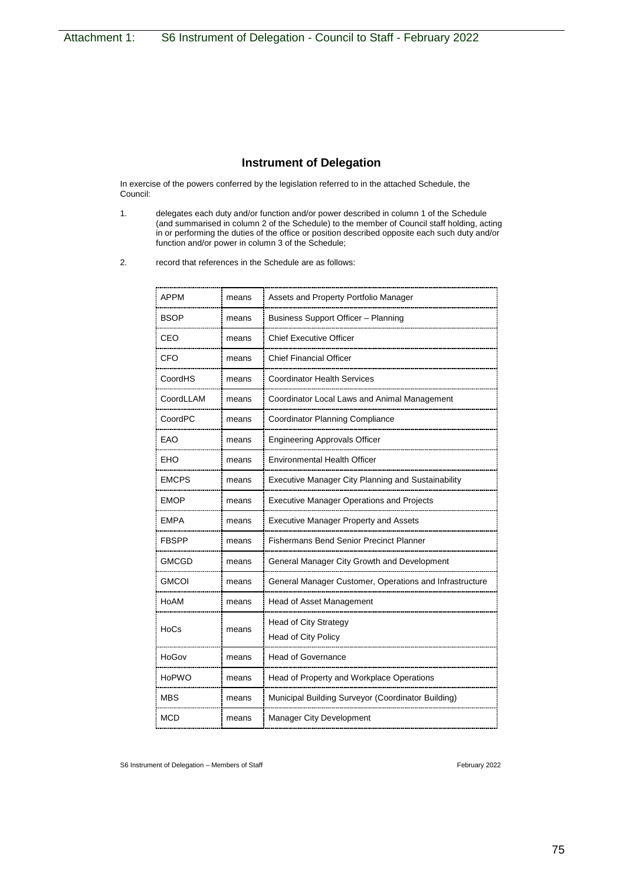## Instrument of Delegation

In exercise of the powers conferred by the legislation referred to in the attached Schedule, the Council:

1. delegates each duty and/or function and/or power described in column 1 of the Schedule (and summarised in column 2 of the Schedule) to the member of Council staff holding, acting in or performing the duties of the office or position described opposite each such duty and/or function and/or power in column 3 of the Schedule;

2. record that references in the Schedule are as follows:

| | | |
|---|---|---|
| APPM | means | Assets and Property Portfolio Manager |
| BSOP | means | Business Support Officer – Planning |
| CEO | means | Chief Executive Officer |
| CFO | means | Chief Financial Officer |
| CoordHS | means | Coordinator Health Services |
| CoordLLAM | means | Coordinator Local Laws and Animal Management |
| CoordPC | means | Coordinator Planning Compliance |
| EAO | means | Engineering Approvals Officer |
| EHO | means | Environmental Health Officer |
| EMCPS | means | Executive Manager City Planning and Sustainability |
| EMOP | means | Executive Manager Operations and Projects |
| EMPA | means | Executive Manager Property and Assets |
| FBSPP | means | Fishermans Bend Senior Precinct Planner |
| GMCGD | means | General Manager City Growth and Development |
| GMCOI | means | General Manager Customer, Operations and Infrastructure |
| HoAM | means | Head of Asset Management |
| HoCs | means | Head of City Strategy<br>Head of City Policy |
| HoGov | means | Head of Governance |
| HoPWO | means | Head of Property and Workplace Operations |
| MBS | means | Municipal Building Surveyor (Coordinator Building) |
| MCD | means | Manager City Development |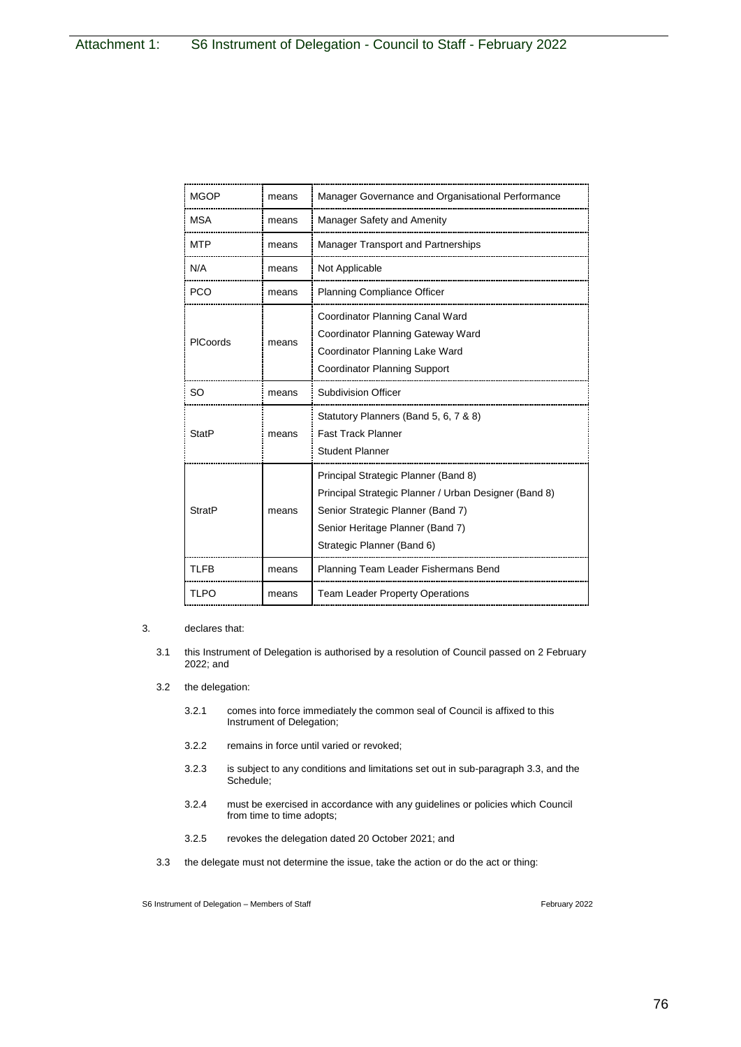| MGOP | means | Manager Governance and Organisational Performance |
|---|---|---|
| MSA | means | Manager Safety and Amenity |
| MTP | means | Manager Transport and Partnerships |
| N/A | means | Not Applicable |
| PCO | means | Planning Compliance Officer |
| PlCoords | means | Coordinator Planning Canal Ward<br>Coordinator Planning Gateway Ward<br>Coordinator Planning Lake Ward<br>Coordinator Planning Support |
| SO | means | Subdivision Officer |
| StatP | means | Statutory Planners (Band 5, 6, 7 & 8)<br>Fast Track Planner<br>Student Planner |
| StratP | means | Principal Strategic Planner (Band 8)<br>Principal Strategic Planner / Urban Designer (Band 8)<br>Senior Strategic Planner (Band 7)<br>Senior Heritage Planner (Band 7)<br>Strategic Planner (Band 6) |
| TLFB | means | Planning Team Leader Fishermans Bend |
| TLPO | means | Team Leader Property Operations |

3. declares that:

   3.1 this Instrument of Delegation is authorised by a resolution of Council passed on 2 February 2022; and

   3.2 the delegation:

      3.2.1 comes into force immediately the common seal of Council is affixed to this Instrument of Delegation;

      3.2.2 remains in force until varied or revoked;

      3.2.3 is subject to any conditions and limitations set out in sub-paragraph 3.3, and the Schedule;

      3.2.4 must be exercised in accordance with any guidelines or policies which Council from time to time adopts;

      3.2.5 revokes the delegation dated 20 October 2021; and

   3.3 the delegate must not determine the issue, take the action or do the act or thing: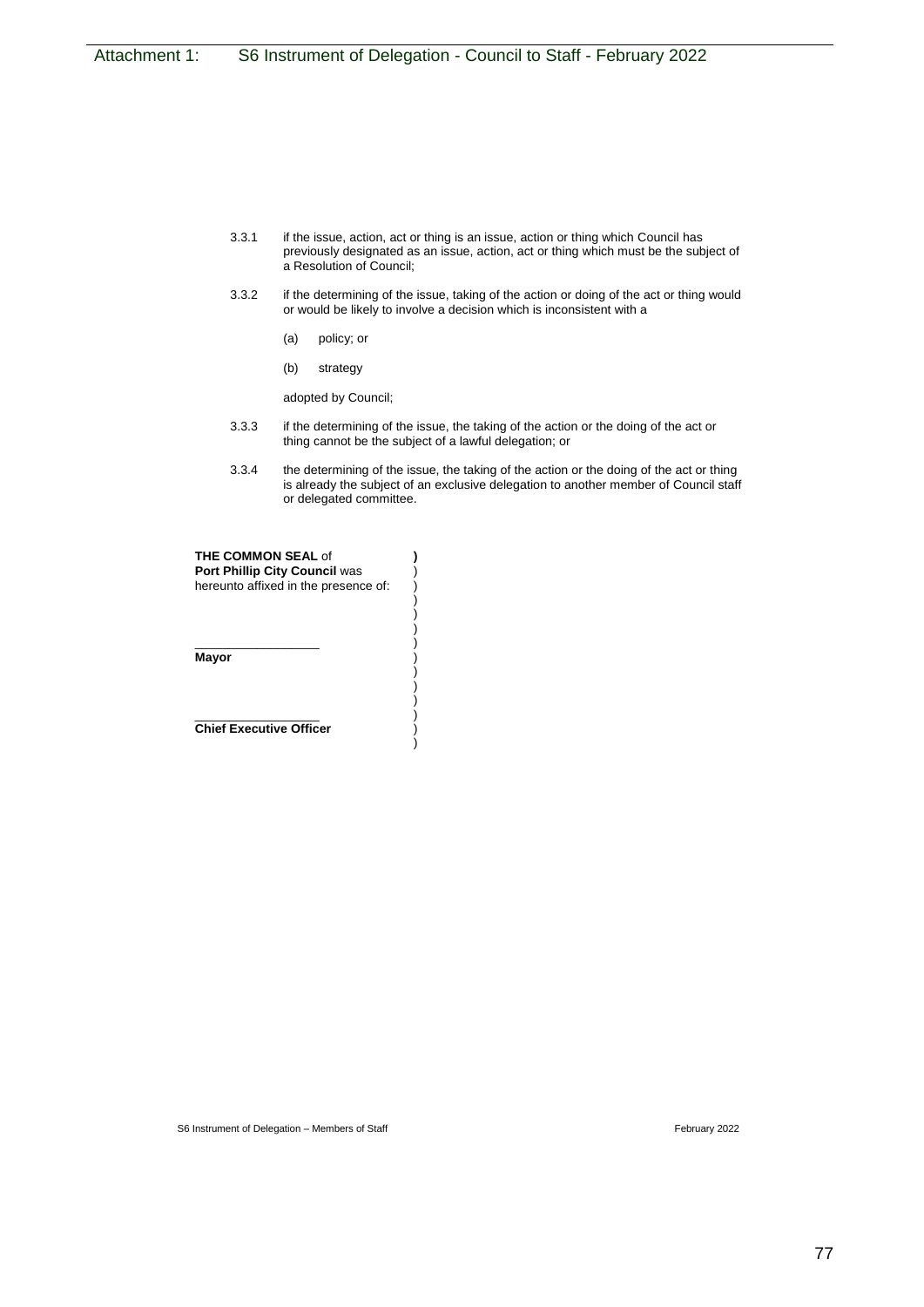3.3.1 if the issue, action, act or thing is an issue, action or thing which Council has previously designated as an issue, action, act or thing which must be the subject of a Resolution of Council;

3.3.2 if the determining of the issue, taking of the action or doing of the act or thing would or would be likely to involve a decision which is inconsistent with a

(a) policy; or

(b) strategy

adopted by Council;

3.3.3 if the determining of the issue, the taking of the action or the doing of the act or thing cannot be the subject of a lawful delegation; or

3.3.4 the determining of the issue, the taking of the action or the doing of the act or thing is already the subject of an exclusive delegation to another member of Council staff or delegated committee.

**THE COMMON SEAL** of )
**Port Phillip City Council** was )
hereunto affixed in the presence of: )

\_\_\_\_\_\_\_\_\_\_\_\_\_\_\_\_\_\_
**Mayor**

\_\_\_\_\_\_\_\_\_\_\_\_\_\_\_\_\_\_
**Chief Executive Officer**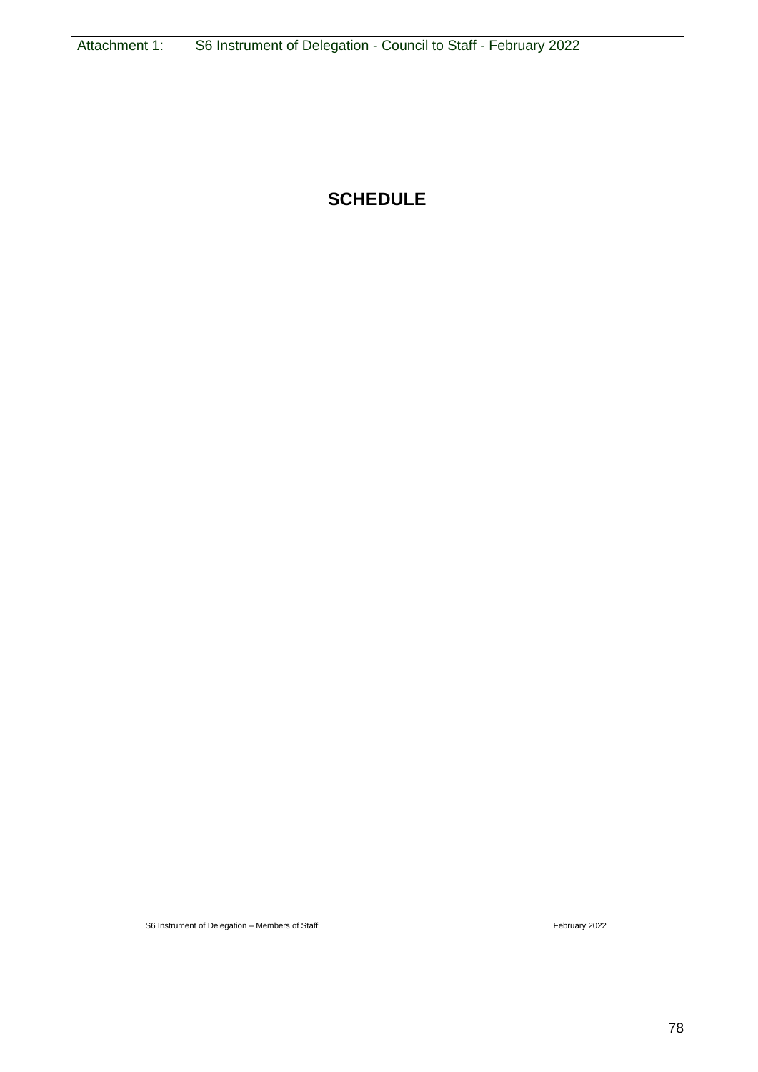# SCHEDULE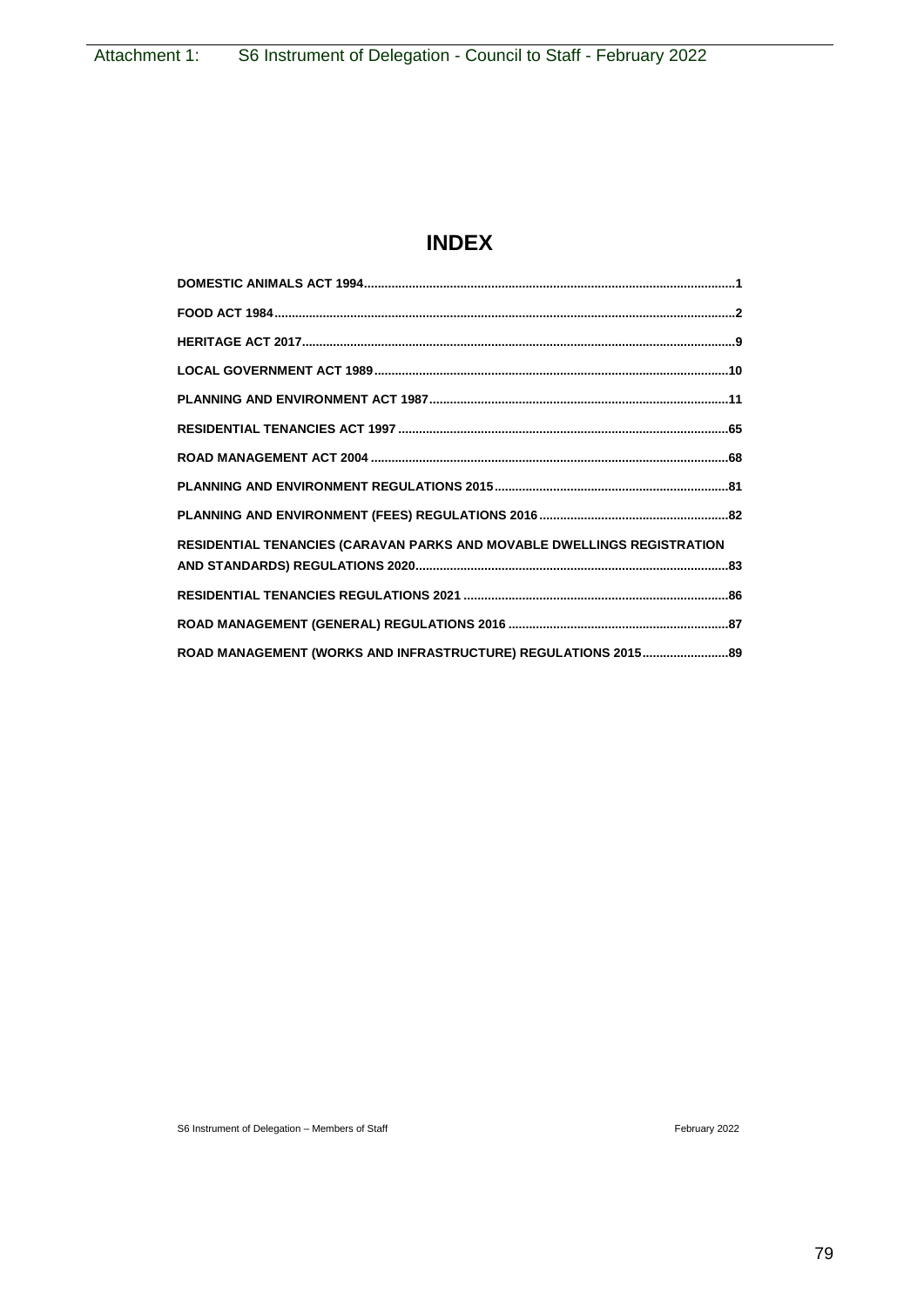# INDEX

**DOMESTIC ANIMALS ACT 1994**.....................................................................................................1

**FOOD ACT 1984**..........................................................................................................................2

**HERITAGE ACT 2017**..................................................................................................................9

**LOCAL GOVERNMENT ACT 1989**..............................................................................................10

**PLANNING AND ENVIRONMENT ACT 1987**...............................................................................11

**RESIDENTIAL TENANCIES ACT 1997**........................................................................................65

**ROAD MANAGEMENT ACT 2004**..............................................................................................68

**PLANNING AND ENVIRONMENT REGULATIONS 2015**...............................................................81

**PLANNING AND ENVIRONMENT (FEES) REGULATIONS 2016**..................................................82

**RESIDENTIAL TENANCIES (CARAVAN PARKS AND MOVABLE DWELLINGS REGISTRATION AND STANDARDS) REGULATIONS 2020**.............................................................................83

**RESIDENTIAL TENANCIES REGULATIONS 2021**.......................................................................86

**ROAD MANAGEMENT (GENERAL) REGULATIONS 2016**............................................................87

**ROAD MANAGEMENT (WORKS AND INFRASTRUCTURE) REGULATIONS 2015**...........................89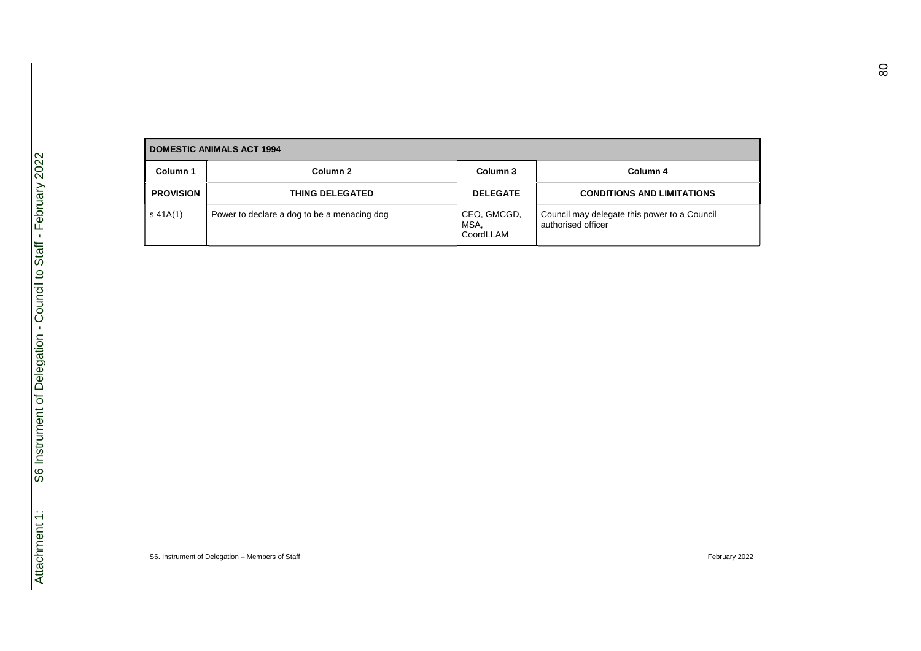| DOMESTIC ANIMALS ACT 1994 | | | |
|---|---|---|---|
| **Column 1** | **Column 2** | **Column 3** | **Column 4** |
| **PROVISION** | **THING DELEGATED** | **DELEGATE** | **CONDITIONS AND LIMITATIONS** |
| s 41A(1) | Power to declare a dog to be a menacing dog | CEO, GMCGD, MSA, CoordLLAM | Council may delegate this power to a Council authorised officer |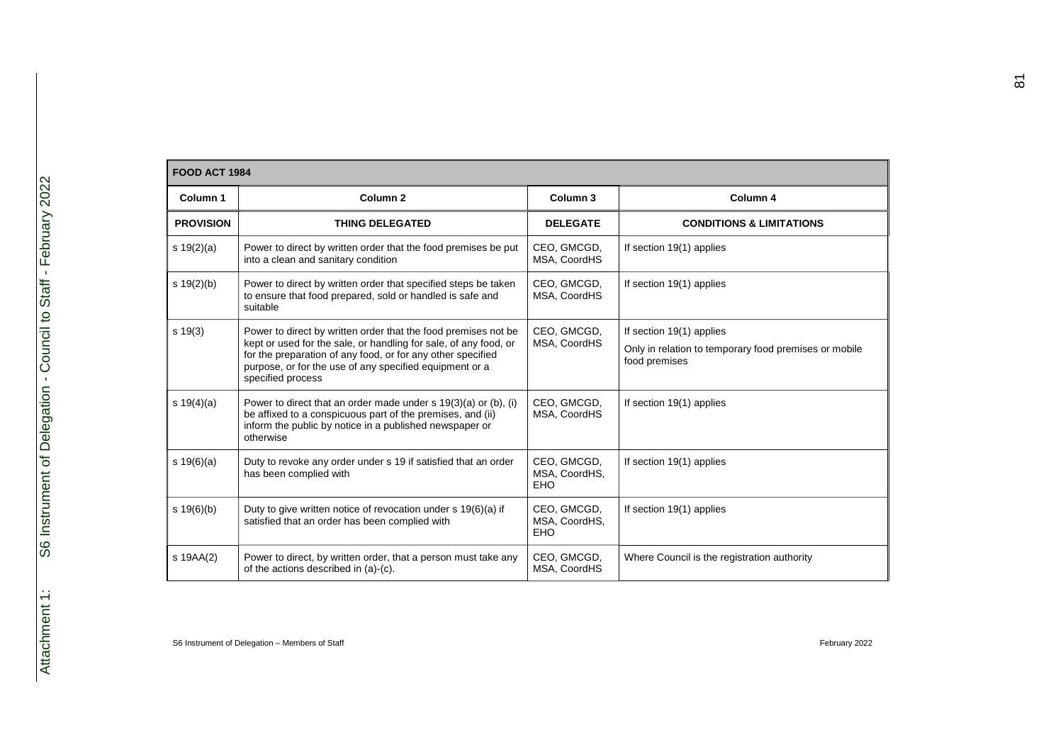| FOOD ACT 1984 | | | |
|---|---|---|---|
| **Column 1** | **Column 2** | **Column 3** | **Column 4** |
| **PROVISION** | **THING DELEGATED** | **DELEGATE** | **CONDITIONS & LIMITATIONS** |
| s 19(2)(a) | Power to direct by written order that the food premises be put into a clean and sanitary condition | CEO, GMCGD, MSA, CoordHS | If section 19(1) applies |
| s 19(2)(b) | Power to direct by written order that specified steps be taken to ensure that food prepared, sold or handled is safe and suitable | CEO, GMCGD, MSA, CoordHS | If section 19(1) applies |
| s 19(3) | Power to direct by written order that the food premises not be kept or used for the sale, or handling for sale, of any food, or for the preparation of any food, or for any other specified purpose, or for the use of any specified equipment or a specified process | CEO, GMCGD, MSA, CoordHS | If section 19(1) applies<br>Only in relation to temporary food premises or mobile food premises |
| s 19(4)(a) | Power to direct that an order made under s 19(3)(a) or (b), (i) be affixed to a conspicuous part of the premises, and (ii) inform the public by notice in a published newspaper or otherwise | CEO, GMCGD, MSA, CoordHS | If section 19(1) applies |
| s 19(6)(a) | Duty to revoke any order under s 19 if satisfied that an order has been complied with | CEO, GMCGD, MSA, CoordHS, EHO | If section 19(1) applies |
| s 19(6)(b) | Duty to give written notice of revocation under s 19(6)(a) if satisfied that an order has been complied with | CEO, GMCGD, MSA, CoordHS, EHO | If section 19(1) applies |
| s 19AA(2) | Power to direct, by written order, that a person must take any of the actions described in (a)-(c). | CEO, GMCGD, MSA, CoordHS | Where Council is the registration authority |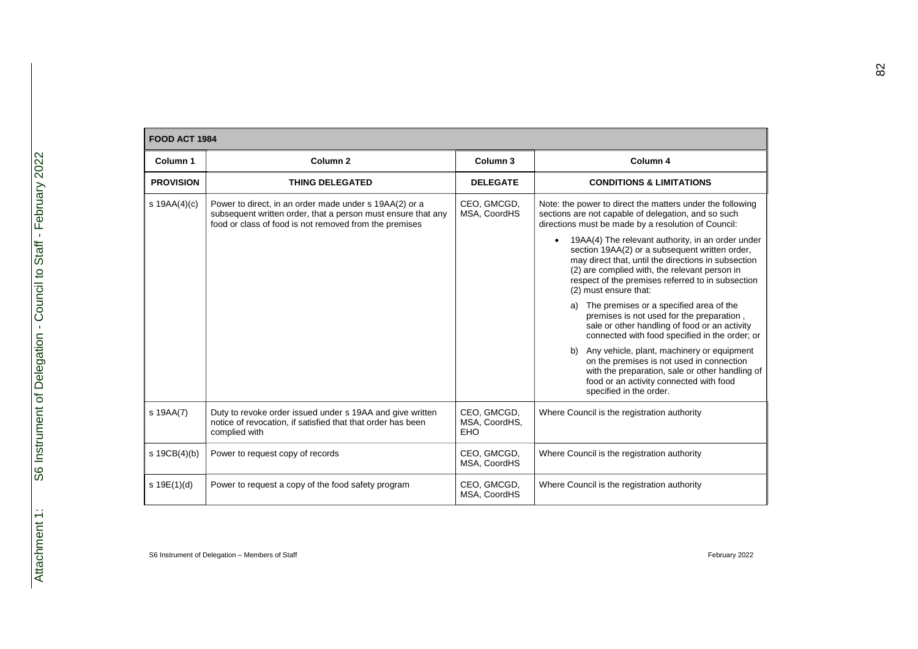| FOOD ACT 1984 | | | |
|---|---|---|---|
| **Column 1** | **Column 2** | **Column 3** | **Column 4** |
| **PROVISION** | **THING DELEGATED** | **DELEGATE** | **CONDITIONS & LIMITATIONS** |
| s 19AA(4)(c) | Power to direct, in an order made under s 19AA(2) or a subsequent written order, that a person must ensure that any food or class of food is not removed from the premises | CEO, GMCGD, MSA, CoordHS | Note: the power to direct the matters under the following sections are not capable of delegation, and so such directions must be made by a resolution of Council:<br>• 19AA(4) The relevant authority, in an order under section 19AA(2) or a subsequent written order, may direct that, until the directions in subsection (2) are complied with, the relevant person in respect of the premises referred to in subsection (2) must ensure that:<br>a) The premises or a specified area of the premises is not used for the preparation , sale or other handling of food or an activity connected with food specified in the order; or<br>b) Any vehicle, plant, machinery or equipment on the premises is not used in connection with the preparation, sale or other handling of food or an activity connected with food specified in the order. |
| s 19AA(7) | Duty to revoke order issued under s 19AA and give written notice of revocation, if satisfied that that order has been complied with | CEO, GMCGD, MSA, CoordHS, EHO | Where Council is the registration authority |
| s 19CB(4)(b) | Power to request copy of records | CEO, GMCGD, MSA, CoordHS | Where Council is the registration authority |
| s 19E(1)(d) | Power to request a copy of the food safety program | CEO, GMCGD, MSA, CoordHS | Where Council is the registration authority |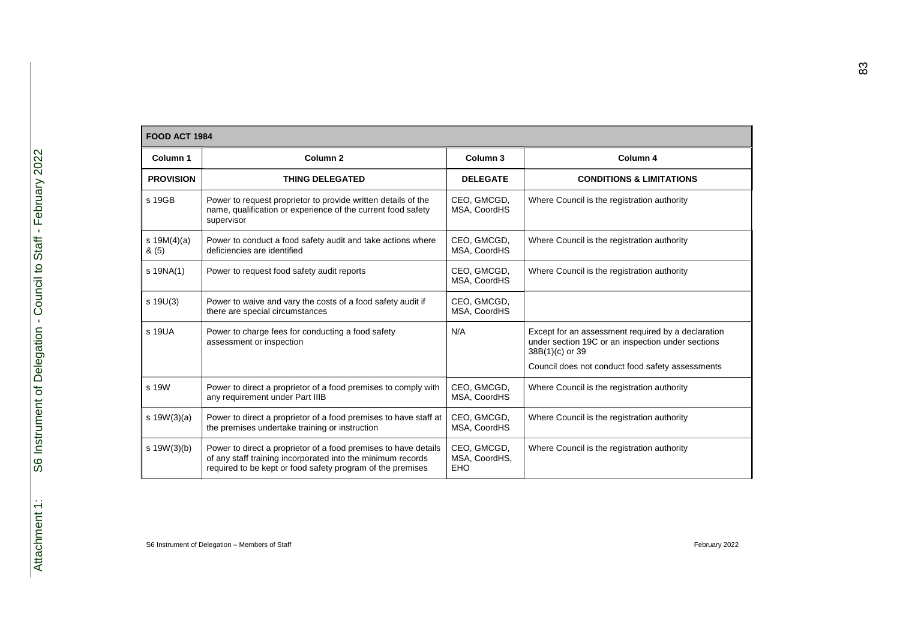| FOOD ACT 1984 | | | |
|---|---|---|---|
| **Column 1** | **Column 2** | **Column 3** | **Column 4** |
| **PROVISION** | **THING DELEGATED** | **DELEGATE** | **CONDITIONS & LIMITATIONS** |
| s 19GB | Power to request proprietor to provide written details of the name, qualification or experience of the current food safety supervisor | CEO, GMCGD, MSA, CoordHS | Where Council is the registration authority |
| s 19M(4)(a) & (5) | Power to conduct a food safety audit and take actions where deficiencies are identified | CEO, GMCGD, MSA, CoordHS | Where Council is the registration authority |
| s 19NA(1) | Power to request food safety audit reports | CEO, GMCGD, MSA, CoordHS | Where Council is the registration authority |
| s 19U(3) | Power to waive and vary the costs of a food safety audit if there are special circumstances | CEO, GMCGD, MSA, CoordHS | |
| s 19UA | Power to charge fees for conducting a food safety assessment or inspection | N/A | Except for an assessment required by a declaration under section 19C or an inspection under sections 38B(1)(c) or 39<br><br>Council does not conduct food safety assessments |
| s 19W | Power to direct a proprietor of a food premises to comply with any requirement under Part IIIB | CEO, GMCGD, MSA, CoordHS | Where Council is the registration authority |
| s 19W(3)(a) | Power to direct a proprietor of a food premises to have staff at the premises undertake training or instruction | CEO, GMCGD, MSA, CoordHS | Where Council is the registration authority |
| s 19W(3)(b) | Power to direct a proprietor of a food premises to have details of any staff training incorporated into the minimum records required to be kept or food safety program of the premises | CEO, GMCGD, MSA, CoordHS, EHO | Where Council is the registration authority |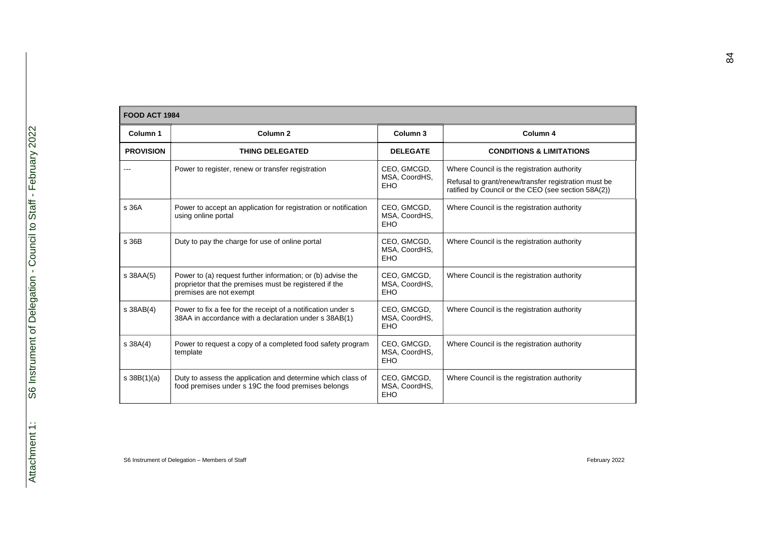| FOOD ACT 1984 | | | |
|---|---|---|---|
| **Column 1** | **Column 2** | **Column 3** | **Column 4** |
| **PROVISION** | **THING DELEGATED** | **DELEGATE** | **CONDITIONS & LIMITATIONS** |
| --- | Power to register, renew or transfer registration | CEO, GMCGD, MSA, CoordHS, EHO | Where Council is the registration authority<br>Refusal to grant/renew/transfer registration must be ratified by Council or the CEO (see section 58A(2)) |
| s 36A | Power to accept an application for registration or notification using online portal | CEO, GMCGD, MSA, CoordHS, EHO | Where Council is the registration authority |
| s 36B | Duty to pay the charge for use of online portal | CEO, GMCGD, MSA, CoordHS, EHO | Where Council is the registration authority |
| s 38AA(5) | Power to (a) request further information; or (b) advise the proprietor that the premises must be registered if the premises are not exempt | CEO, GMCGD, MSA, CoordHS, EHO | Where Council is the registration authority |
| s 38AB(4) | Power to fix a fee for the receipt of a notification under s 38AA in accordance with a declaration under s 38AB(1) | CEO, GMCGD, MSA, CoordHS, EHO | Where Council is the registration authority |
| s 38A(4) | Power to request a copy of a completed food safety program template | CEO, GMCGD, MSA, CoordHS, EHO | Where Council is the registration authority |
| s 38B(1)(a) | Duty to assess the application and determine which class of food premises under s 19C the food premises belongs | CEO, GMCGD, MSA, CoordHS, EHO | Where Council is the registration authority |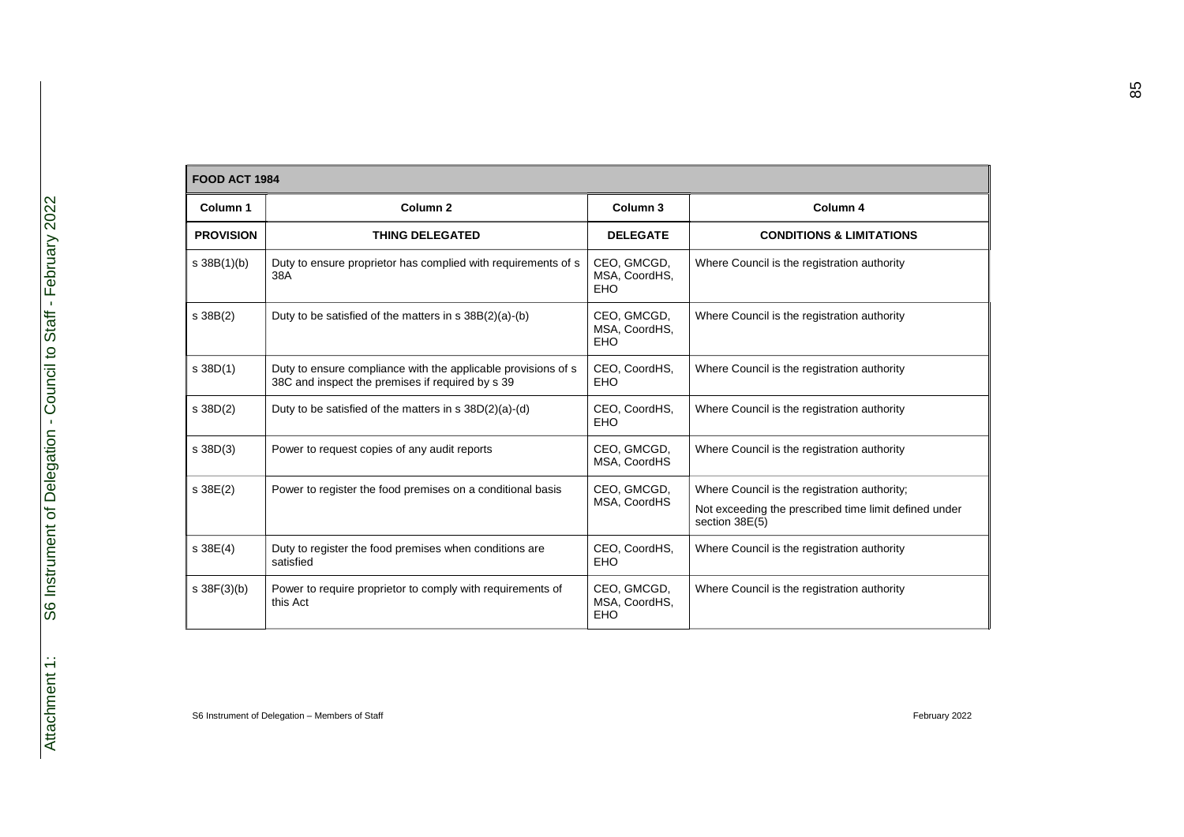| FOOD ACT 1984 | | | |
|---|---|---|---|
| **Column 1** | **Column 2** | **Column 3** | **Column 4** |
| **PROVISION** | **THING DELEGATED** | **DELEGATE** | **CONDITIONS & LIMITATIONS** |
| s 38B(1)(b) | Duty to ensure proprietor has complied with requirements of s 38A | CEO, GMCGD, MSA, CoordHS, EHO | Where Council is the registration authority |
| s 38B(2) | Duty to be satisfied of the matters in s 38B(2)(a)-(b) | CEO, GMCGD, MSA, CoordHS, EHO | Where Council is the registration authority |
| s 38D(1) | Duty to ensure compliance with the applicable provisions of s 38C and inspect the premises if required by s 39 | CEO, CoordHS, EHO | Where Council is the registration authority |
| s 38D(2) | Duty to be satisfied of the matters in s 38D(2)(a)-(d) | CEO, CoordHS, EHO | Where Council is the registration authority |
| s 38D(3) | Power to request copies of any audit reports | CEO, GMCGD, MSA, CoordHS | Where Council is the registration authority |
| s 38E(2) | Power to register the food premises on a conditional basis | CEO, GMCGD, MSA, CoordHS | Where Council is the registration authority;<br>Not exceeding the prescribed time limit defined under section 38E(5) |
| s 38E(4) | Duty to register the food premises when conditions are satisfied | CEO, CoordHS, EHO | Where Council is the registration authority |
| s 38F(3)(b) | Power to require proprietor to comply with requirements of this Act | CEO, GMCGD, MSA, CoordHS, EHO | Where Council is the registration authority |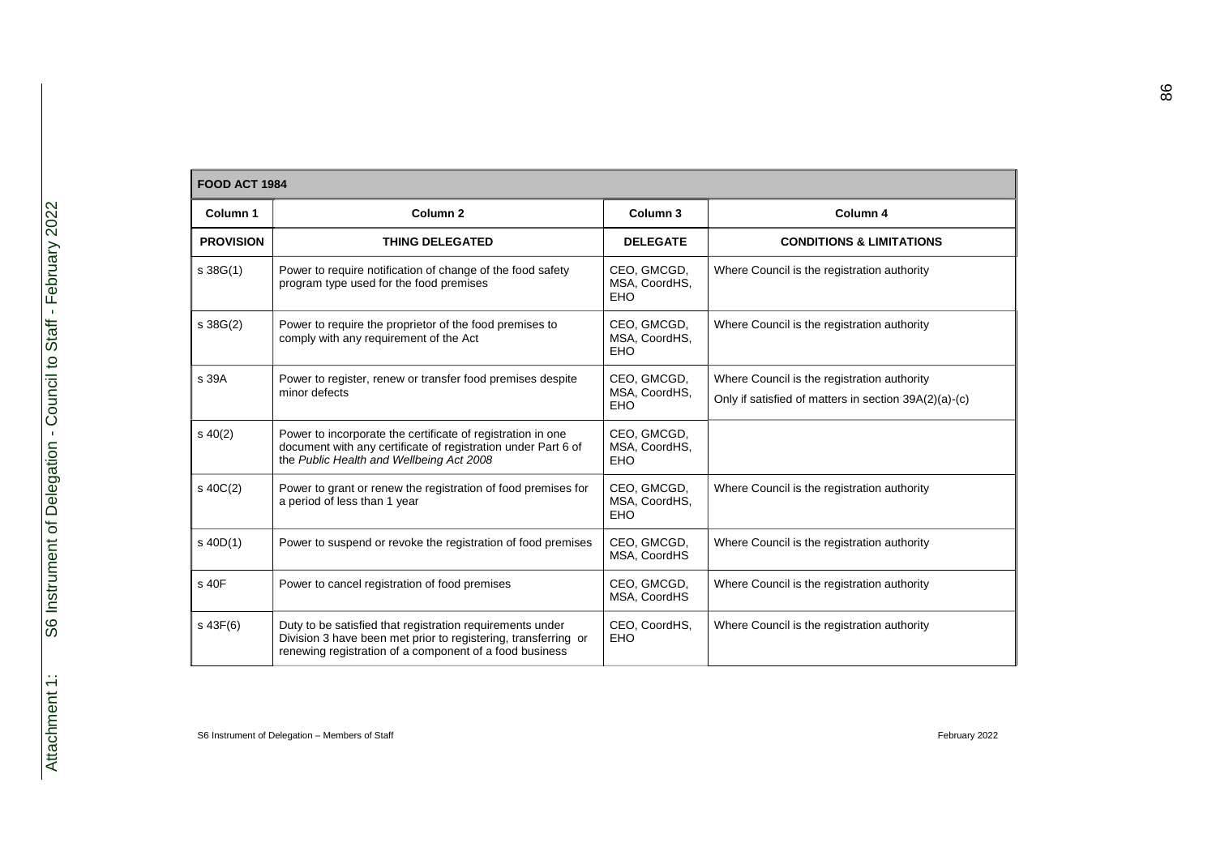| FOOD ACT 1984 | | | |
|---|---|---|---|
| **Column 1** | **Column 2** | **Column 3** | **Column 4** |
| **PROVISION** | **THING DELEGATED** | **DELEGATE** | **CONDITIONS & LIMITATIONS** |
| s 38G(1) | Power to require notification of change of the food safety program type used for the food premises | CEO, GMCGD, MSA, CoordHS, EHO | Where Council is the registration authority |
| s 38G(2) | Power to require the proprietor of the food premises to comply with any requirement of the Act | CEO, GMCGD, MSA, CoordHS, EHO | Where Council is the registration authority |
| s 39A | Power to register, renew or transfer food premises despite minor defects | CEO, GMCGD, MSA, CoordHS, EHO | Where Council is the registration authority<br>Only if satisfied of matters in section 39A(2)(a)-(c) |
| s 40(2) | Power to incorporate the certificate of registration in one document with any certificate of registration under Part 6 of the *Public Health and Wellbeing Act 2008* | CEO, GMCGD, MSA, CoordHS, EHO | |
| s 40C(2) | Power to grant or renew the registration of food premises for a period of less than 1 year | CEO, GMCGD, MSA, CoordHS, EHO | Where Council is the registration authority |
| s 40D(1) | Power to suspend or revoke the registration of food premises | CEO, GMCGD, MSA, CoordHS | Where Council is the registration authority |
| s 40F | Power to cancel registration of food premises | CEO, GMCGD, MSA, CoordHS | Where Council is the registration authority |
| s 43F(6) | Duty to be satisfied that registration requirements under Division 3 have been met prior to registering, transferring or renewing registration of a component of a food business | CEO, CoordHS, EHO | Where Council is the registration authority |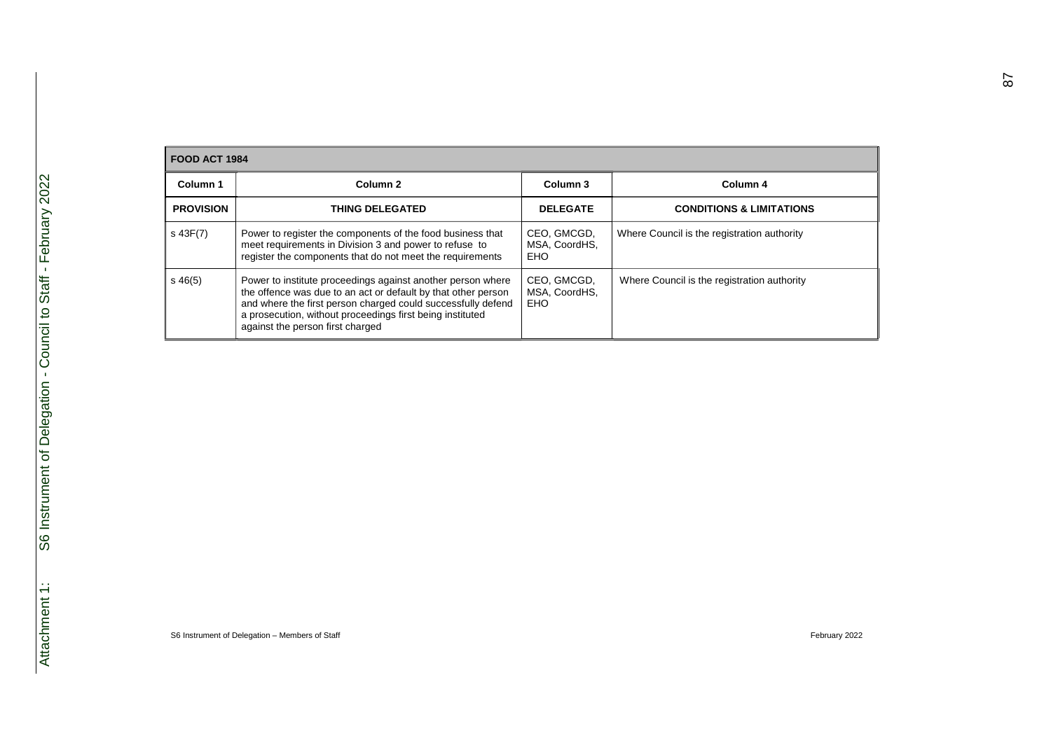| FOOD ACT 1984 | | | |
|---|---|---|---|
| **Column 1** | **Column 2** | **Column 3** | **Column 4** |
| **PROVISION** | **THING DELEGATED** | **DELEGATE** | **CONDITIONS & LIMITATIONS** |
| s 43F(7) | Power to register the components of the food business that meet requirements in Division 3 and power to refuse to register the components that do not meet the requirements | CEO, GMCGD, MSA, CoordHS, EHO | Where Council is the registration authority |
| s 46(5) | Power to institute proceedings against another person where the offence was due to an act or default by that other person and where the first person charged could successfully defend a prosecution, without proceedings first being instituted against the person first charged | CEO, GMCGD, MSA, CoordHS, EHO | Where Council is the registration authority |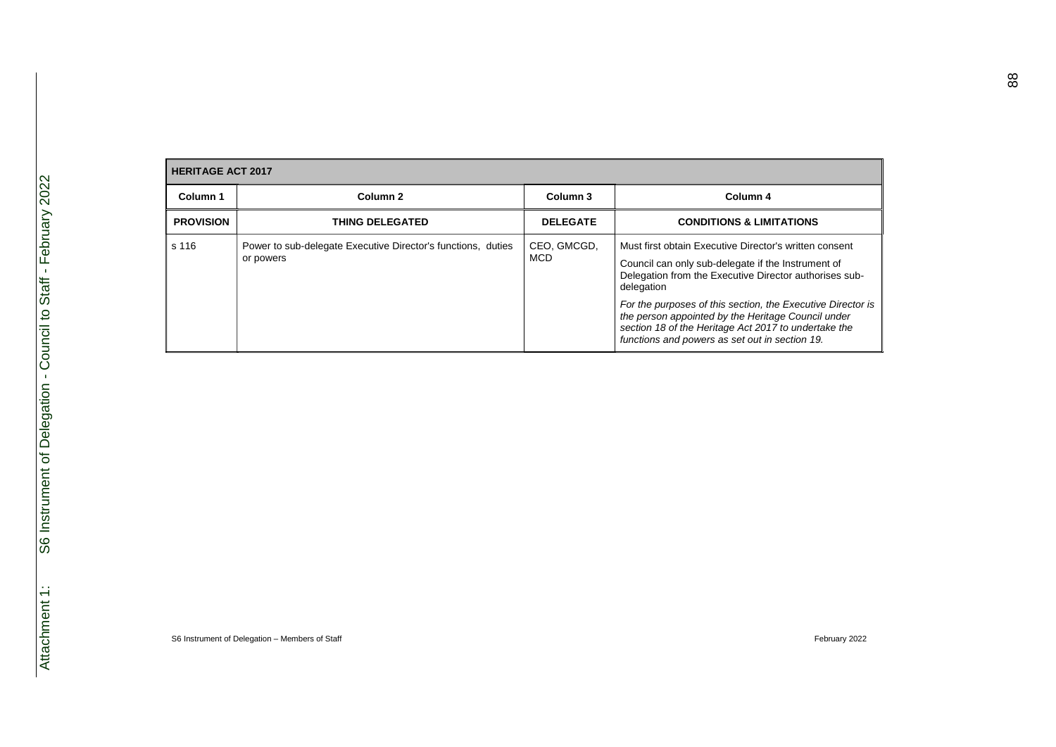| HERITAGE ACT 2017 | | | |
|---|---|---|---|
| Column 1 | Column 2 | Column 3 | Column 4 |
| **PROVISION** | **THING DELEGATED** | **DELEGATE** | **CONDITIONS & LIMITATIONS** |
| s 116 | Power to sub-delegate Executive Director's functions, duties or powers | CEO, GMCGD, MCD | Must first obtain Executive Director's written consent<br><br>Council can only sub-delegate if the Instrument of Delegation from the Executive Director authorises sub-delegation<br><br>*For the purposes of this section, the Executive Director is the person appointed by the Heritage Council under section 18 of the Heritage Act 2017 to undertake the functions and powers as set out in section 19.* |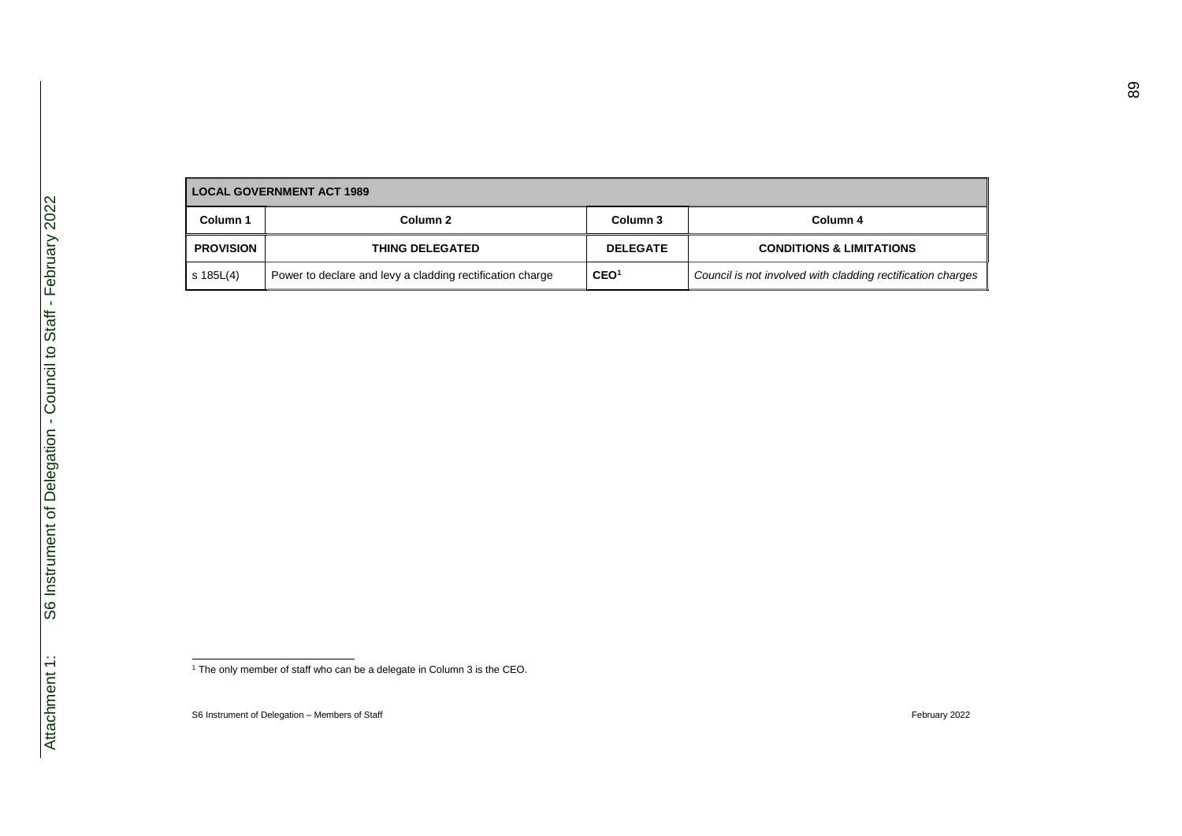| LOCAL GOVERNMENT ACT 1989 | | | |
|---|---|---|---|
| Column 1 | Column 2 | Column 3 | Column 4 |
| **PROVISION** | **THING DELEGATED** | **DELEGATE** | **CONDITIONS & LIMITATIONS** |
| s 185L(4) | Power to declare and levy a cladding rectification charge | **CEO**[1] | *Council is not involved with cladding rectification charges* |

[1] The only member of staff who can be a delegate in Column 3 is the CEO.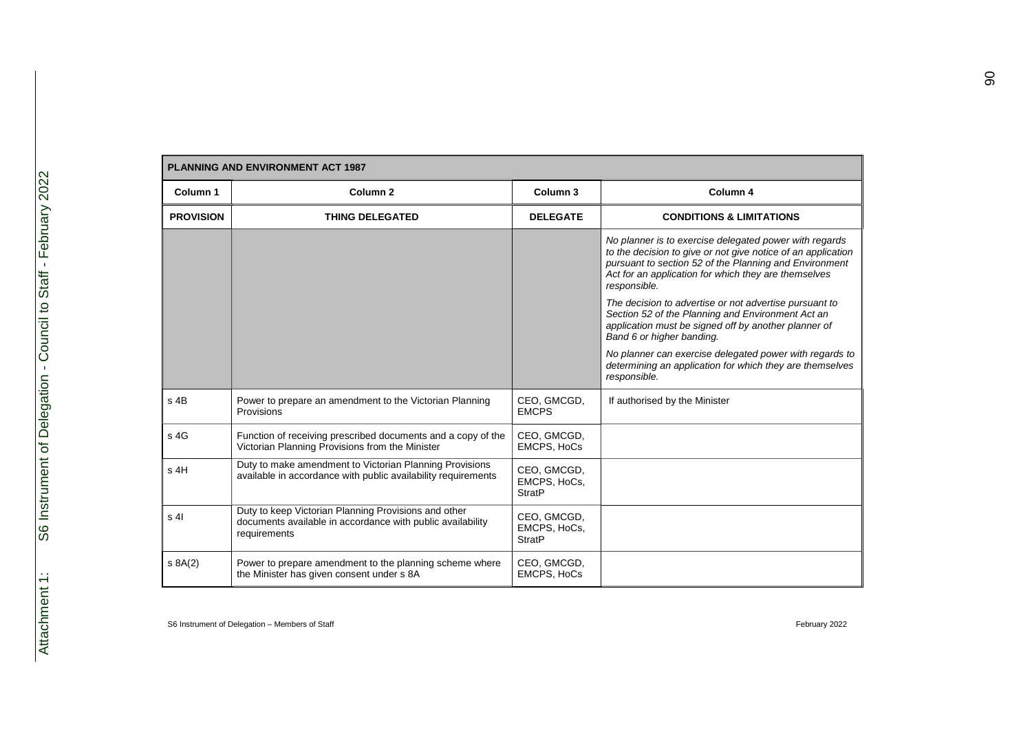| PLANNING AND ENVIRONMENT ACT 1987 | | | |
|---|---|---|---|
| Column 1 | Column 2 | Column 3 | Column 4 |
| **PROVISION** | **THING DELEGATED** | **DELEGATE** | **CONDITIONS & LIMITATIONS** |
| | | | *No planner is to exercise delegated power with regards to the decision to give or not give notice of an application pursuant to section 52 of the Planning and Environment Act for an application for which they are themselves responsible.* *The decision to advertise or not advertise pursuant to Section 52 of the Planning and Environment Act an application must be signed off by another planner of Band 6 or higher banding.* *No planner can exercise delegated power with regards to determining an application for which they are themselves responsible.* |
| s 4B | Power to prepare an amendment to the Victorian Planning Provisions | CEO, GMCGD, EMCPS | If authorised by the Minister |
| s 4G | Function of receiving prescribed documents and a copy of the Victorian Planning Provisions from the Minister | CEO, GMCGD, EMCPS, HoCs | |
| s 4H | Duty to make amendment to Victorian Planning Provisions available in accordance with public availability requirements | CEO, GMCGD, EMCPS, HoCs, StratP | |
| s 4I | Duty to keep Victorian Planning Provisions and other documents available in accordance with public availability requirements | CEO, GMCGD, EMCPS, HoCs, StratP | |
| s 8A(2) | Power to prepare amendment to the planning scheme where the Minister has given consent under s 8A | CEO, GMCGD, EMCPS, HoCs | |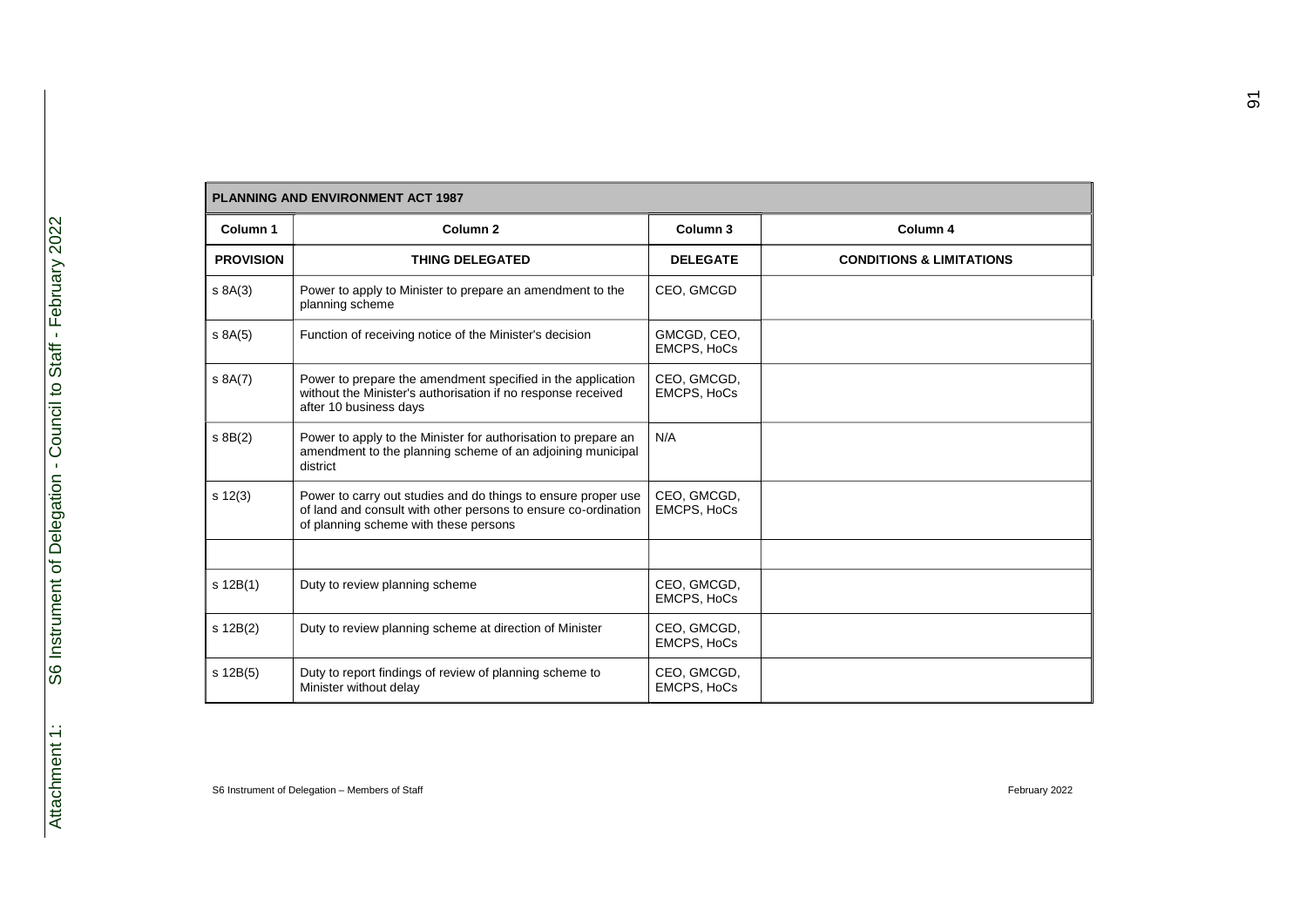| PLANNING AND ENVIRONMENT ACT 1987 | | | |
|---|---|---|---|
| **Column 1** | **Column 2** | **Column 3** | **Column 4** |
| **PROVISION** | **THING DELEGATED** | **DELEGATE** | **CONDITIONS & LIMITATIONS** |
| s 8A(3) | Power to apply to Minister to prepare an amendment to the planning scheme | CEO, GMCGD | |
| s 8A(5) | Function of receiving notice of the Minister's decision | GMCGD, CEO, EMCPS, HoCs | |
| s 8A(7) | Power to prepare the amendment specified in the application without the Minister's authorisation if no response received after 10 business days | CEO, GMCGD, EMCPS, HoCs | |
| s 8B(2) | Power to apply to the Minister for authorisation to prepare an amendment to the planning scheme of an adjoining municipal district | N/A | |
| s 12(3) | Power to carry out studies and do things to ensure proper use of land and consult with other persons to ensure co-ordination of planning scheme with these persons | CEO, GMCGD, EMCPS, HoCs | |
| | | | |
| s 12B(1) | Duty to review planning scheme | CEO, GMCGD, EMCPS, HoCs | |
| s 12B(2) | Duty to review planning scheme at direction of Minister | CEO, GMCGD, EMCPS, HoCs | |
| s 12B(5) | Duty to report findings of review of planning scheme to Minister without delay | CEO, GMCGD, EMCPS, HoCs | |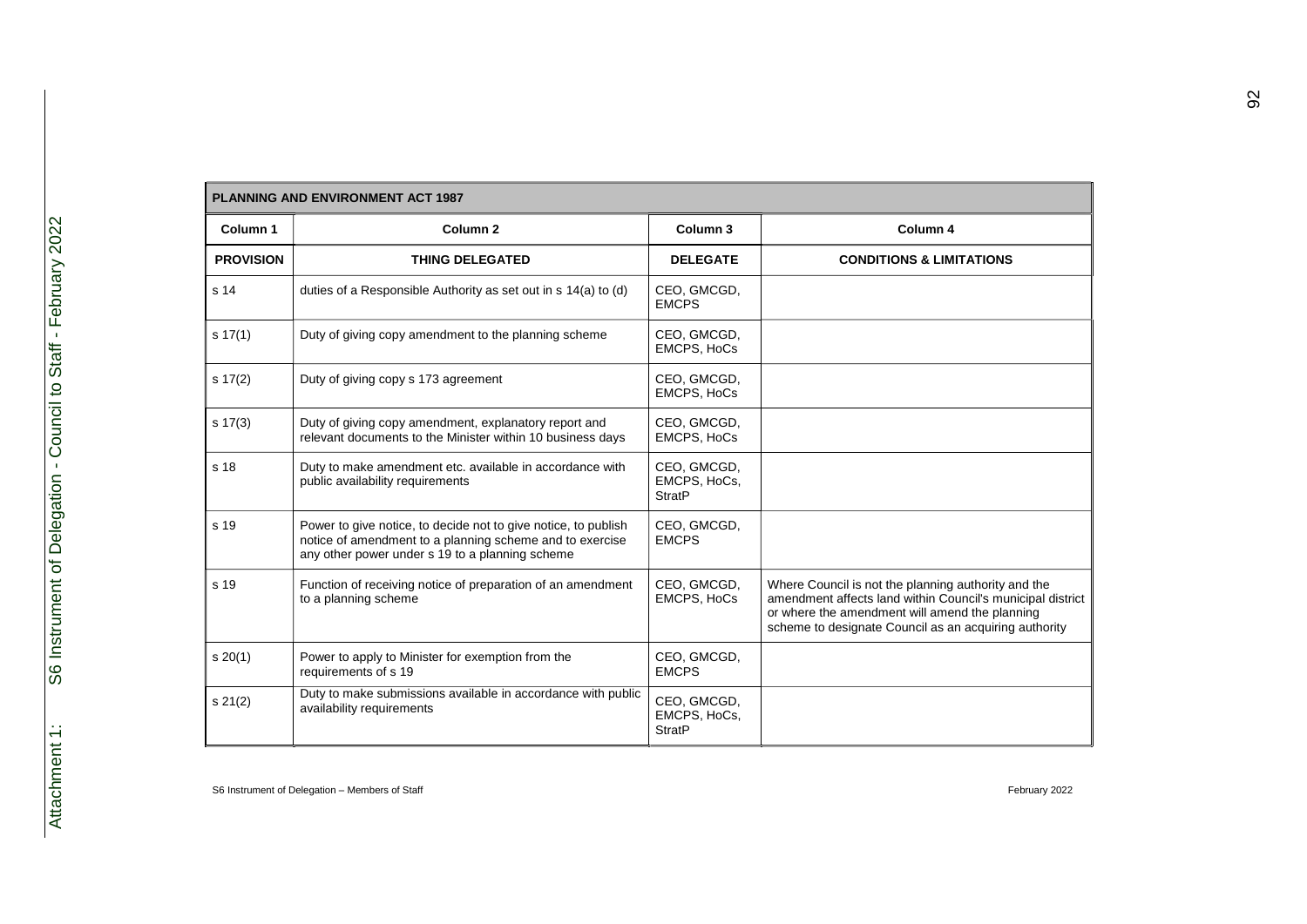| PLANNING AND ENVIRONMENT ACT 1987 | | | |
|---|---|---|---|
| **Column 1** | **Column 2** | **Column 3** | **Column 4** |
| **PROVISION** | **THING DELEGATED** | **DELEGATE** | **CONDITIONS & LIMITATIONS** |
| s 14 | duties of a Responsible Authority as set out in s 14(a) to (d) | CEO, GMCGD, EMCPS | |
| s 17(1) | Duty of giving copy amendment to the planning scheme | CEO, GMCGD, EMCPS, HoCs | |
| s 17(2) | Duty of giving copy s 173 agreement | CEO, GMCGD, EMCPS, HoCs | |
| s 17(3) | Duty of giving copy amendment, explanatory report and relevant documents to the Minister within 10 business days | CEO, GMCGD, EMCPS, HoCs | |
| s 18 | Duty to make amendment etc. available in accordance with public availability requirements | CEO, GMCGD, EMCPS, HoCs, StratP | |
| s 19 | Power to give notice, to decide not to give notice, to publish notice of amendment to a planning scheme and to exercise any other power under s 19 to a planning scheme | CEO, GMCGD, EMCPS | |
| s 19 | Function of receiving notice of preparation of an amendment to a planning scheme | CEO, GMCGD, EMCPS, HoCs | Where Council is not the planning authority and the amendment affects land within Council's municipal district or where the amendment will amend the planning scheme to designate Council as an acquiring authority |
| s 20(1) | Power to apply to Minister for exemption from the requirements of s 19 | CEO, GMCGD, EMCPS | |
| s 21(2) | Duty to make submissions available in accordance with public availability requirements | CEO, GMCGD, EMCPS, HoCs, StratP | |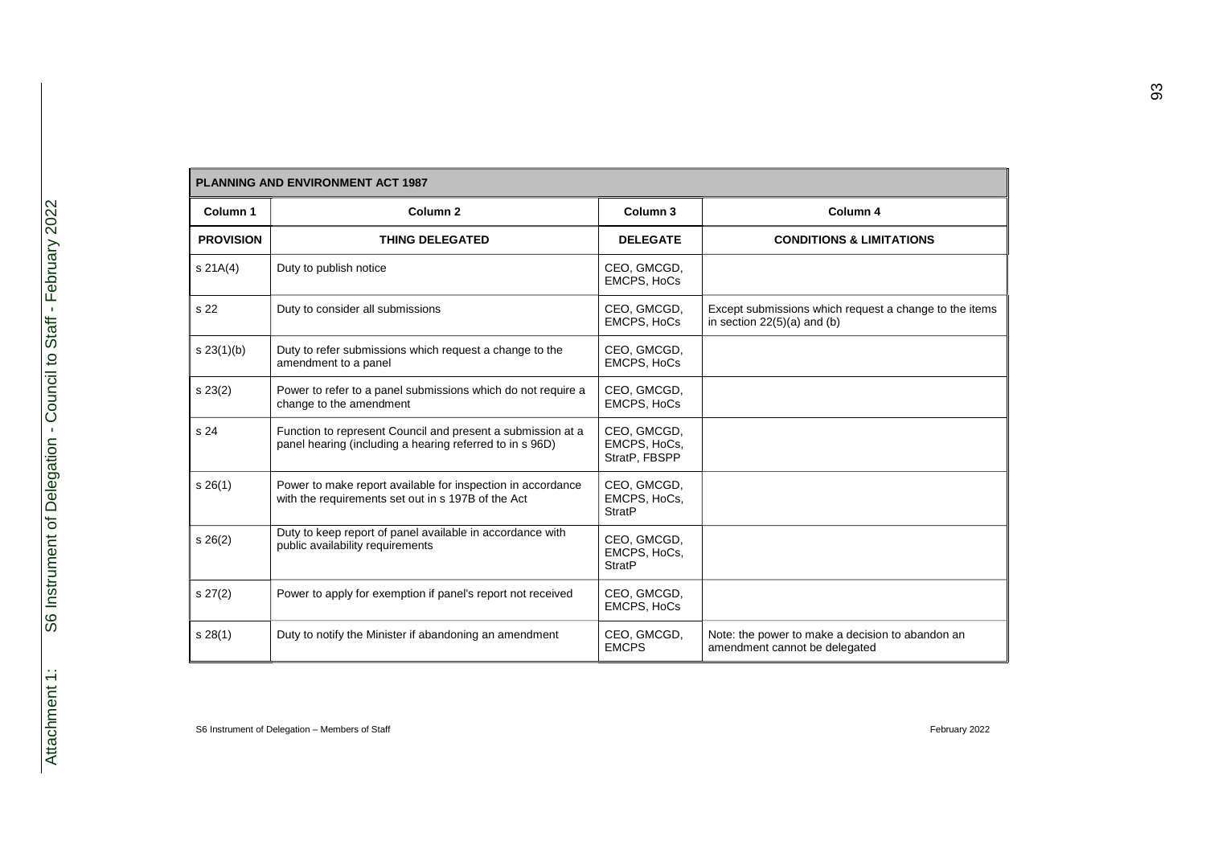| PLANNING AND ENVIRONMENT ACT 1987 | | | |
|---|---|---|---|
| **Column 1** | **Column 2** | **Column 3** | **Column 4** |
| **PROVISION** | **THING DELEGATED** | **DELEGATE** | **CONDITIONS & LIMITATIONS** |
| s 21A(4) | Duty to publish notice | CEO, GMCGD, EMCPS, HoCs | |
| s 22 | Duty to consider all submissions | CEO, GMCGD, EMCPS, HoCs | Except submissions which request a change to the items in section 22(5)(a) and (b) |
| s 23(1)(b) | Duty to refer submissions which request a change to the amendment to a panel | CEO, GMCGD, EMCPS, HoCs | |
| s 23(2) | Power to refer to a panel submissions which do not require a change to the amendment | CEO, GMCGD, EMCPS, HoCs | |
| s 24 | Function to represent Council and present a submission at a panel hearing (including a hearing referred to in s 96D) | CEO, GMCGD, EMCPS, HoCs, StratP, FBSPP | |
| s 26(1) | Power to make report available for inspection in accordance with the requirements set out in s 197B of the Act | CEO, GMCGD, EMCPS, HoCs, StratP | |
| s 26(2) | Duty to keep report of panel available in accordance with public availability requirements | CEO, GMCGD, EMCPS, HoCs, StratP | |
| s 27(2) | Power to apply for exemption if panel's report not received | CEO, GMCGD, EMCPS, HoCs | |
| s 28(1) | Duty to notify the Minister if abandoning an amendment | CEO, GMCGD, EMCPS | Note: the power to make a decision to abandon an amendment cannot be delegated |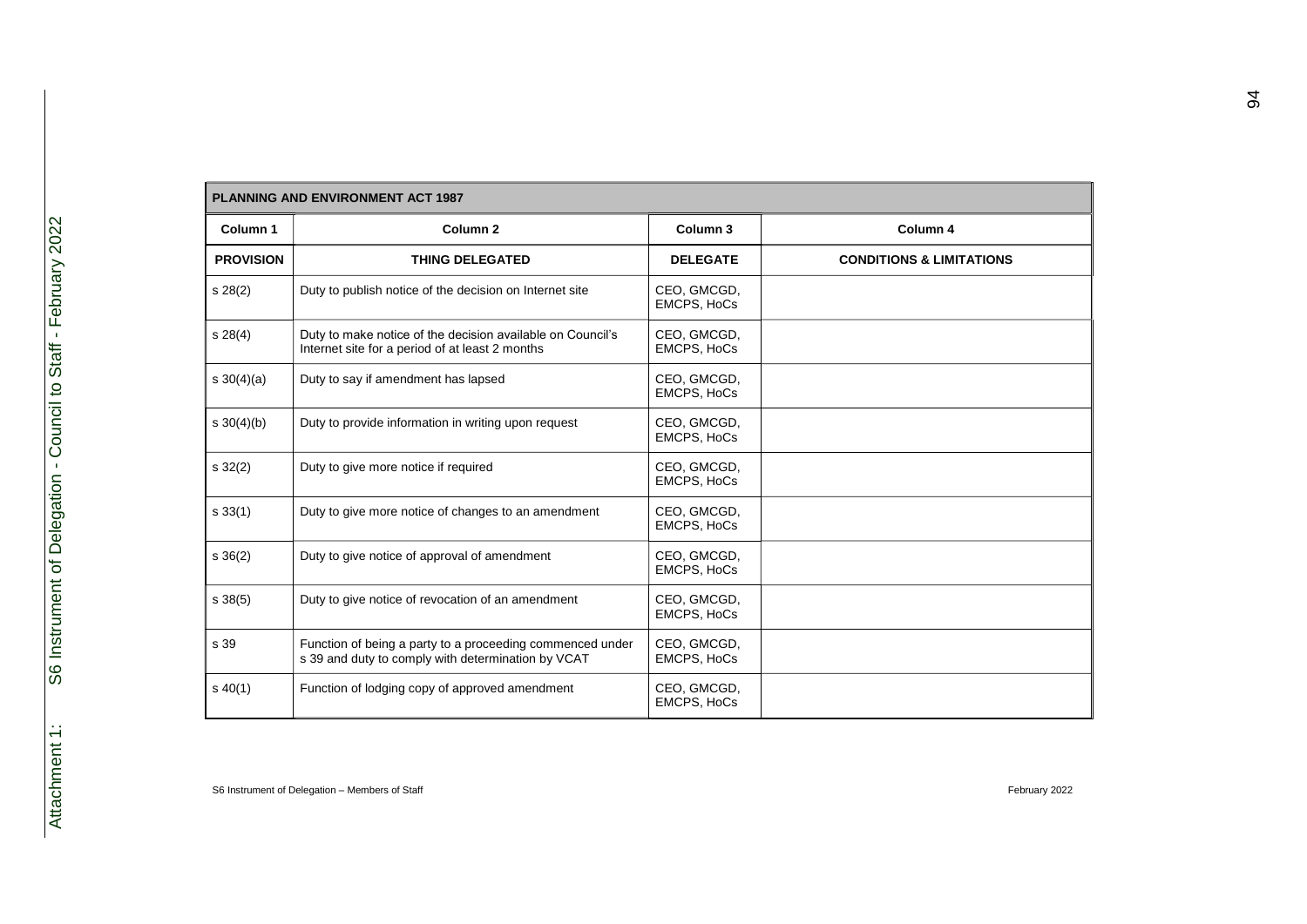| PLANNING AND ENVIRONMENT ACT 1987 | | | |
|---|---|---|---|
| **Column 1** | **Column 2** | **Column 3** | **Column 4** |
| **PROVISION** | **THING DELEGATED** | **DELEGATE** | **CONDITIONS & LIMITATIONS** |
| s 28(2) | Duty to publish notice of the decision on Internet site | CEO, GMCGD, EMCPS, HoCs | |
| s 28(4) | Duty to make notice of the decision available on Council's Internet site for a period of at least 2 months | CEO, GMCGD, EMCPS, HoCs | |
| s 30(4)(a) | Duty to say if amendment has lapsed | CEO, GMCGD, EMCPS, HoCs | |
| s 30(4)(b) | Duty to provide information in writing upon request | CEO, GMCGD, EMCPS, HoCs | |
| s 32(2) | Duty to give more notice if required | CEO, GMCGD, EMCPS, HoCs | |
| s 33(1) | Duty to give more notice of changes to an amendment | CEO, GMCGD, EMCPS, HoCs | |
| s 36(2) | Duty to give notice of approval of amendment | CEO, GMCGD, EMCPS, HoCs | |
| s 38(5) | Duty to give notice of revocation of an amendment | CEO, GMCGD, EMCPS, HoCs | |
| s 39 | Function of being a party to a proceeding commenced under s 39 and duty to comply with determination by VCAT | CEO, GMCGD, EMCPS, HoCs | |
| s 40(1) | Function of lodging copy of approved amendment | CEO, GMCGD, EMCPS, HoCs | |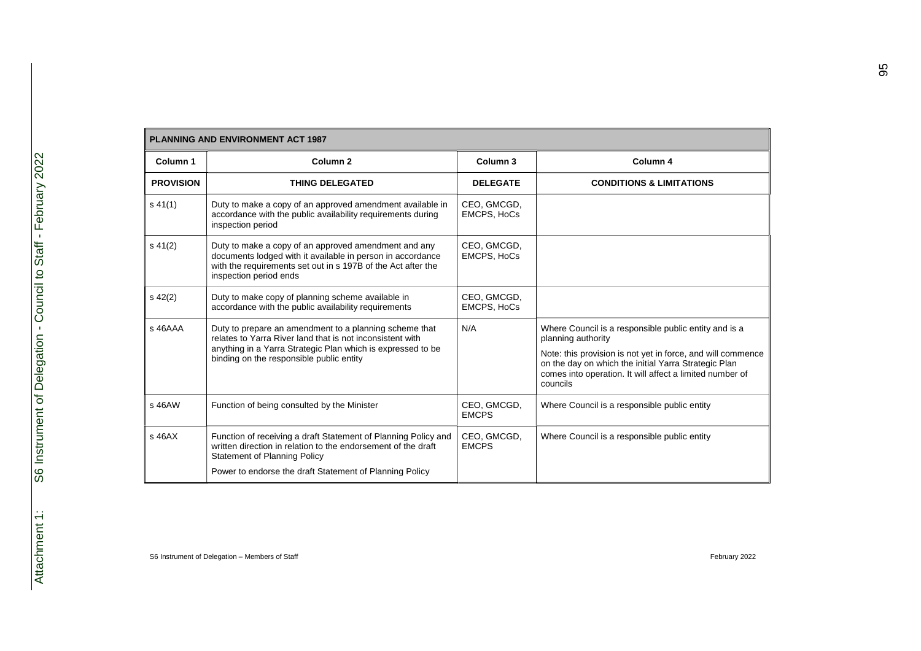| PLANNING AND ENVIRONMENT ACT 1987 | | | |
|---|---|---|---|
| **Column 1** | **Column 2** | **Column 3** | **Column 4** |
| **PROVISION** | **THING DELEGATED** | **DELEGATE** | **CONDITIONS & LIMITATIONS** |
| s 41(1) | Duty to make a copy of an approved amendment available in accordance with the public availability requirements during inspection period | CEO, GMCGD, EMCPS, HoCs | |
| s 41(2) | Duty to make a copy of an approved amendment and any documents lodged with it available in person in accordance with the requirements set out in s 197B of the Act after the inspection period ends | CEO, GMCGD, EMCPS, HoCs | |
| s 42(2) | Duty to make copy of planning scheme available in accordance with the public availability requirements | CEO, GMCGD, EMCPS, HoCs | |
| s 46AAA | Duty to prepare an amendment to a planning scheme that relates to Yarra River land that is not inconsistent with anything in a Yarra Strategic Plan which is expressed to be binding on the responsible public entity | N/A | Where Council is a responsible public entity and is a planning authority<br><br>Note: this provision is not yet in force, and will commence on the day on which the initial Yarra Strategic Plan comes into operation. It will affect a limited number of councils |
| s 46AW | Function of being consulted by the Minister | CEO, GMCGD, EMCPS | Where Council is a responsible public entity |
| s 46AX | Function of receiving a draft Statement of Planning Policy and written direction in relation to the endorsement of the draft Statement of Planning Policy<br><br>Power to endorse the draft Statement of Planning Policy | CEO, GMCGD, EMCPS | Where Council is a responsible public entity |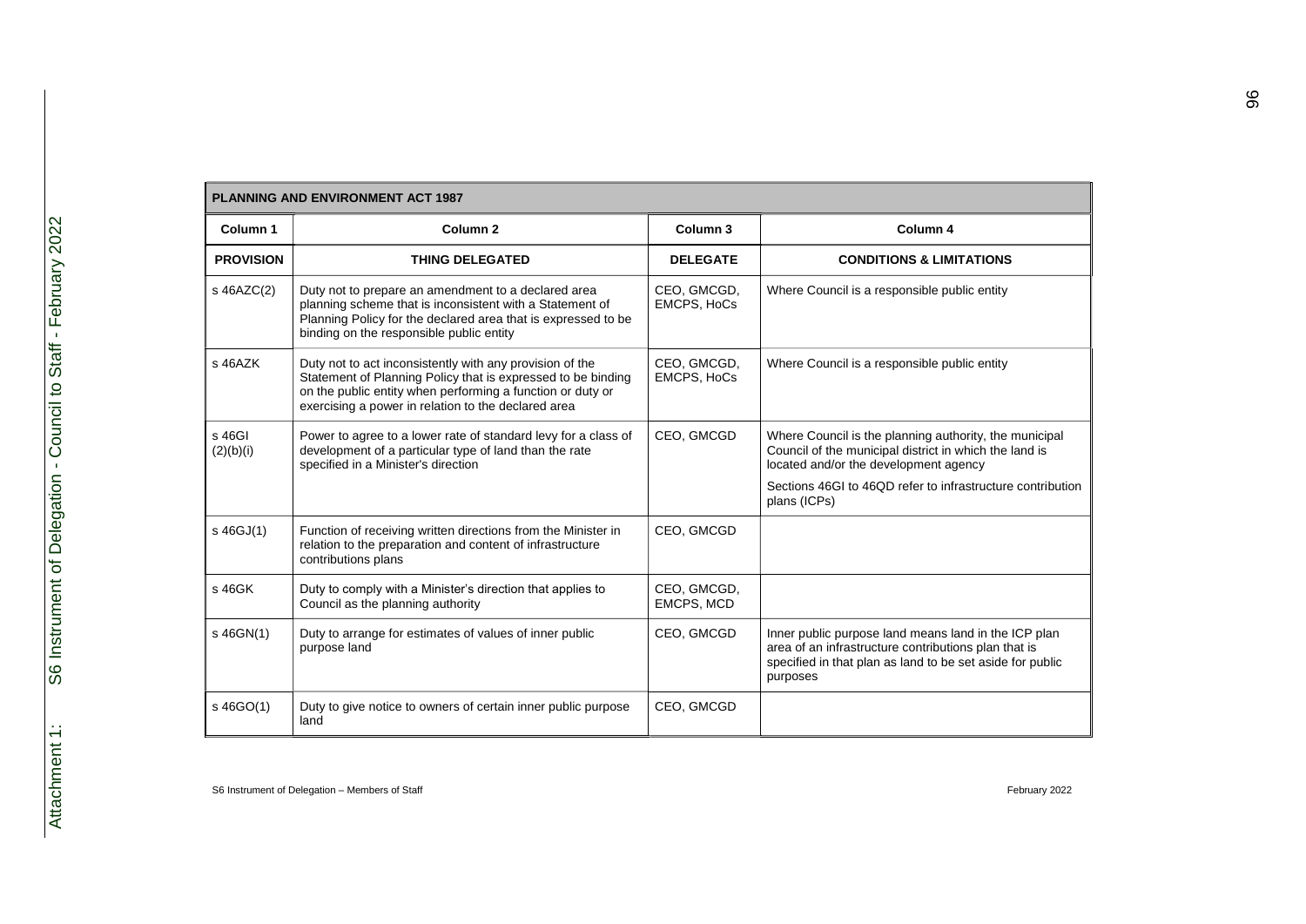| PLANNING AND ENVIRONMENT ACT 1987 | | | |
|---|---|---|---|
| **Column 1** | **Column 2** | **Column 3** | **Column 4** |
| **PROVISION** | **THING DELEGATED** | **DELEGATE** | **CONDITIONS & LIMITATIONS** |
| s 46AZC(2) | Duty not to prepare an amendment to a declared area planning scheme that is inconsistent with a Statement of Planning Policy for the declared area that is expressed to be binding on the responsible public entity | CEO, GMCGD, EMCPS, HoCs | Where Council is a responsible public entity |
| s 46AZK | Duty not to act inconsistently with any provision of the Statement of Planning Policy that is expressed to be binding on the public entity when performing a function or duty or exercising a power in relation to the declared area | CEO, GMCGD, EMCPS, HoCs | Where Council is a responsible public entity |
| s 46GI (2)(b)(i) | Power to agree to a lower rate of standard levy for a class of development of a particular type of land than the rate specified in a Minister's direction | CEO, GMCGD | Where Council is the planning authority, the municipal Council of the municipal district in which the land is located and/or the development agency<br><br>Sections 46GI to 46QD refer to infrastructure contribution plans (ICPs) |
| s 46GJ(1) | Function of receiving written directions from the Minister in relation to the preparation and content of infrastructure contributions plans | CEO, GMCGD | |
| s 46GK | Duty to comply with a Minister's direction that applies to Council as the planning authority | CEO, GMCGD, EMCPS, MCD | |
| s 46GN(1) | Duty to arrange for estimates of values of inner public purpose land | CEO, GMCGD | Inner public purpose land means land in the ICP plan area of an infrastructure contributions plan that is specified in that plan as land to be set aside for public purposes |
| s 46GO(1) | Duty to give notice to owners of certain inner public purpose land | CEO, GMCGD | |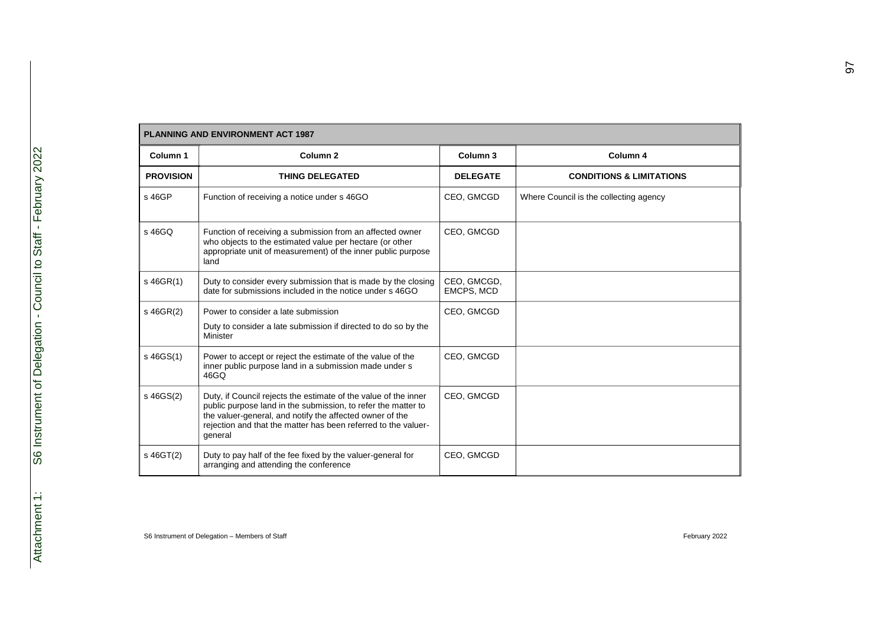| PLANNING AND ENVIRONMENT ACT 1987 | | | |
|---|---|---|---|
| **Column 1** | **Column 2** | **Column 3** | **Column 4** |
| **PROVISION** | **THING DELEGATED** | **DELEGATE** | **CONDITIONS & LIMITATIONS** |
| s 46GP | Function of receiving a notice under s 46GO | CEO, GMCGD | Where Council is the collecting agency |
| s 46GQ | Function of receiving a submission from an affected owner who objects to the estimated value per hectare (or other appropriate unit of measurement) of the inner public purpose land | CEO, GMCGD | |
| s 46GR(1) | Duty to consider every submission that is made by the closing date for submissions included in the notice under s 46GO | CEO, GMCGD, EMCPS, MCD | |
| s 46GR(2) | Power to consider a late submission<br><br>Duty to consider a late submission if directed to do so by the Minister | CEO, GMCGD | |
| s 46GS(1) | Power to accept or reject the estimate of the value of the inner public purpose land in a submission made under s 46GQ | CEO, GMCGD | |
| s 46GS(2) | Duty, if Council rejects the estimate of the value of the inner public purpose land in the submission, to refer the matter to the valuer-general, and notify the affected owner of the rejection and that the matter has been referred to the valuer-general | CEO, GMCGD | |
| s 46GT(2) | Duty to pay half of the fee fixed by the valuer-general for arranging and attending the conference | CEO, GMCGD | |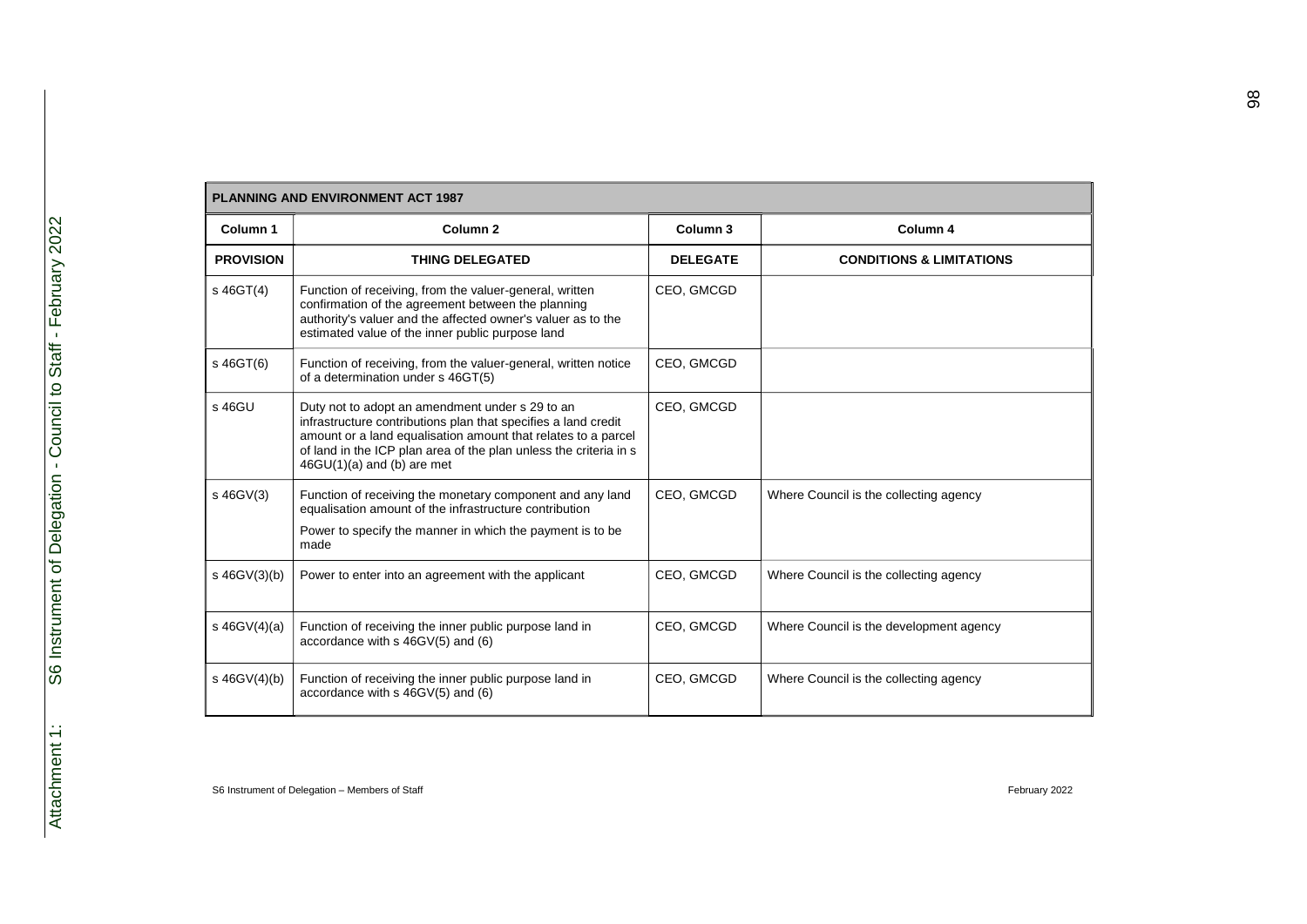| PLANNING AND ENVIRONMENT ACT 1987 | | | |
|---|---|---|---|
| **Column 1** | **Column 2** | **Column 3** | **Column 4** |
| **PROVISION** | **THING DELEGATED** | **DELEGATE** | **CONDITIONS & LIMITATIONS** |
| s 46GT(4) | Function of receiving, from the valuer-general, written confirmation of the agreement between the planning authority's valuer and the affected owner's valuer as to the estimated value of the inner public purpose land | CEO, GMCGD | |
| s 46GT(6) | Function of receiving, from the valuer-general, written notice of a determination under s 46GT(5) | CEO, GMCGD | |
| s 46GU | Duty not to adopt an amendment under s 29 to an infrastructure contributions plan that specifies a land credit amount or a land equalisation amount that relates to a parcel of land in the ICP plan area of the plan unless the criteria in s 46GU(1)(a) and (b) are met | CEO, GMCGD | |
| s 46GV(3) | Function of receiving the monetary component and any land equalisation amount of the infrastructure contribution<br><br>Power to specify the manner in which the payment is to be made | CEO, GMCGD | Where Council is the collecting agency |
| s 46GV(3)(b) | Power to enter into an agreement with the applicant | CEO, GMCGD | Where Council is the collecting agency |
| s 46GV(4)(a) | Function of receiving the inner public purpose land in accordance with s 46GV(5) and (6) | CEO, GMCGD | Where Council is the development agency |
| s 46GV(4)(b) | Function of receiving the inner public purpose land in accordance with s 46GV(5) and (6) | CEO, GMCGD | Where Council is the collecting agency |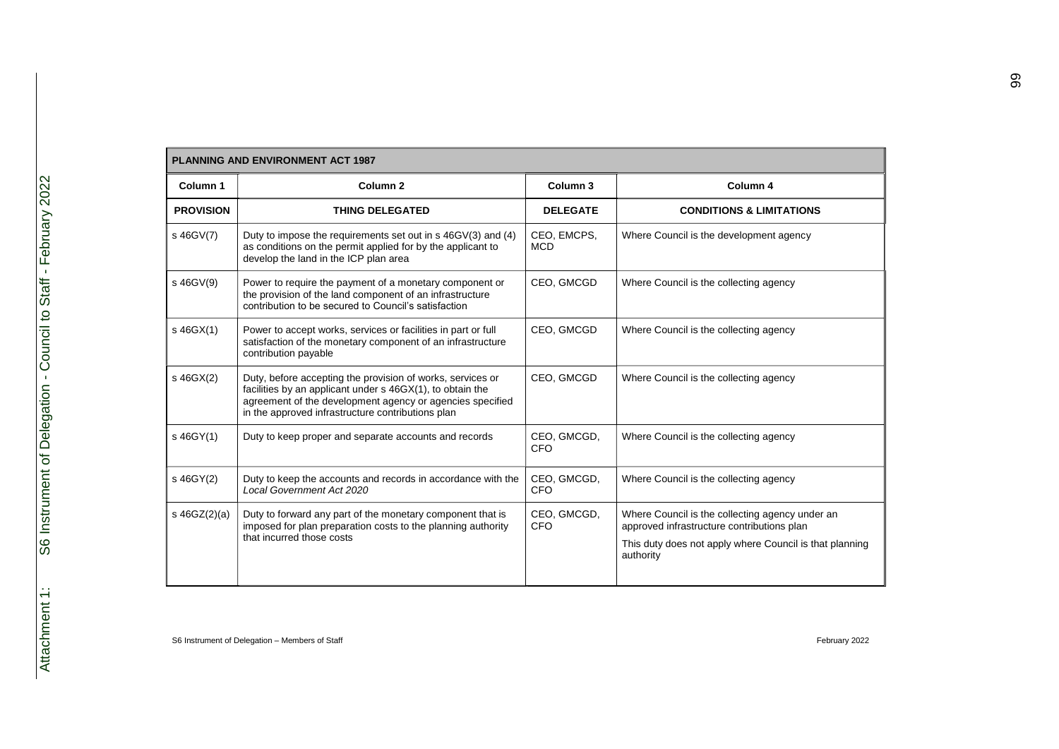| PLANNING AND ENVIRONMENT ACT 1987 | | | |
|---|---|---|---|
| **Column 1** | **Column 2** | **Column 3** | **Column 4** |
| **PROVISION** | **THING DELEGATED** | **DELEGATE** | **CONDITIONS & LIMITATIONS** |
| s 46GV(7) | Duty to impose the requirements set out in s 46GV(3) and (4) as conditions on the permit applied for by the applicant to develop the land in the ICP plan area | CEO, EMCPS, MCD | Where Council is the development agency |
| s 46GV(9) | Power to require the payment of a monetary component or the provision of the land component of an infrastructure contribution to be secured to Council's satisfaction | CEO, GMCGD | Where Council is the collecting agency |
| s 46GX(1) | Power to accept works, services or facilities in part or full satisfaction of the monetary component of an infrastructure contribution payable | CEO, GMCGD | Where Council is the collecting agency |
| s 46GX(2) | Duty, before accepting the provision of works, services or facilities by an applicant under s 46GX(1), to obtain the agreement of the development agency or agencies specified in the approved infrastructure contributions plan | CEO, GMCGD | Where Council is the collecting agency |
| s 46GY(1) | Duty to keep proper and separate accounts and records | CEO, GMCGD, CFO | Where Council is the collecting agency |
| s 46GY(2) | Duty to keep the accounts and records in accordance with the *Local Government Act 2020* | CEO, GMCGD, CFO | Where Council is the collecting agency |
| s 46GZ(2)(a) | Duty to forward any part of the monetary component that is imposed for plan preparation costs to the planning authority that incurred those costs | CEO, GMCGD, CFO | Where Council is the collecting agency under an approved infrastructure contributions plan<br><br>This duty does not apply where Council is that planning authority |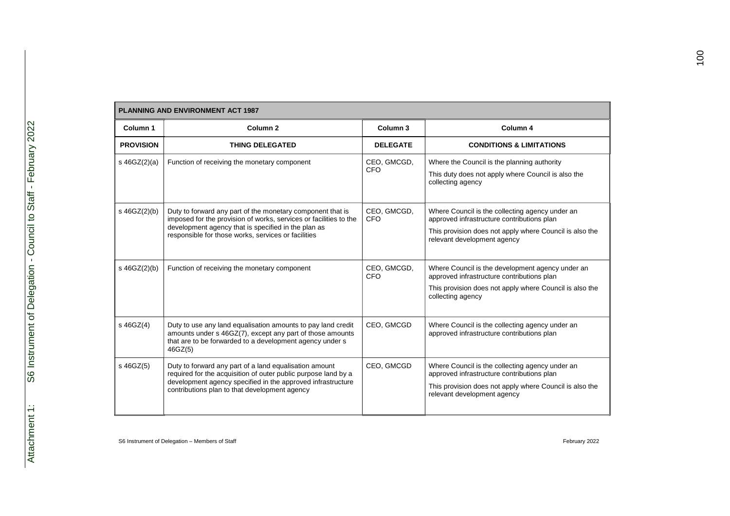| PLANNING AND ENVIRONMENT ACT 1987 | | | |
|---|---|---|---|
| **Column 1** | **Column 2** | **Column 3** | **Column 4** |
| **PROVISION** | **THING DELEGATED** | **DELEGATE** | **CONDITIONS & LIMITATIONS** |
| s 46GZ(2)(a) | Function of receiving the monetary component | CEO, GMCGD, CFO | Where the Council is the planning authority<br><br>This duty does not apply where Council is also the collecting agency |
| s 46GZ(2)(b) | Duty to forward any part of the monetary component that is imposed for the provision of works, services or facilities to the development agency that is specified in the plan as responsible for those works, services or facilities | CEO, GMCGD, CFO | Where Council is the collecting agency under an approved infrastructure contributions plan<br><br>This provision does not apply where Council is also the relevant development agency |
| s 46GZ(2)(b) | Function of receiving the monetary component | CEO, GMCGD, CFO | Where Council is the development agency under an approved infrastructure contributions plan<br><br>This provision does not apply where Council is also the collecting agency |
| s 46GZ(4) | Duty to use any land equalisation amounts to pay land credit amounts under s 46GZ(7), except any part of those amounts that are to be forwarded to a development agency under s 46GZ(5) | CEO, GMCGD | Where Council is the collecting agency under an approved infrastructure contributions plan |
| s 46GZ(5) | Duty to forward any part of a land equalisation amount required for the acquisition of outer public purpose land by a development agency specified in the approved infrastructure contributions plan to that development agency | CEO, GMCGD | Where Council is the collecting agency under an approved infrastructure contributions plan<br><br>This provision does not apply where Council is also the relevant development agency |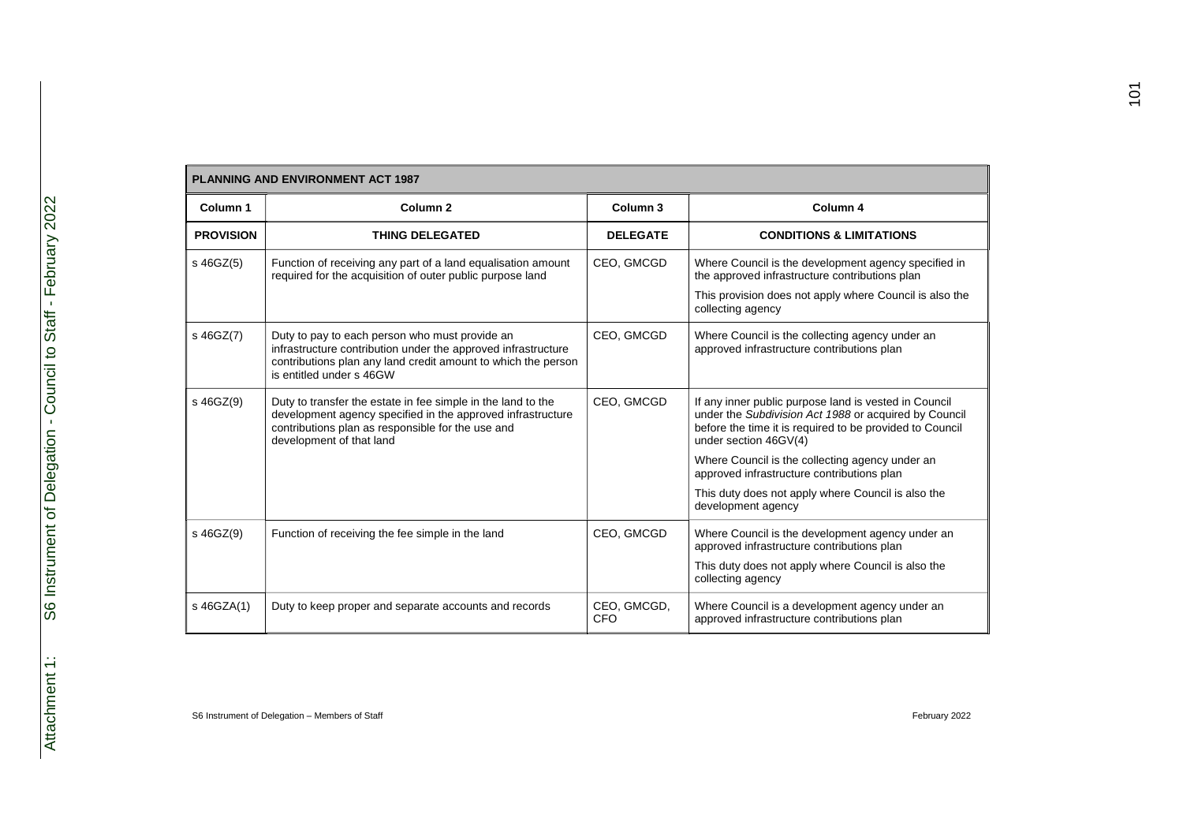| PLANNING AND ENVIRONMENT ACT 1987 | | | |
|---|---|---|---|
| **Column 1** | **Column 2** | **Column 3** | **Column 4** |
| **PROVISION** | **THING DELEGATED** | **DELEGATE** | **CONDITIONS & LIMITATIONS** |
| s 46GZ(5) | Function of receiving any part of a land equalisation amount required for the acquisition of outer public purpose land | CEO, GMCGD | Where Council is the development agency specified in the approved infrastructure contributions plan<br><br>This provision does not apply where Council is also the collecting agency |
| s 46GZ(7) | Duty to pay to each person who must provide an infrastructure contribution under the approved infrastructure contributions plan any land credit amount to which the person is entitled under s 46GW | CEO, GMCGD | Where Council is the collecting agency under an approved infrastructure contributions plan |
| s 46GZ(9) | Duty to transfer the estate in fee simple in the land to the development agency specified in the approved infrastructure contributions plan as responsible for the use and development of that land | CEO, GMCGD | If any inner public purpose land is vested in Council under the *Subdivision Act 1988* or acquired by Council before the time it is required to be provided to Council under section 46GV(4)<br><br>Where Council is the collecting agency under an approved infrastructure contributions plan<br><br>This duty does not apply where Council is also the development agency |
| s 46GZ(9) | Function of receiving the fee simple in the land | CEO, GMCGD | Where Council is the development agency under an approved infrastructure contributions plan<br><br>This duty does not apply where Council is also the collecting agency |
| s 46GZA(1) | Duty to keep proper and separate accounts and records | CEO, GMCGD, CFO | Where Council is a development agency under an approved infrastructure contributions plan |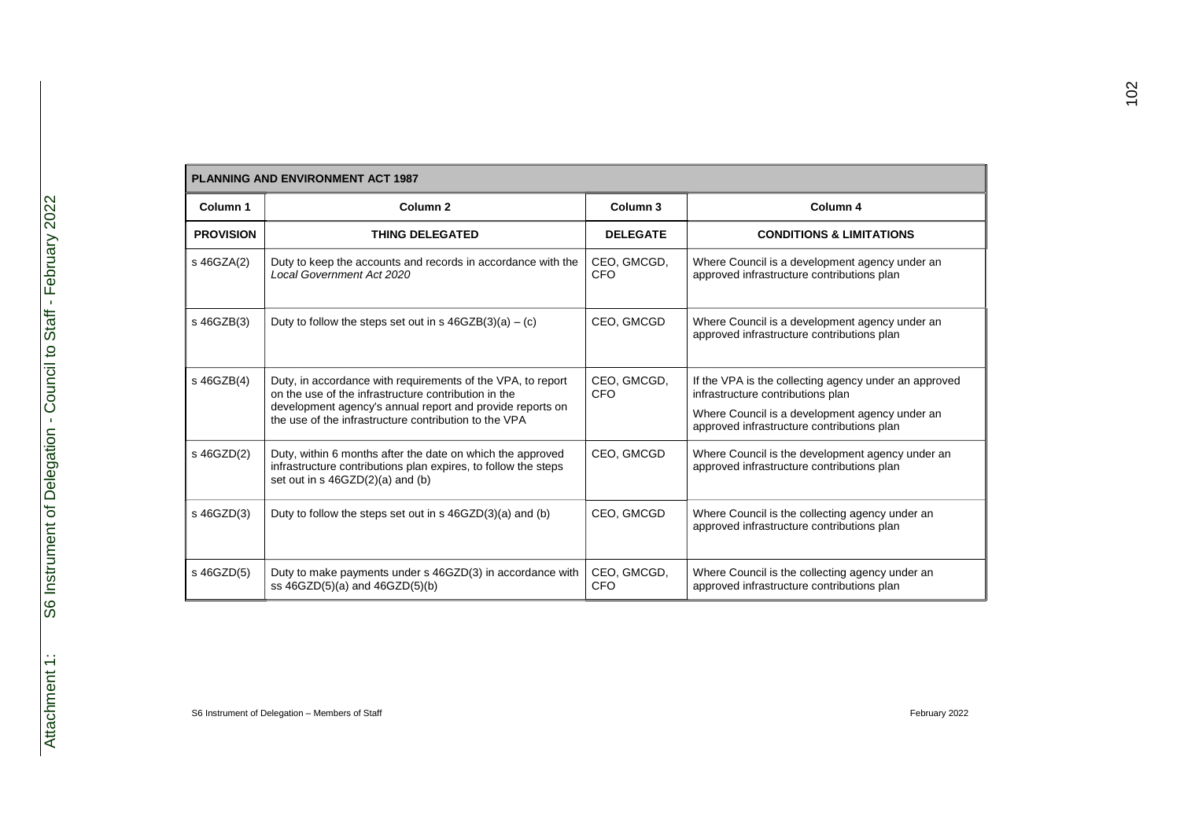| PLANNING AND ENVIRONMENT ACT 1987 | | | |
|---|---|---|---|
| **Column 1** | **Column 2** | **Column 3** | **Column 4** |
| **PROVISION** | **THING DELEGATED** | **DELEGATE** | **CONDITIONS & LIMITATIONS** |
| s 46GZA(2) | Duty to keep the accounts and records in accordance with the *Local Government Act 2020* | CEO, GMCGD, CFO | Where Council is a development agency under an approved infrastructure contributions plan |
| s 46GZB(3) | Duty to follow the steps set out in s 46GZB(3)(a) – (c) | CEO, GMCGD | Where Council is a development agency under an approved infrastructure contributions plan |
| s 46GZB(4) | Duty, in accordance with requirements of the VPA, to report on the use of the infrastructure contribution in the development agency's annual report and provide reports on the use of the infrastructure contribution to the VPA | CEO, GMCGD, CFO | If the VPA is the collecting agency under an approved infrastructure contributions plan<br><br>Where Council is a development agency under an approved infrastructure contributions plan |
| s 46GZD(2) | Duty, within 6 months after the date on which the approved infrastructure contributions plan expires, to follow the steps set out in s 46GZD(2)(a) and (b) | CEO, GMCGD | Where Council is the development agency under an approved infrastructure contributions plan |
| s 46GZD(3) | Duty to follow the steps set out in s 46GZD(3)(a) and (b) | CEO, GMCGD | Where Council is the collecting agency under an approved infrastructure contributions plan |
| s 46GZD(5) | Duty to make payments under s 46GZD(3) in accordance with ss 46GZD(5)(a) and 46GZD(5)(b) | CEO, GMCGD, CFO | Where Council is the collecting agency under an approved infrastructure contributions plan |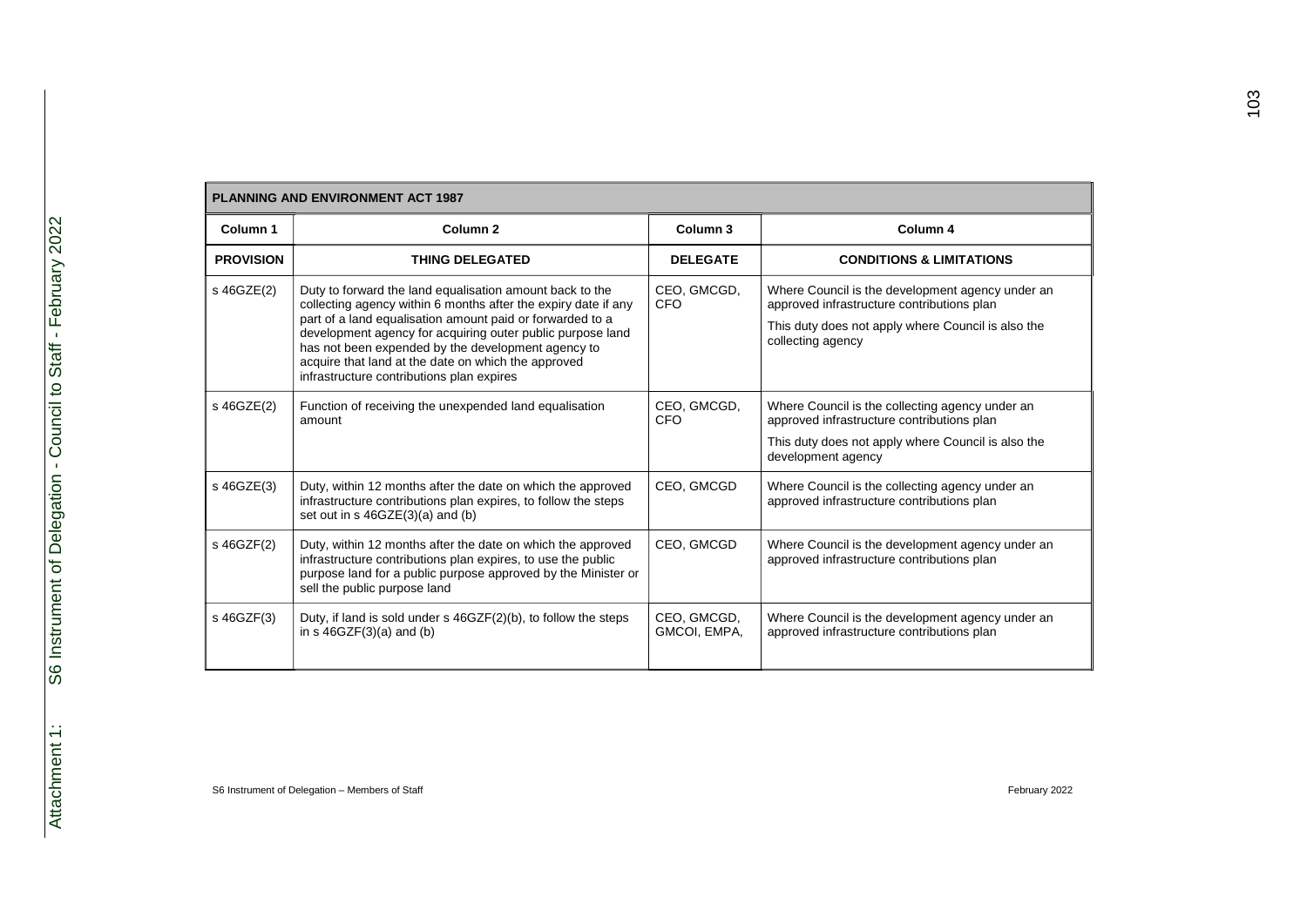| PLANNING AND ENVIRONMENT ACT 1987 | | | |
|---|---|---|---|
| **Column 1** | **Column 2** | **Column 3** | **Column 4** |
| **PROVISION** | **THING DELEGATED** | **DELEGATE** | **CONDITIONS & LIMITATIONS** |
| s 46GZE(2) | Duty to forward the land equalisation amount back to the collecting agency within 6 months after the expiry date if any part of a land equalisation amount paid or forwarded to a development agency for acquiring outer public purpose land has not been expended by the development agency to acquire that land at the date on which the approved infrastructure contributions plan expires | CEO, GMCGD, CFO | Where Council is the development agency under an approved infrastructure contributions plan<br><br>This duty does not apply where Council is also the collecting agency |
| s 46GZE(2) | Function of receiving the unexpended land equalisation amount | CEO, GMCGD, CFO | Where Council is the collecting agency under an approved infrastructure contributions plan<br><br>This duty does not apply where Council is also the development agency |
| s 46GZE(3) | Duty, within 12 months after the date on which the approved infrastructure contributions plan expires, to follow the steps set out in s 46GZE(3)(a) and (b) | CEO, GMCGD | Where Council is the collecting agency under an approved infrastructure contributions plan |
| s 46GZF(2) | Duty, within 12 months after the date on which the approved infrastructure contributions plan expires, to use the public purpose land for a public purpose approved by the Minister or sell the public purpose land | CEO, GMCGD | Where Council is the development agency under an approved infrastructure contributions plan |
| s 46GZF(3) | Duty, if land is sold under s 46GZF(2)(b), to follow the steps in s 46GZF(3)(a) and (b) | CEO, GMCGD, GMCOI, EMPA, | Where Council is the development agency under an approved infrastructure contributions plan |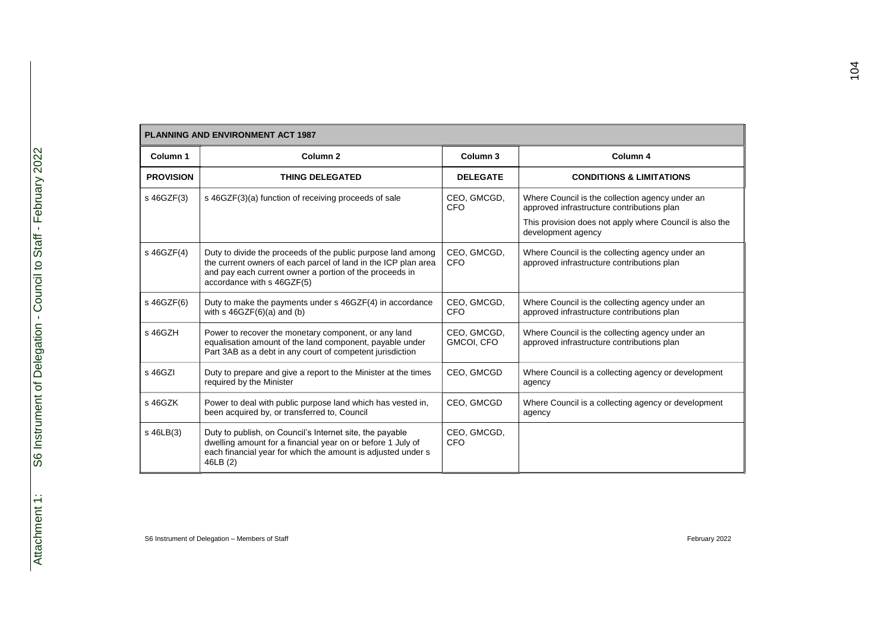| PLANNING AND ENVIRONMENT ACT 1987 | | | |
|---|---|---|---|
| **Column 1** | **Column 2** | **Column 3** | **Column 4** |
| **PROVISION** | **THING DELEGATED** | **DELEGATE** | **CONDITIONS & LIMITATIONS** |
| s 46GZF(3) | s 46GZF(3)(a) function of receiving proceeds of sale | CEO, GMCGD, CFO | Where Council is the collection agency under an approved infrastructure contributions plan<br><br>This provision does not apply where Council is also the development agency |
| s 46GZF(4) | Duty to divide the proceeds of the public purpose land among the current owners of each parcel of land in the ICP plan area and pay each current owner a portion of the proceeds in accordance with s 46GZF(5) | CEO, GMCGD, CFO | Where Council is the collecting agency under an approved infrastructure contributions plan |
| s 46GZF(6) | Duty to make the payments under s 46GZF(4) in accordance with s 46GZF(6)(a) and (b) | CEO, GMCGD, CFO | Where Council is the collecting agency under an approved infrastructure contributions plan |
| s 46GZH | Power to recover the monetary component, or any land equalisation amount of the land component, payable under Part 3AB as a debt in any court of competent jurisdiction | CEO, GMCGD, GMCOI, CFO | Where Council is the collecting agency under an approved infrastructure contributions plan |
| s 46GZI | Duty to prepare and give a report to the Minister at the times required by the Minister | CEO, GMCGD | Where Council is a collecting agency or development agency |
| s 46GZK | Power to deal with public purpose land which has vested in, been acquired by, or transferred to, Council | CEO, GMCGD | Where Council is a collecting agency or development agency |
| s 46LB(3) | Duty to publish, on Council's Internet site, the payable dwelling amount for a financial year on or before 1 July of each financial year for which the amount is adjusted under s 46LB (2) | CEO, GMCGD, CFO | |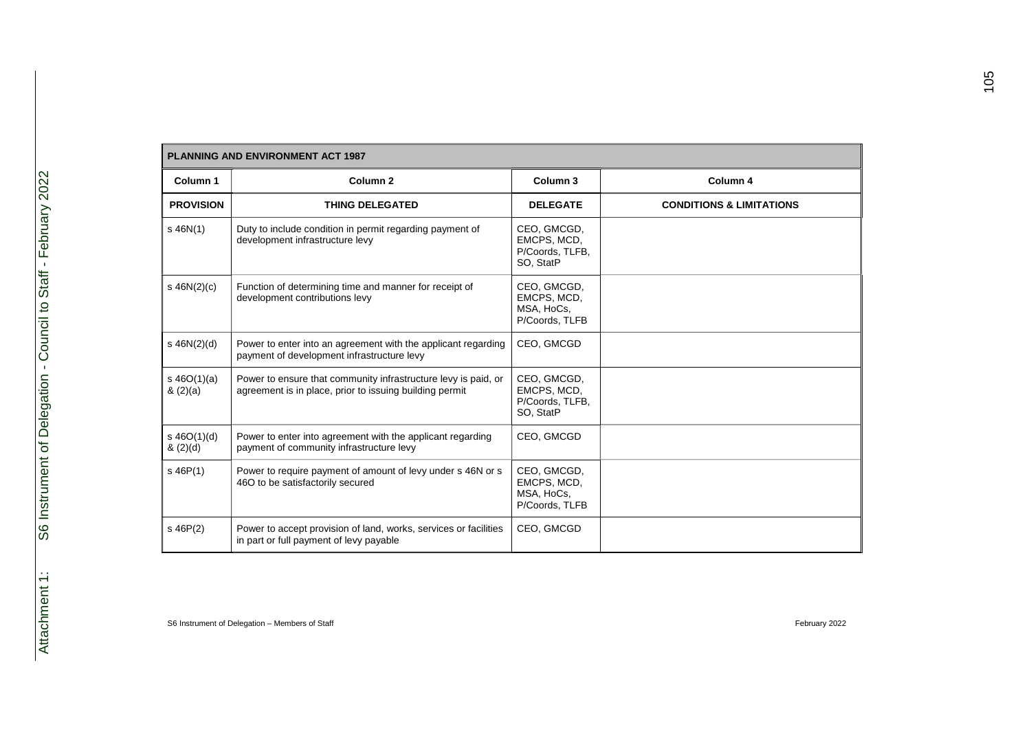| PLANNING AND ENVIRONMENT ACT 1987 | | | |
|---|---|---|---|
| **Column 1** | **Column 2** | **Column 3** | **Column 4** |
| **PROVISION** | **THING DELEGATED** | **DELEGATE** | **CONDITIONS & LIMITATIONS** |
| s 46N(1) | Duty to include condition in permit regarding payment of development infrastructure levy | CEO, GMCGD, EMCPS, MCD, P/Coords, TLFB, SO, StatP | |
| s 46N(2)(c) | Function of determining time and manner for receipt of development contributions levy | CEO, GMCGD, EMCPS, MCD, MSA, HoCs, P/Coords, TLFB | |
| s 46N(2)(d) | Power to enter into an agreement with the applicant regarding payment of development infrastructure levy | CEO, GMCGD | |
| s 46O(1)(a) & (2)(a) | Power to ensure that community infrastructure levy is paid, or agreement is in place, prior to issuing building permit | CEO, GMCGD, EMCPS, MCD, P/Coords, TLFB, SO, StatP | |
| s 46O(1)(d) & (2)(d) | Power to enter into agreement with the applicant regarding payment of community infrastructure levy | CEO, GMCGD | |
| s 46P(1) | Power to require payment of amount of levy under s 46N or s 46O to be satisfactorily secured | CEO, GMCGD, EMCPS, MCD, MSA, HoCs, P/Coords, TLFB | |
| s 46P(2) | Power to accept provision of land, works, services or facilities in part or full payment of levy payable | CEO, GMCGD | |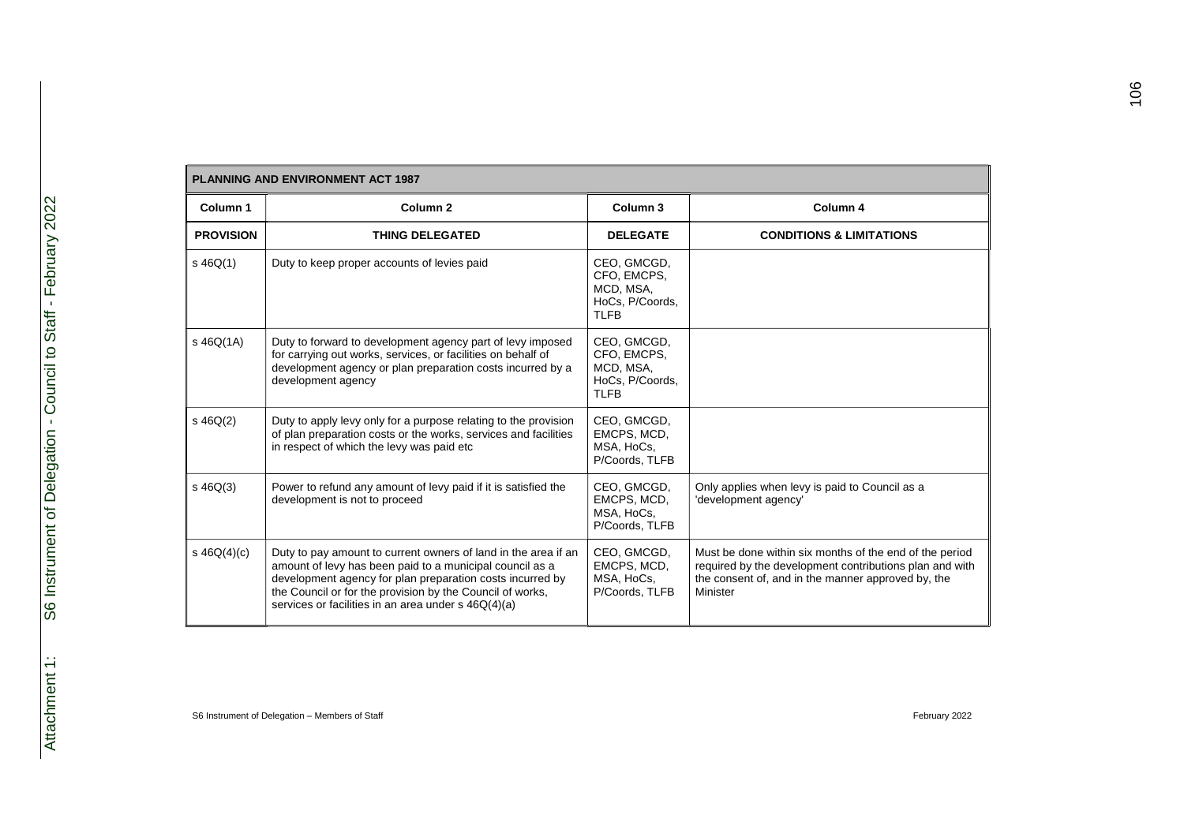| PLANNING AND ENVIRONMENT ACT 1987 | | | |
|---|---|---|---|
| **Column 1** | **Column 2** | **Column 3** | **Column 4** |
| **PROVISION** | **THING DELEGATED** | **DELEGATE** | **CONDITIONS & LIMITATIONS** |
| s 46Q(1) | Duty to keep proper accounts of levies paid | CEO, GMCGD, CFO, EMCPS, MCD, MSA, HoCs, P/Coords, TLFB | |
| s 46Q(1A) | Duty to forward to development agency part of levy imposed for carrying out works, services, or facilities on behalf of development agency or plan preparation costs incurred by a development agency | CEO, GMCGD, CFO, EMCPS, MCD, MSA, HoCs, P/Coords, TLFB | |
| s 46Q(2) | Duty to apply levy only for a purpose relating to the provision of plan preparation costs or the works, services and facilities in respect of which the levy was paid etc | CEO, GMCGD, EMCPS, MCD, MSA, HoCs, P/Coords, TLFB | |
| s 46Q(3) | Power to refund any amount of levy paid if it is satisfied the development is not to proceed | CEO, GMCGD, EMCPS, MCD, MSA, HoCs, P/Coords, TLFB | Only applies when levy is paid to Council as a 'development agency' |
| s 46Q(4)(c) | Duty to pay amount to current owners of land in the area if an amount of levy has been paid to a municipal council as a development agency for plan preparation costs incurred by the Council or for the provision by the Council of works, services or facilities in an area under s 46Q(4)(a) | CEO, GMCGD, EMCPS, MCD, MSA, HoCs, P/Coords, TLFB | Must be done within six months of the end of the period required by the development contributions plan and with the consent of, and in the manner approved by, the Minister |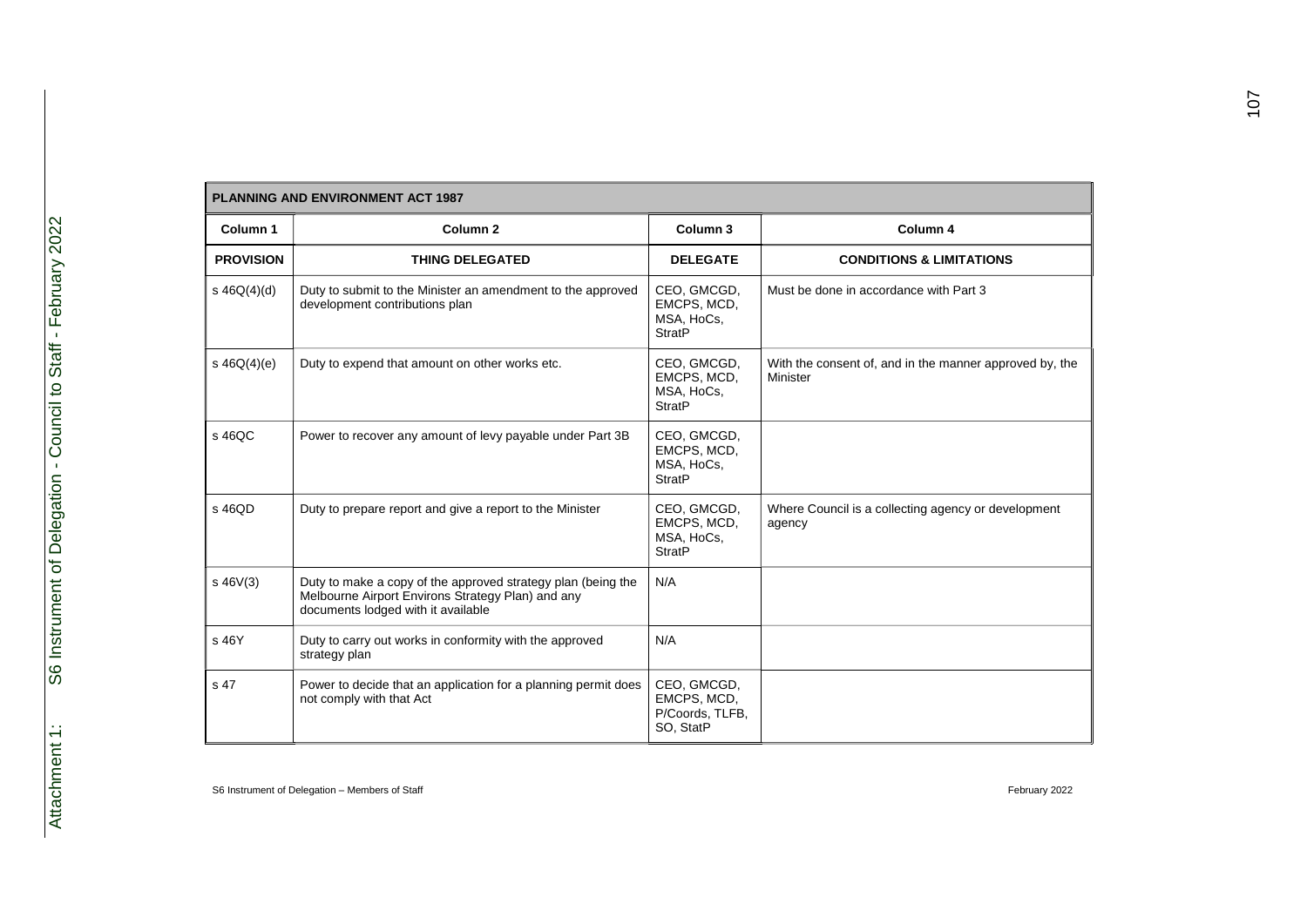| PLANNING AND ENVIRONMENT ACT 1987 | | | |
|---|---|---|---|
| **Column 1** | **Column 2** | **Column 3** | **Column 4** |
| **PROVISION** | **THING DELEGATED** | **DELEGATE** | **CONDITIONS & LIMITATIONS** |
| s 46Q(4)(d) | Duty to submit to the Minister an amendment to the approved development contributions plan | CEO, GMCGD, EMCPS, MCD, MSA, HoCs, StratP | Must be done in accordance with Part 3 |
| s 46Q(4)(e) | Duty to expend that amount on other works etc. | CEO, GMCGD, EMCPS, MCD, MSA, HoCs, StratP | With the consent of, and in the manner approved by, the Minister |
| s 46QC | Power to recover any amount of levy payable under Part 3B | CEO, GMCGD, EMCPS, MCD, MSA, HoCs, StratP | |
| s 46QD | Duty to prepare report and give a report to the Minister | CEO, GMCGD, EMCPS, MCD, MSA, HoCs, StratP | Where Council is a collecting agency or development agency |
| s 46V(3) | Duty to make a copy of the approved strategy plan (being the Melbourne Airport Environs Strategy Plan) and any documents lodged with it available | N/A | |
| s 46Y | Duty to carry out works in conformity with the approved strategy plan | N/A | |
| s 47 | Power to decide that an application for a planning permit does not comply with that Act | CEO, GMCGD, EMCPS, MCD, P/Coords, TLFB, SO, StatP | |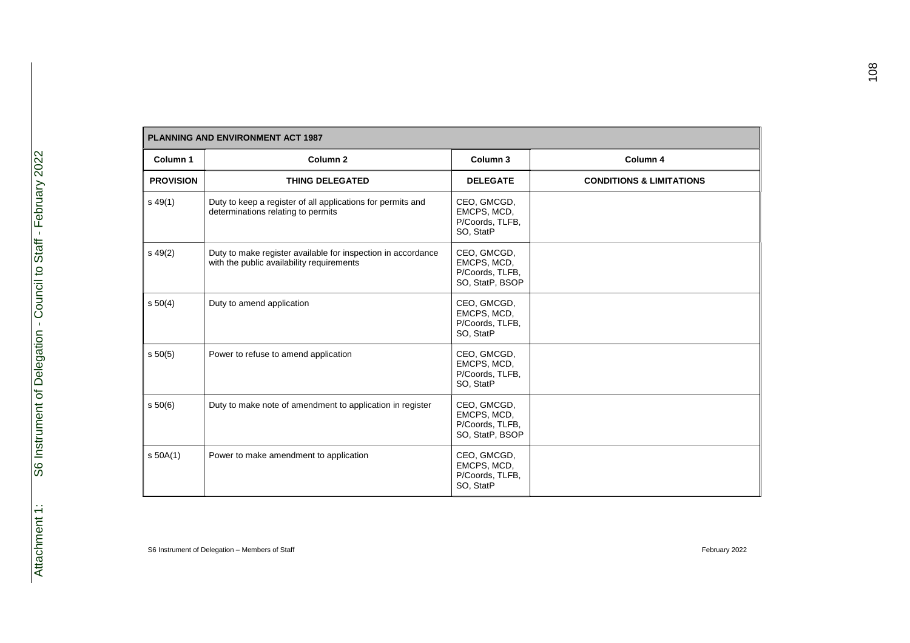| PLANNING AND ENVIRONMENT ACT 1987 | | | |
|---|---|---|---|
| **Column 1** | **Column 2** | **Column 3** | **Column 4** |
| **PROVISION** | **THING DELEGATED** | **DELEGATE** | **CONDITIONS & LIMITATIONS** |
| s 49(1) | Duty to keep a register of all applications for permits and determinations relating to permits | CEO, GMCGD, EMCPS, MCD, P/Coords, TLFB, SO, StatP | |
| s 49(2) | Duty to make register available for inspection in accordance with the public availability requirements | CEO, GMCGD, EMCPS, MCD, P/Coords, TLFB, SO, StatP, BSOP | |
| s 50(4) | Duty to amend application | CEO, GMCGD, EMCPS, MCD, P/Coords, TLFB, SO, StatP | |
| s 50(5) | Power to refuse to amend application | CEO, GMCGD, EMCPS, MCD, P/Coords, TLFB, SO, StatP | |
| s 50(6) | Duty to make note of amendment to application in register | CEO, GMCGD, EMCPS, MCD, P/Coords, TLFB, SO, StatP, BSOP | |
| s 50A(1) | Power to make amendment to application | CEO, GMCGD, EMCPS, MCD, P/Coords, TLFB, SO, StatP | |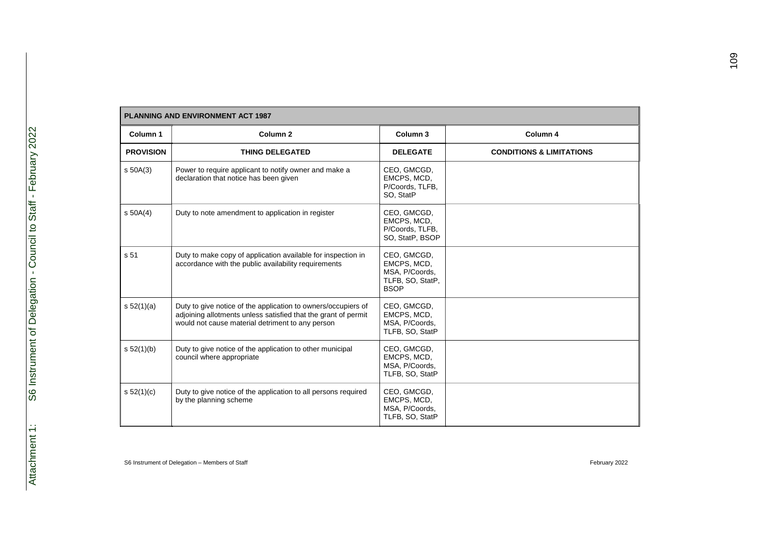| PLANNING AND ENVIRONMENT ACT 1987 | | | |
|---|---|---|---|
| **Column 1** | **Column 2** | **Column 3** | **Column 4** |
| **PROVISION** | **THING DELEGATED** | **DELEGATE** | **CONDITIONS & LIMITATIONS** |
| s 50A(3) | Power to require applicant to notify owner and make a declaration that notice has been given | CEO, GMCGD, EMCPS, MCD, P/Coords, TLFB, SO, StatP | |
| s 50A(4) | Duty to note amendment to application in register | CEO, GMCGD, EMCPS, MCD, P/Coords, TLFB, SO, StatP, BSOP | |
| s 51 | Duty to make copy of application available for inspection in accordance with the public availability requirements | CEO, GMCGD, EMCPS, MCD, MSA, P/Coords, TLFB, SO, StatP, BSOP | |
| s 52(1)(a) | Duty to give notice of the application to owners/occupiers of adjoining allotments unless satisfied that the grant of permit would not cause material detriment to any person | CEO, GMCGD, EMCPS, MCD, MSA, P/Coords, TLFB, SO, StatP | |
| s 52(1)(b) | Duty to give notice of the application to other municipal council where appropriate | CEO, GMCGD, EMCPS, MCD, MSA, P/Coords, TLFB, SO, StatP | |
| s 52(1)(c) | Duty to give notice of the application to all persons required by the planning scheme | CEO, GMCGD, EMCPS, MCD, MSA, P/Coords, TLFB, SO, StatP | |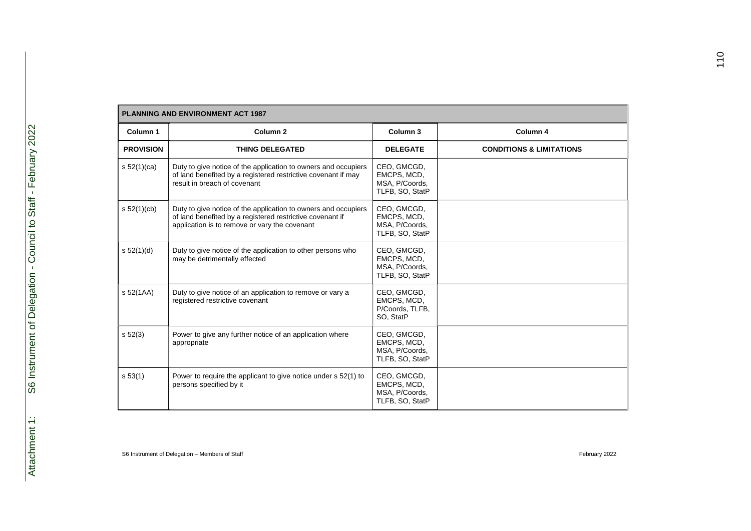| PLANNING AND ENVIRONMENT ACT 1987 | | | |
|---|---|---|---|
| **Column 1** | **Column 2** | **Column 3** | **Column 4** |
| **PROVISION** | **THING DELEGATED** | **DELEGATE** | **CONDITIONS & LIMITATIONS** |
| s 52(1)(ca) | Duty to give notice of the application to owners and occupiers of land benefited by a registered restrictive covenant if may result in breach of covenant | CEO, GMCGD, EMCPS, MCD, MSA, P/Coords, TLFB, SO, StatP | |
| s 52(1)(cb) | Duty to give notice of the application to owners and occupiers of land benefited by a registered restrictive covenant if application is to remove or vary the covenant | CEO, GMCGD, EMCPS, MCD, MSA, P/Coords, TLFB, SO, StatP | |
| s 52(1)(d) | Duty to give notice of the application to other persons who may be detrimentally effected | CEO, GMCGD, EMCPS, MCD, MSA, P/Coords, TLFB, SO, StatP | |
| s 52(1AA) | Duty to give notice of an application to remove or vary a registered restrictive covenant | CEO, GMCGD, EMCPS, MCD, P/Coords, TLFB, SO, StatP | |
| s 52(3) | Power to give any further notice of an application where appropriate | CEO, GMCGD, EMCPS, MCD, MSA, P/Coords, TLFB, SO, StatP | |
| s 53(1) | Power to require the applicant to give notice under s 52(1) to persons specified by it | CEO, GMCGD, EMCPS, MCD, MSA, P/Coords, TLFB, SO, StatP | |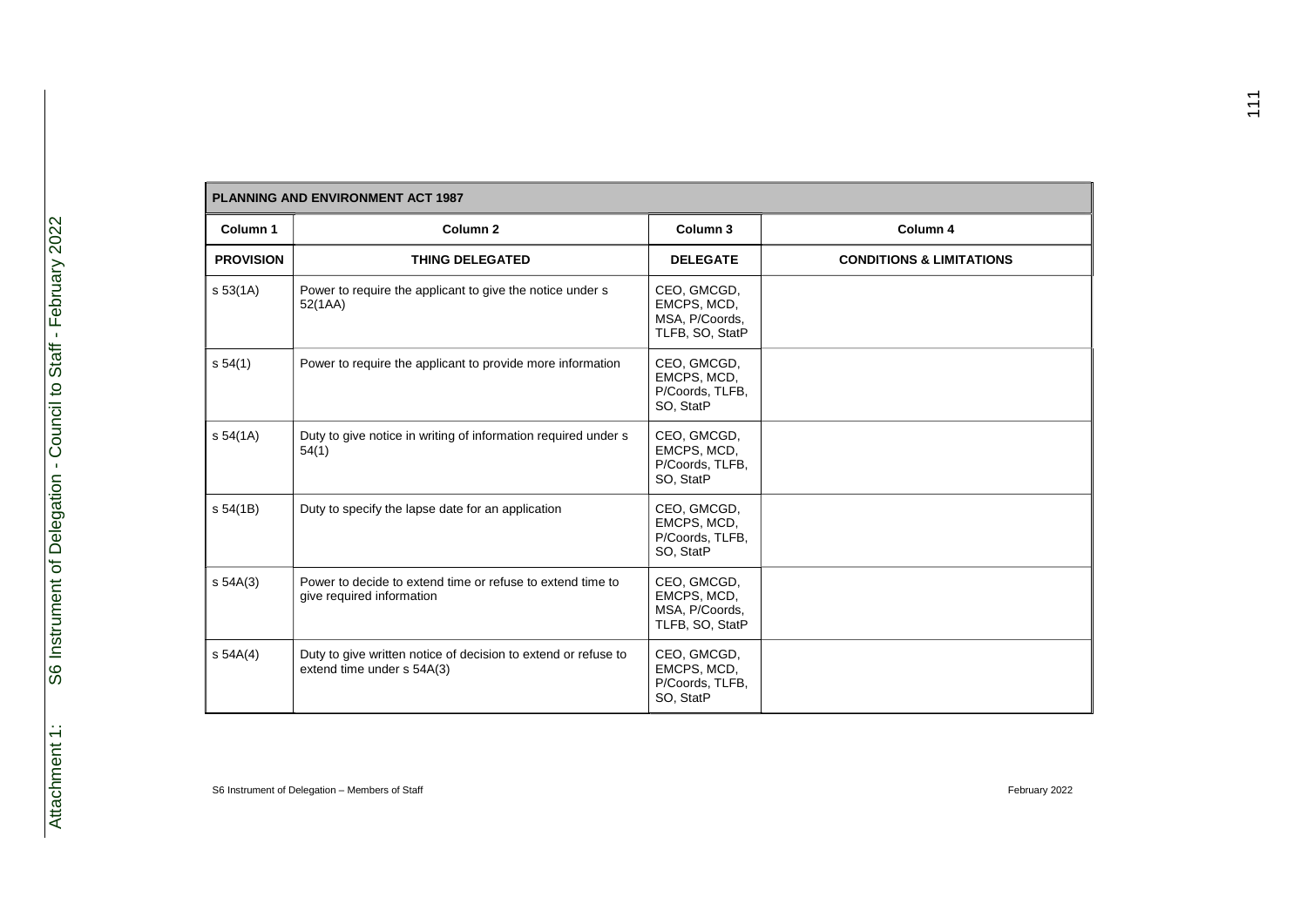| PLANNING AND ENVIRONMENT ACT 1987 | | | |
|---|---|---|---|
| **Column 1** | **Column 2** | **Column 3** | **Column 4** |
| **PROVISION** | **THING DELEGATED** | **DELEGATE** | **CONDITIONS & LIMITATIONS** |
| s 53(1A) | Power to require the applicant to give the notice under s 52(1AA) | CEO, GMCGD, EMCPS, MCD, MSA, P/Coords, TLFB, SO, StatP | |
| s 54(1) | Power to require the applicant to provide more information | CEO, GMCGD, EMCPS, MCD, P/Coords, TLFB, SO, StatP | |
| s 54(1A) | Duty to give notice in writing of information required under s 54(1) | CEO, GMCGD, EMCPS, MCD, P/Coords, TLFB, SO, StatP | |
| s 54(1B) | Duty to specify the lapse date for an application | CEO, GMCGD, EMCPS, MCD, P/Coords, TLFB, SO, StatP | |
| s 54A(3) | Power to decide to extend time or refuse to extend time to give required information | CEO, GMCGD, EMCPS, MCD, MSA, P/Coords, TLFB, SO, StatP | |
| s 54A(4) | Duty to give written notice of decision to extend or refuse to extend time under s 54A(3) | CEO, GMCGD, EMCPS, MCD, P/Coords, TLFB, SO, StatP | |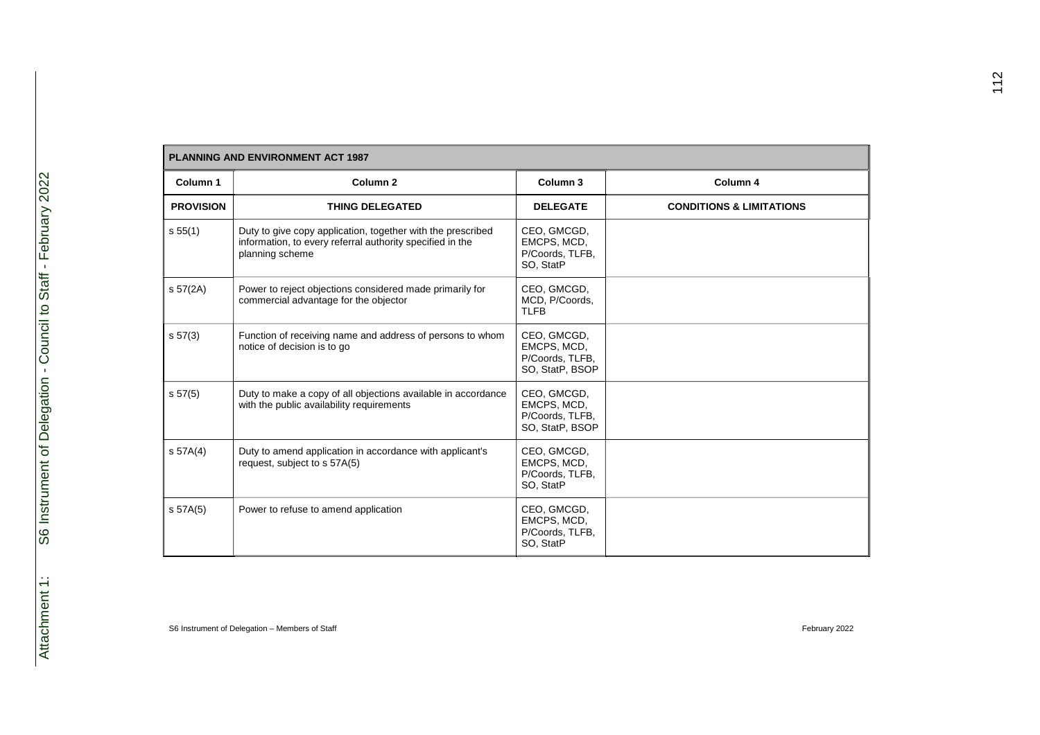| PLANNING AND ENVIRONMENT ACT 1987 | | | |
|---|---|---|---|
| Column 1 | Column 2 | Column 3 | Column 4 |
| **PROVISION** | **THING DELEGATED** | **DELEGATE** | **CONDITIONS & LIMITATIONS** |
| s 55(1) | Duty to give copy application, together with the prescribed information, to every referral authority specified in the planning scheme | CEO, GMCGD, EMCPS, MCD, P/Coords, TLFB, SO, StatP | |
| s 57(2A) | Power to reject objections considered made primarily for commercial advantage for the objector | CEO, GMCGD, MCD, P/Coords, TLFB | |
| s 57(3) | Function of receiving name and address of persons to whom notice of decision is to go | CEO, GMCGD, EMCPS, MCD, P/Coords, TLFB, SO, StatP, BSOP | |
| s 57(5) | Duty to make a copy of all objections available in accordance with the public availability requirements | CEO, GMCGD, EMCPS, MCD, P/Coords, TLFB, SO, StatP, BSOP | |
| s 57A(4) | Duty to amend application in accordance with applicant's request, subject to s 57A(5) | CEO, GMCGD, EMCPS, MCD, P/Coords, TLFB, SO, StatP | |
| s 57A(5) | Power to refuse to amend application | CEO, GMCGD, EMCPS, MCD, P/Coords, TLFB, SO, StatP | |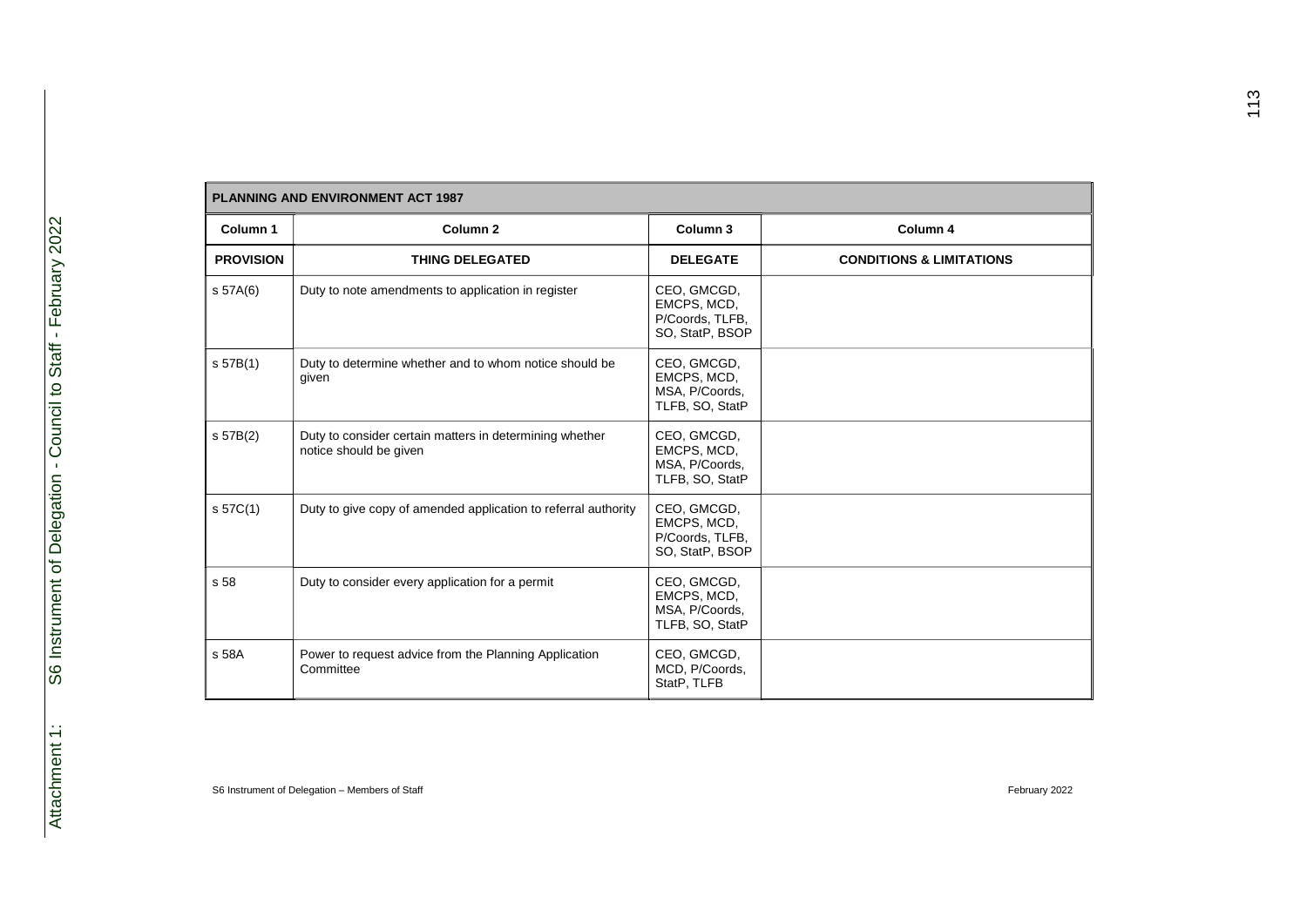| PLANNING AND ENVIRONMENT ACT 1987 | | | |
|---|---|---|---|
| **Column 1** | **Column 2** | **Column 3** | **Column 4** |
| **PROVISION** | **THING DELEGATED** | **DELEGATE** | **CONDITIONS & LIMITATIONS** |
| s 57A(6) | Duty to note amendments to application in register | CEO, GMCGD, EMCPS, MCD, P/Coords, TLFB, SO, StatP, BSOP | |
| s 57B(1) | Duty to determine whether and to whom notice should be given | CEO, GMCGD, EMCPS, MCD, MSA, P/Coords, TLFB, SO, StatP | |
| s 57B(2) | Duty to consider certain matters in determining whether notice should be given | CEO, GMCGD, EMCPS, MCD, MSA, P/Coords, TLFB, SO, StatP | |
| s 57C(1) | Duty to give copy of amended application to referral authority | CEO, GMCGD, EMCPS, MCD, P/Coords, TLFB, SO, StatP, BSOP | |
| s 58 | Duty to consider every application for a permit | CEO, GMCGD, EMCPS, MCD, MSA, P/Coords, TLFB, SO, StatP | |
| s 58A | Power to request advice from the Planning Application Committee | CEO, GMCGD, MCD, P/Coords, StatP, TLFB | |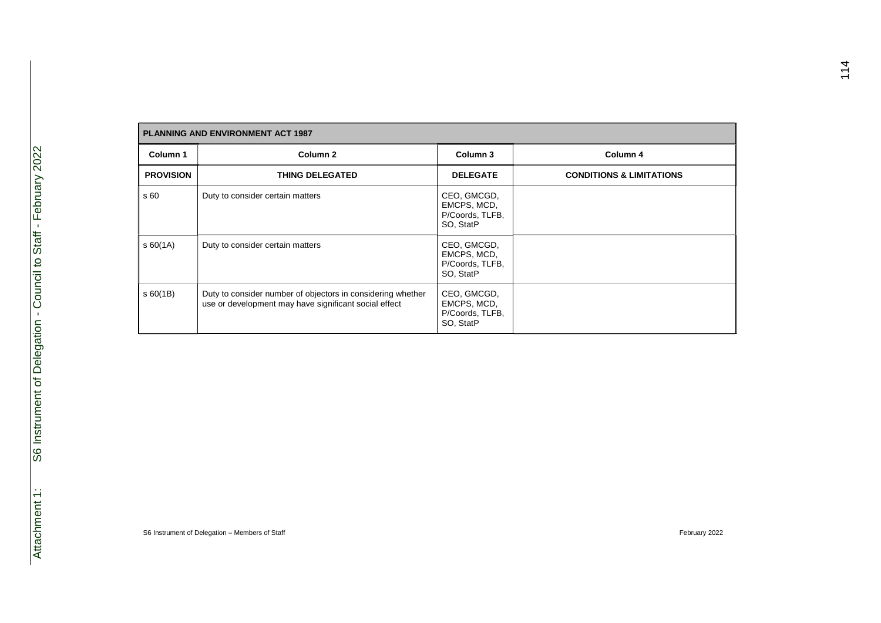| PLANNING AND ENVIRONMENT ACT 1987 | | | |
|---|---|---|---|
| **Column 1** | **Column 2** | **Column 3** | **Column 4** |
| **PROVISION** | **THING DELEGATED** | **DELEGATE** | **CONDITIONS & LIMITATIONS** |
| s 60 | Duty to consider certain matters | CEO, GMCGD, EMCPS, MCD, P/Coords, TLFB, SO, StatP | |
| s 60(1A) | Duty to consider certain matters | CEO, GMCGD, EMCPS, MCD, P/Coords, TLFB, SO, StatP | |
| s 60(1B) | Duty to consider number of objectors in considering whether use or development may have significant social effect | CEO, GMCGD, EMCPS, MCD, P/Coords, TLFB, SO, StatP | |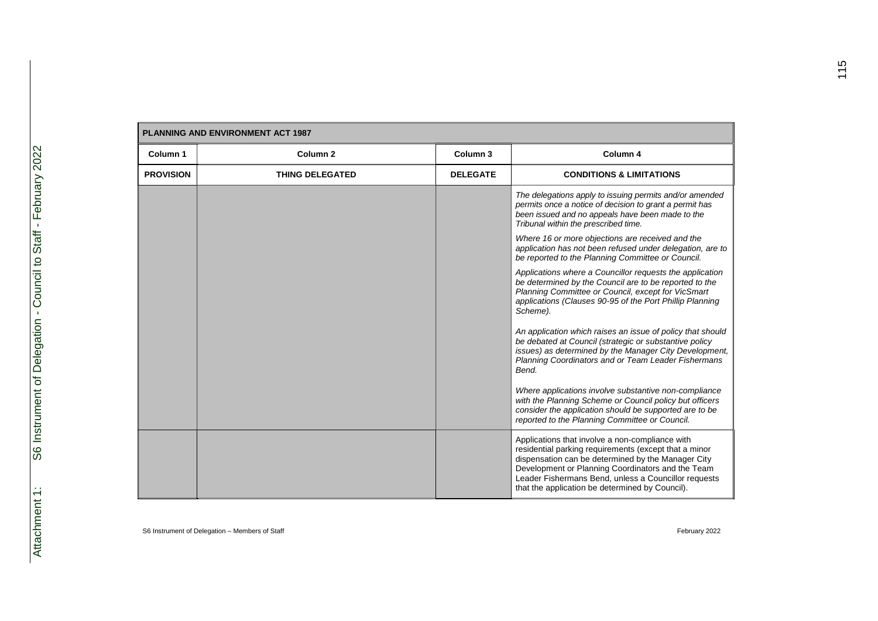| PLANNING AND ENVIRONMENT ACT 1987 | | | |
|---|---|---|---|
| **Column 1** | **Column 2** | **Column 3** | **Column 4** |
| **PROVISION** | **THING DELEGATED** | **DELEGATE** | **CONDITIONS & LIMITATIONS** |
| | | | *The delegations apply to issuing permits and/or amended permits once a notice of decision to grant a permit has been issued and no appeals have been made to the Tribunal within the prescribed time.* <br><br> *Where 16 or more objections are received and the application has not been refused under delegation, are to be reported to the Planning Committee or Council.* <br><br> *Applications where a Councillor requests the application be determined by the Council are to be reported to the Planning Committee or Council, except for VicSmart applications (Clauses 90-95 of the Port Phillip Planning Scheme).* <br><br> *An application which raises an issue of policy that should be debated at Council (strategic or substantive policy issues) as determined by the Manager City Development, Planning Coordinators and or Team Leader Fishermans Bend.* <br><br> *Where applications involve substantive non-compliance with the Planning Scheme or Council policy but officers consider the application should be supported are to be reported to the Planning Committee or Council.* |
| | | | Applications that involve a non-compliance with residential parking requirements (except that a minor dispensation can be determined by the Manager City Development or Planning Coordinators and the Team Leader Fishermans Bend, unless a Councillor requests that the application be determined by Council). |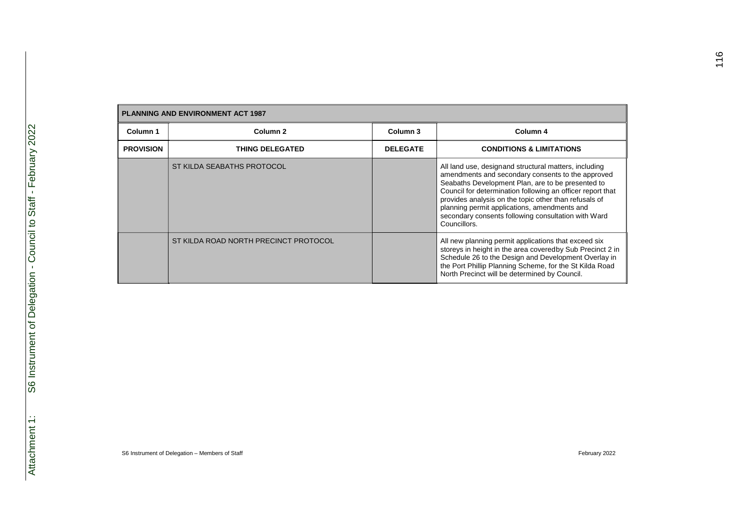| PLANNING AND ENVIRONMENT ACT 1987 | | | |
|---|---|---|---|
| Column 1 | Column 2 | Column 3 | Column 4 |
| PROVISION | THING DELEGATED | DELEGATE | CONDITIONS & LIMITATIONS |
| | ST KILDA SEABATHS PROTOCOL | | All land use, designand structural matters, including amendments and secondary consents to the approved Seabaths Development Plan, are to be presented to Council for determination following an officer report that provides analysis on the topic other than refusals of planning permit applications, amendments and secondary consents following consultation with Ward Councillors. |
| | ST KILDA ROAD NORTH PRECINCT PROTOCOL | | All new planning permit applications that exceed six storeys in height in the area coveredby Sub Precinct 2 in Schedule 26 to the Design and Development Overlay in the Port Phillip Planning Scheme, for the St Kilda Road North Precinct will be determined by Council. |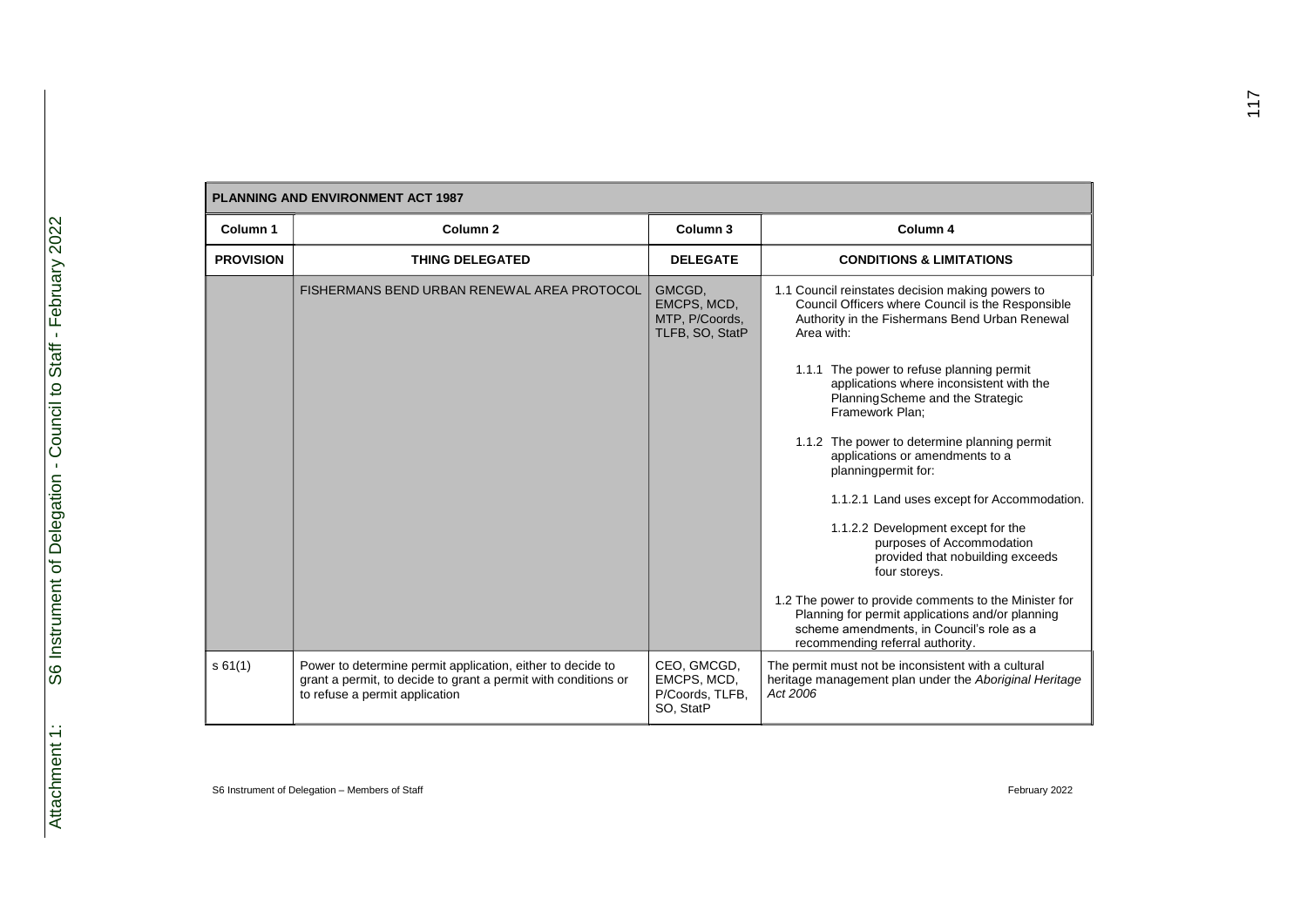| PLANNING AND ENVIRONMENT ACT 1987 | | | |
|---|---|---|---|
| **Column 1** | **Column 2** | **Column 3** | **Column 4** |
| **PROVISION** | **THING DELEGATED** | **DELEGATE** | **CONDITIONS & LIMITATIONS** |
| | FISHERMANS BEND URBAN RENEWAL AREA PROTOCOL | GMCGD, EMCPS, MCD, MTP, P/Coords, TLFB, SO, StatP | 1.1 Council reinstates decision making powers to Council Officers where Council is the Responsible Authority in the Fishermans Bend Urban Renewal Area with:<br><br>1.1.1 The power to refuse planning permit applications where inconsistent with the PlanningScheme and the Strategic Framework Plan;<br><br>1.1.2 The power to determine planning permit applications or amendments to a planningpermit for:<br><br>1.1.2.1 Land uses except for Accommodation.<br><br>1.1.2.2 Development except for the purposes of Accommodation provided that nobuilding exceeds four storeys.<br><br>1.2 The power to provide comments to the Minister for Planning for permit applications and/or planning scheme amendments, in Council's role as a recommending referral authority. |
| s 61(1) | Power to determine permit application, either to decide to grant a permit, to decide to grant a permit with conditions or to refuse a permit application | CEO, GMCGD, EMCPS, MCD, P/Coords, TLFB, SO, StatP | The permit must not be inconsistent with a cultural heritage management plan under the *Aboriginal Heritage Act 2006* |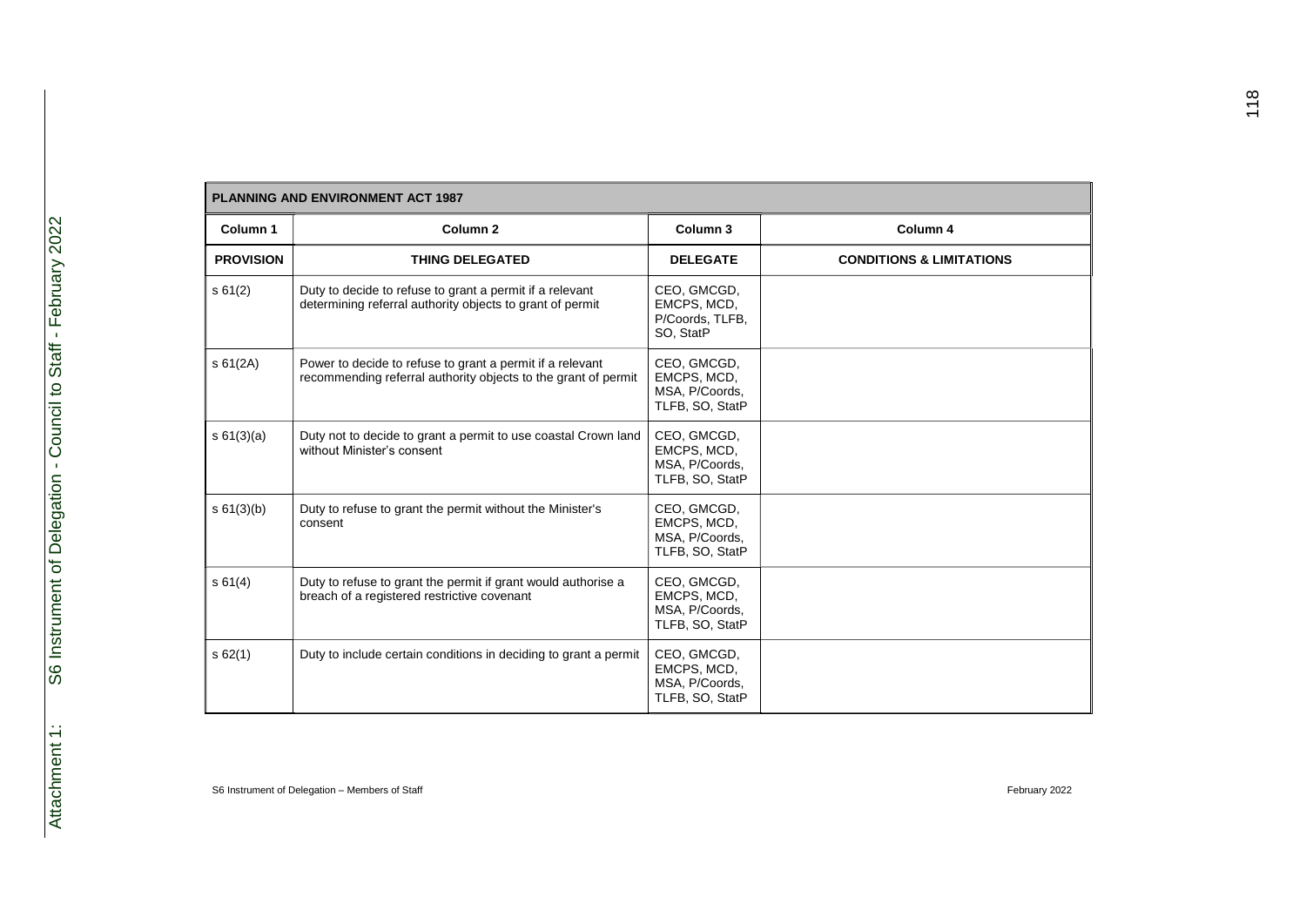| PLANNING AND ENVIRONMENT ACT 1987 | | | |
|---|---|---|---|
| **Column 1** | **Column 2** | **Column 3** | **Column 4** |
| **PROVISION** | **THING DELEGATED** | **DELEGATE** | **CONDITIONS & LIMITATIONS** |
| s 61(2) | Duty to decide to refuse to grant a permit if a relevant determining referral authority objects to grant of permit | CEO, GMCGD, EMCPS, MCD, P/Coords, TLFB, SO, StatP | |
| s 61(2A) | Power to decide to refuse to grant a permit if a relevant recommending referral authority objects to the grant of permit | CEO, GMCGD, EMCPS, MCD, MSA, P/Coords, TLFB, SO, StatP | |
| s 61(3)(a) | Duty not to decide to grant a permit to use coastal Crown land without Minister's consent | CEO, GMCGD, EMCPS, MCD, MSA, P/Coords, TLFB, SO, StatP | |
| s 61(3)(b) | Duty to refuse to grant the permit without the Minister's consent | CEO, GMCGD, EMCPS, MCD, MSA, P/Coords, TLFB, SO, StatP | |
| s 61(4) | Duty to refuse to grant the permit if grant would authorise a breach of a registered restrictive covenant | CEO, GMCGD, EMCPS, MCD, MSA, P/Coords, TLFB, SO, StatP | |
| s 62(1) | Duty to include certain conditions in deciding to grant a permit | CEO, GMCGD, EMCPS, MCD, MSA, P/Coords, TLFB, SO, StatP | |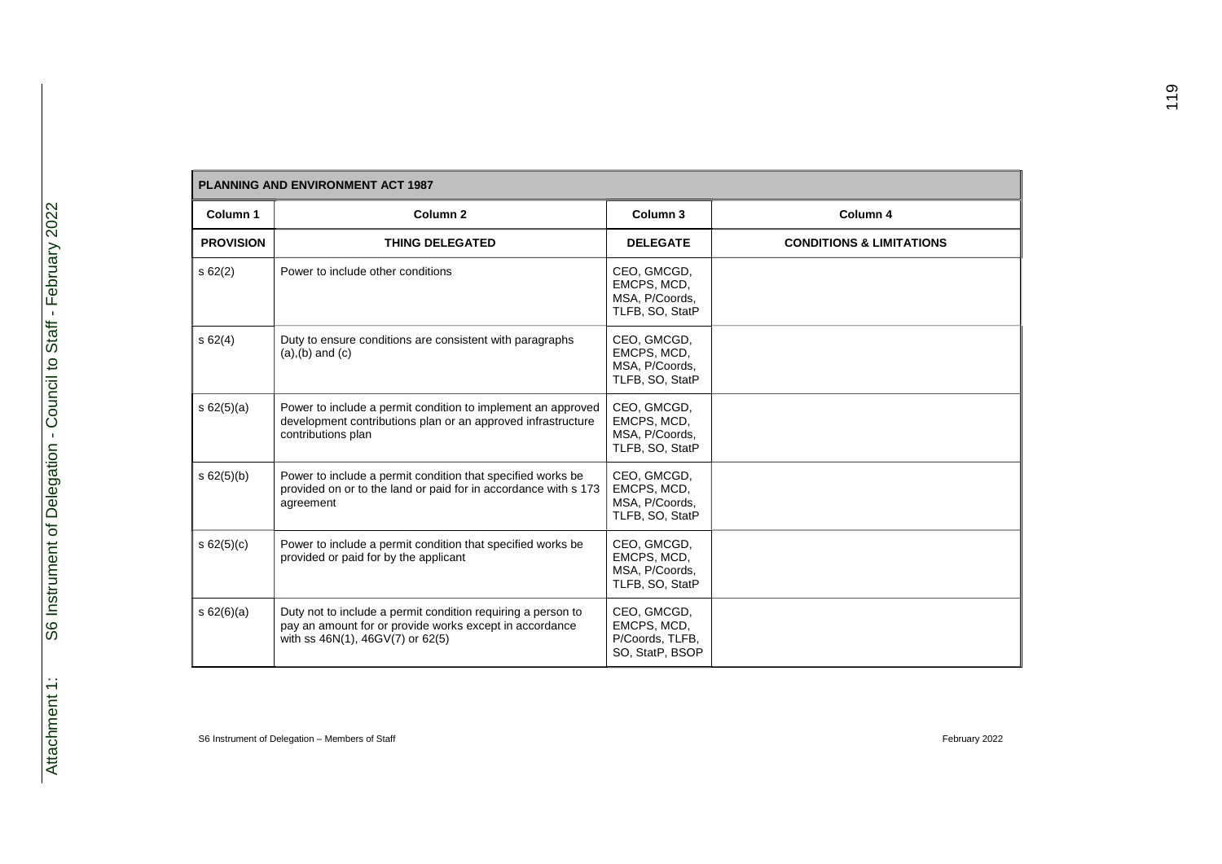| PLANNING AND ENVIRONMENT ACT 1987 | | | |
|---|---|---|---|
| **Column 1** | **Column 2** | **Column 3** | **Column 4** |
| **PROVISION** | **THING DELEGATED** | **DELEGATE** | **CONDITIONS & LIMITATIONS** |
| s 62(2) | Power to include other conditions | CEO, GMCGD, EMCPS, MCD, MSA, P/Coords, TLFB, SO, StatP | |
| s 62(4) | Duty to ensure conditions are consistent with paragraphs (a),(b) and (c) | CEO, GMCGD, EMCPS, MCD, MSA, P/Coords, TLFB, SO, StatP | |
| s 62(5)(a) | Power to include a permit condition to implement an approved development contributions plan or an approved infrastructure contributions plan | CEO, GMCGD, EMCPS, MCD, MSA, P/Coords, TLFB, SO, StatP | |
| s 62(5)(b) | Power to include a permit condition that specified works be provided on or to the land or paid for in accordance with s 173 agreement | CEO, GMCGD, EMCPS, MCD, MSA, P/Coords, TLFB, SO, StatP | |
| s 62(5)(c) | Power to include a permit condition that specified works be provided or paid for by the applicant | CEO, GMCGD, EMCPS, MCD, MSA, P/Coords, TLFB, SO, StatP | |
| s 62(6)(a) | Duty not to include a permit condition requiring a person to pay an amount for or provide works except in accordance with ss 46N(1), 46GV(7) or 62(5) | CEO, GMCGD, EMCPS, MCD, P/Coords, TLFB, SO, StatP, BSOP | |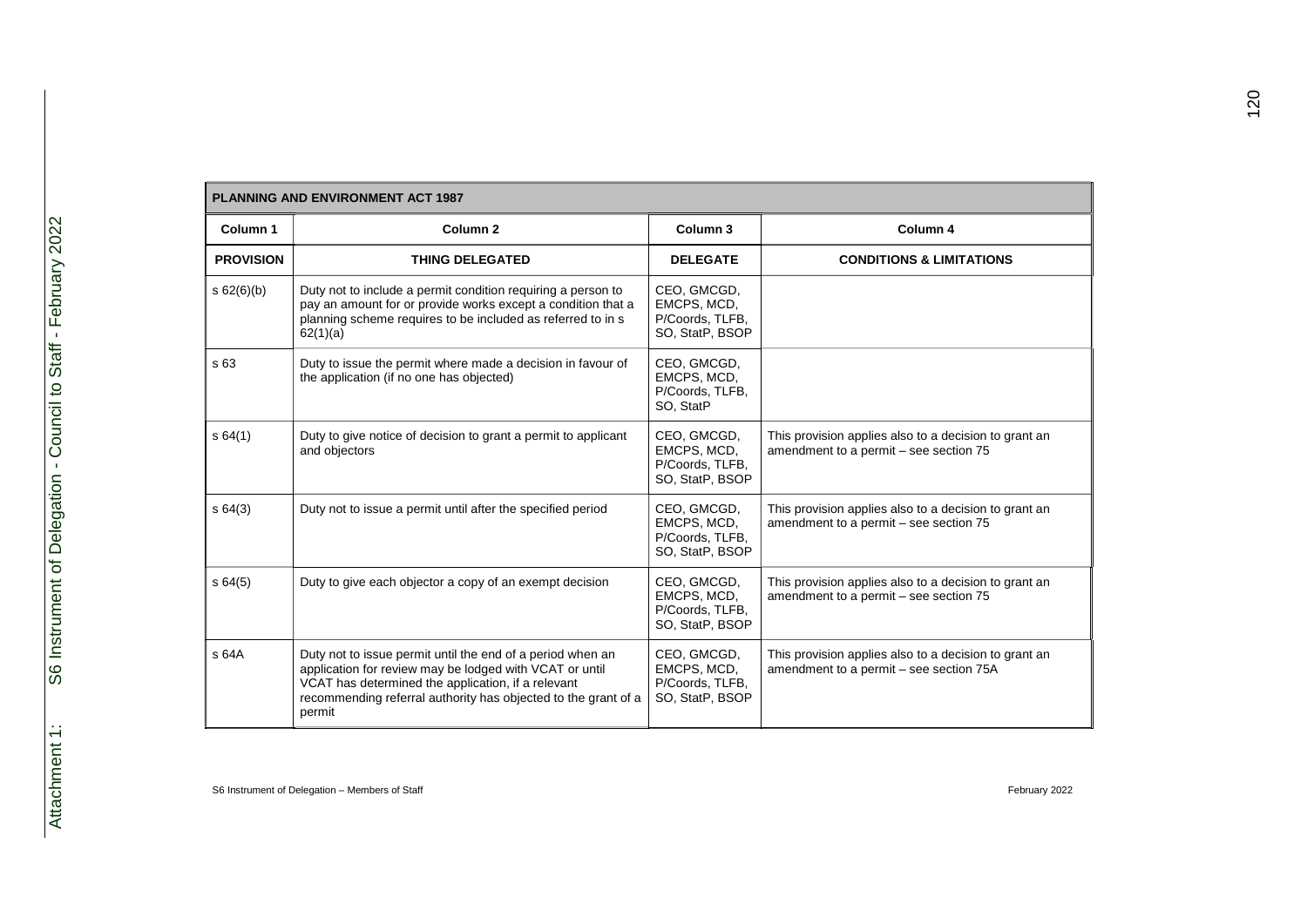| PLANNING AND ENVIRONMENT ACT 1987 | | | |
|---|---|---|---|
| **Column 1** | **Column 2** | **Column 3** | **Column 4** |
| **PROVISION** | **THING DELEGATED** | **DELEGATE** | **CONDITIONS & LIMITATIONS** |
| s 62(6)(b) | Duty not to include a permit condition requiring a person to pay an amount for or provide works except a condition that a planning scheme requires to be included as referred to in s 62(1)(a) | CEO, GMCGD, EMCPS, MCD, P/Coords, TLFB, SO, StatP, BSOP | |
| s 63 | Duty to issue the permit where made a decision in favour of the application (if no one has objected) | CEO, GMCGD, EMCPS, MCD, P/Coords, TLFB, SO, StatP | |
| s 64(1) | Duty to give notice of decision to grant a permit to applicant and objectors | CEO, GMCGD, EMCPS, MCD, P/Coords, TLFB, SO, StatP, BSOP | This provision applies also to a decision to grant an amendment to a permit – see section 75 |
| s 64(3) | Duty not to issue a permit until after the specified period | CEO, GMCGD, EMCPS, MCD, P/Coords, TLFB, SO, StatP, BSOP | This provision applies also to a decision to grant an amendment to a permit – see section 75 |
| s 64(5) | Duty to give each objector a copy of an exempt decision | CEO, GMCGD, EMCPS, MCD, P/Coords, TLFB, SO, StatP, BSOP | This provision applies also to a decision to grant an amendment to a permit – see section 75 |
| s 64A | Duty not to issue permit until the end of a period when an application for review may be lodged with VCAT or until VCAT has determined the application, if a relevant recommending referral authority has objected to the grant of a permit | CEO, GMCGD, EMCPS, MCD, P/Coords, TLFB, SO, StatP, BSOP | This provision applies also to a decision to grant an amendment to a permit – see section 75A |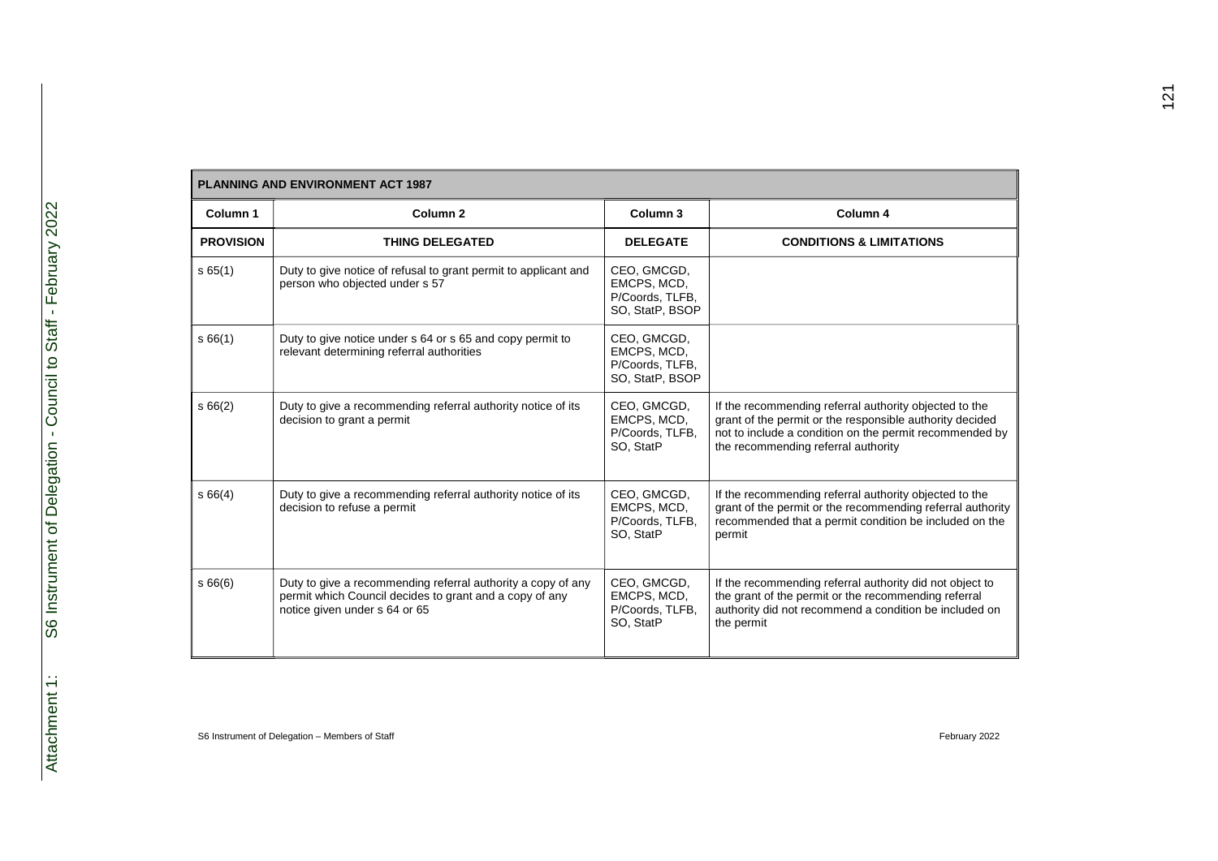| PLANNING AND ENVIRONMENT ACT 1987 | | | |
|---|---|---|---|
| **Column 1** | **Column 2** | **Column 3** | **Column 4** |
| **PROVISION** | **THING DELEGATED** | **DELEGATE** | **CONDITIONS & LIMITATIONS** |
| s 65(1) | Duty to give notice of refusal to grant permit to applicant and person who objected under s 57 | CEO, GMCGD, EMCPS, MCD, P/Coords, TLFB, SO, StatP, BSOP | |
| s 66(1) | Duty to give notice under s 64 or s 65 and copy permit to relevant determining referral authorities | CEO, GMCGD, EMCPS, MCD, P/Coords, TLFB, SO, StatP, BSOP | |
| s 66(2) | Duty to give a recommending referral authority notice of its decision to grant a permit | CEO, GMCGD, EMCPS, MCD, P/Coords, TLFB, SO, StatP | If the recommending referral authority objected to the grant of the permit or the responsible authority decided not to include a condition on the permit recommended by the recommending referral authority |
| s 66(4) | Duty to give a recommending referral authority notice of its decision to refuse a permit | CEO, GMCGD, EMCPS, MCD, P/Coords, TLFB, SO, StatP | If the recommending referral authority objected to the grant of the permit or the recommending referral authority recommended that a permit condition be included on the permit |
| s 66(6) | Duty to give a recommending referral authority a copy of any permit which Council decides to grant and a copy of any notice given under s 64 or 65 | CEO, GMCGD, EMCPS, MCD, P/Coords, TLFB, SO, StatP | If the recommending referral authority did not object to the grant of the permit or the recommending referral authority did not recommend a condition be included on the permit |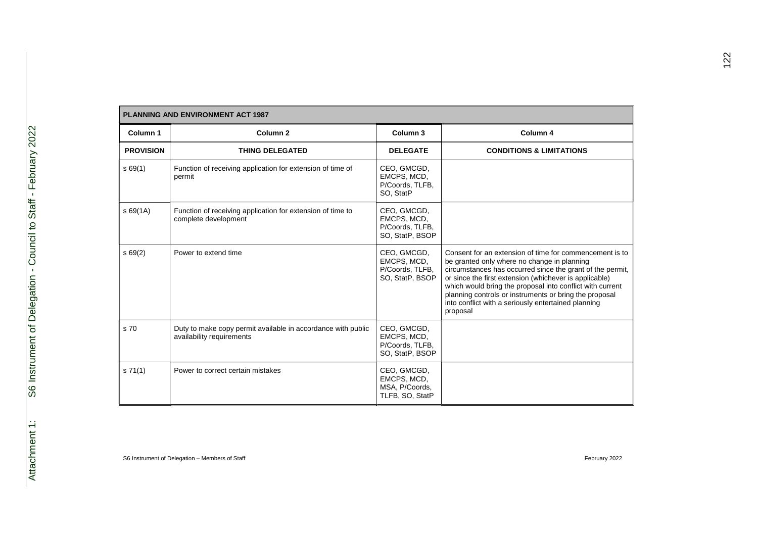| PLANNING AND ENVIRONMENT ACT 1987 | | | |
|---|---|---|---|
| **Column 1** | **Column 2** | **Column 3** | **Column 4** |
| **PROVISION** | **THING DELEGATED** | **DELEGATE** | **CONDITIONS & LIMITATIONS** |
| s 69(1) | Function of receiving application for extension of time of permit | CEO, GMCGD, EMCPS, MCD, P/Coords, TLFB, SO, StatP | |
| s 69(1A) | Function of receiving application for extension of time to complete development | CEO, GMCGD, EMCPS, MCD, P/Coords, TLFB, SO, StatP, BSOP | |
| s 69(2) | Power to extend time | CEO, GMCGD, EMCPS, MCD, P/Coords, TLFB, SO, StatP, BSOP | Consent for an extension of time for commencement is to be granted only where no change in planning circumstances has occurred since the grant of the permit, or since the first extension (whichever is applicable) which would bring the proposal into conflict with current planning controls or instruments or bring the proposal into conflict with a seriously entertained planning proposal |
| s 70 | Duty to make copy permit available in accordance with public availability requirements | CEO, GMCGD, EMCPS, MCD, P/Coords, TLFB, SO, StatP, BSOP | |
| s 71(1) | Power to correct certain mistakes | CEO, GMCGD, EMCPS, MCD, MSA, P/Coords, TLFB, SO, StatP | |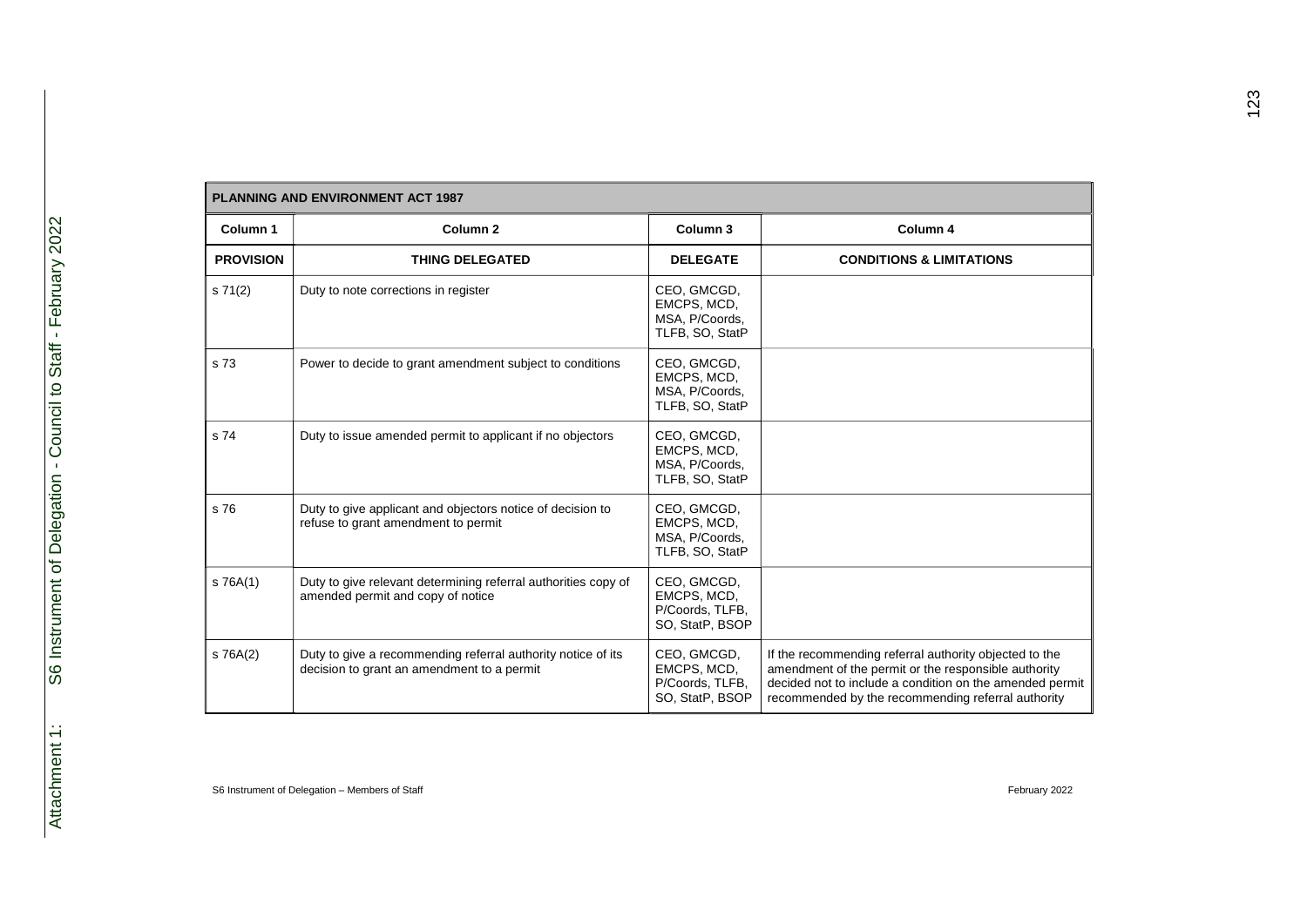| PLANNING AND ENVIRONMENT ACT 1987 | | | |
|---|---|---|---|
| **Column 1** | **Column 2** | **Column 3** | **Column 4** |
| **PROVISION** | **THING DELEGATED** | **DELEGATE** | **CONDITIONS & LIMITATIONS** |
| s 71(2) | Duty to note corrections in register | CEO, GMCGD, EMCPS, MCD, MSA, P/Coords, TLFB, SO, StatP | |
| s 73 | Power to decide to grant amendment subject to conditions | CEO, GMCGD, EMCPS, MCD, MSA, P/Coords, TLFB, SO, StatP | |
| s 74 | Duty to issue amended permit to applicant if no objectors | CEO, GMCGD, EMCPS, MCD, MSA, P/Coords, TLFB, SO, StatP | |
| s 76 | Duty to give applicant and objectors notice of decision to refuse to grant amendment to permit | CEO, GMCGD, EMCPS, MCD, MSA, P/Coords, TLFB, SO, StatP | |
| s 76A(1) | Duty to give relevant determining referral authorities copy of amended permit and copy of notice | CEO, GMCGD, EMCPS, MCD, P/Coords, TLFB, SO, StatP, BSOP | |
| s 76A(2) | Duty to give a recommending referral authority notice of its decision to grant an amendment to a permit | CEO, GMCGD, EMCPS, MCD, P/Coords, TLFB, SO, StatP, BSOP | If the recommending referral authority objected to the amendment of the permit or the responsible authority decided not to include a condition on the amended permit recommended by the recommending referral authority |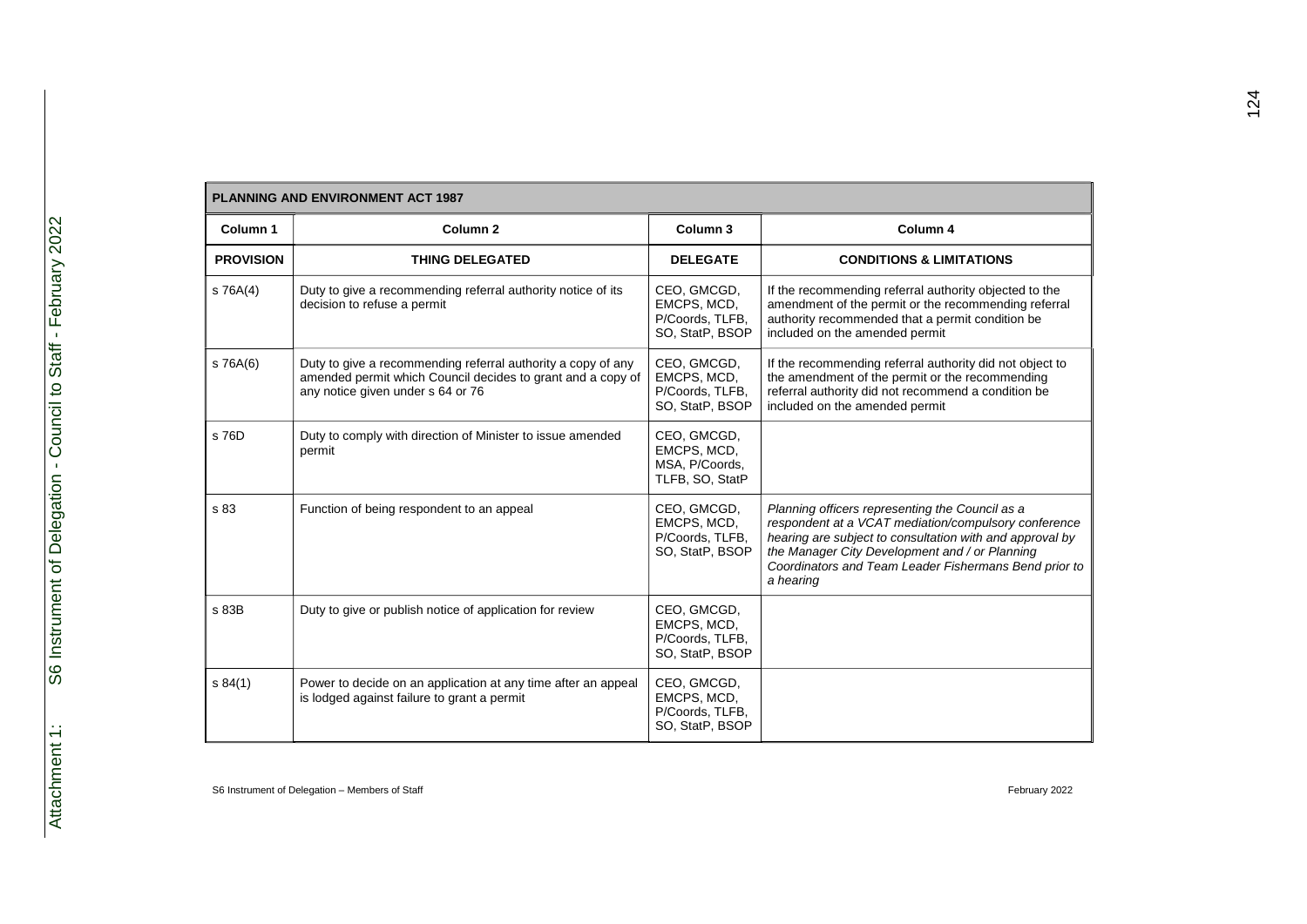| PLANNING AND ENVIRONMENT ACT 1987 | | | |
|---|---|---|---|
| **Column 1** | **Column 2** | **Column 3** | **Column 4** |
| **PROVISION** | **THING DELEGATED** | **DELEGATE** | **CONDITIONS & LIMITATIONS** |
| s 76A(4) | Duty to give a recommending referral authority notice of its decision to refuse a permit | CEO, GMCGD, EMCPS, MCD, P/Coords, TLFB, SO, StatP, BSOP | If the recommending referral authority objected to the amendment of the permit or the recommending referral authority recommended that a permit condition be included on the amended permit |
| s 76A(6) | Duty to give a recommending referral authority a copy of any amended permit which Council decides to grant and a copy of any notice given under s 64 or 76 | CEO, GMCGD, EMCPS, MCD, P/Coords, TLFB, SO, StatP, BSOP | If the recommending referral authority did not object to the amendment of the permit or the recommending referral authority did not recommend a condition be included on the amended permit |
| s 76D | Duty to comply with direction of Minister to issue amended permit | CEO, GMCGD, EMCPS, MCD, MSA, P/Coords, TLFB, SO, StatP | |
| s 83 | Function of being respondent to an appeal | CEO, GMCGD, EMCPS, MCD, P/Coords, TLFB, SO, StatP, BSOP | *Planning officers representing the Council as a respondent at a VCAT mediation/compulsory conference hearing are subject to consultation with and approval by the Manager City Development and / or Planning Coordinators and Team Leader Fishermans Bend prior to a hearing* |
| s 83B | Duty to give or publish notice of application for review | CEO, GMCGD, EMCPS, MCD, P/Coords, TLFB, SO, StatP, BSOP | |
| s 84(1) | Power to decide on an application at any time after an appeal is lodged against failure to grant a permit | CEO, GMCGD, EMCPS, MCD, P/Coords, TLFB, SO, StatP, BSOP | |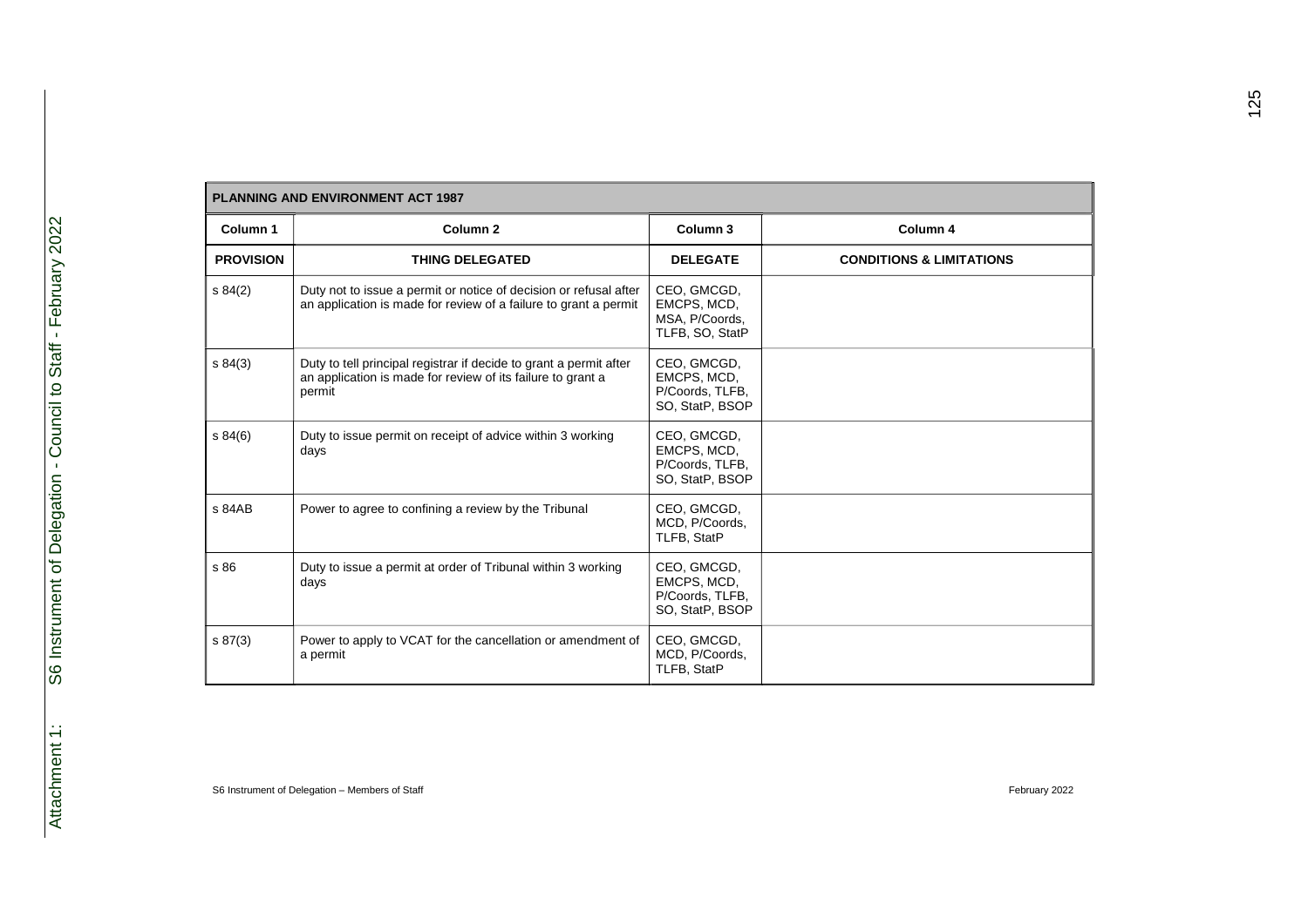| PLANNING AND ENVIRONMENT ACT 1987 | | | |
|---|---|---|---|
| **Column 1** | **Column 2** | **Column 3** | **Column 4** |
| **PROVISION** | **THING DELEGATED** | **DELEGATE** | **CONDITIONS & LIMITATIONS** |
| s 84(2) | Duty not to issue a permit or notice of decision or refusal after an application is made for review of a failure to grant a permit | CEO, GMCGD, EMCPS, MCD, MSA, P/Coords, TLFB, SO, StatP | |
| s 84(3) | Duty to tell principal registrar if decide to grant a permit after an application is made for review of its failure to grant a permit | CEO, GMCGD, EMCPS, MCD, P/Coords, TLFB, SO, StatP, BSOP | |
| s 84(6) | Duty to issue permit on receipt of advice within 3 working days | CEO, GMCGD, EMCPS, MCD, P/Coords, TLFB, SO, StatP, BSOP | |
| s 84AB | Power to agree to confining a review by the Tribunal | CEO, GMCGD, MCD, P/Coords, TLFB, StatP | |
| s 86 | Duty to issue a permit at order of Tribunal within 3 working days | CEO, GMCGD, EMCPS, MCD, P/Coords, TLFB, SO, StatP, BSOP | |
| s 87(3) | Power to apply to VCAT for the cancellation or amendment of a permit | CEO, GMCGD, MCD, P/Coords, TLFB, StatP | |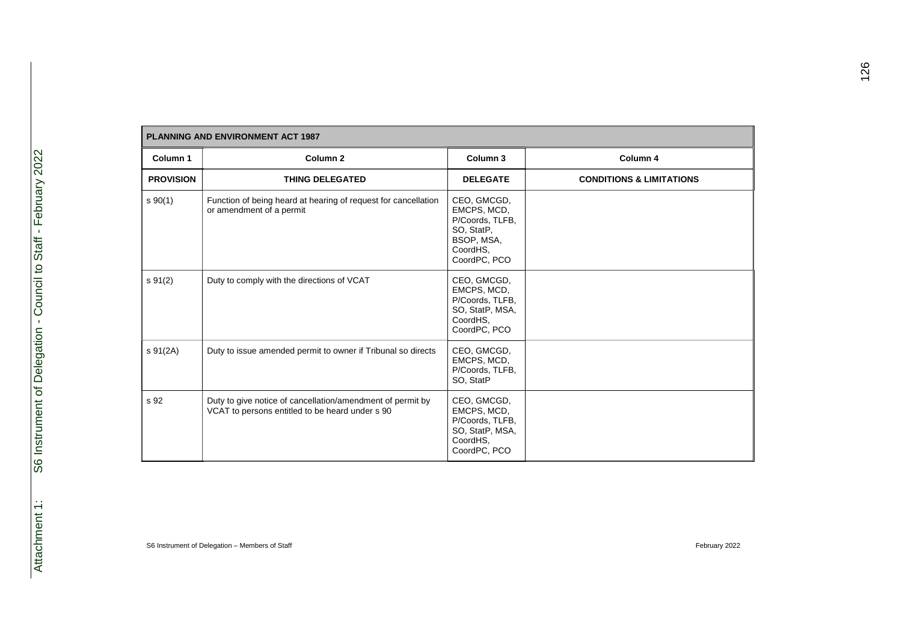| PLANNING AND ENVIRONMENT ACT 1987 | | | |
|---|---|---|---|
| **Column 1** | **Column 2** | **Column 3** | **Column 4** |
| **PROVISION** | **THING DELEGATED** | **DELEGATE** | **CONDITIONS & LIMITATIONS** |
| s 90(1) | Function of being heard at hearing of request for cancellation or amendment of a permit | CEO, GMCGD, EMCPS, MCD, P/Coords, TLFB, SO, StatP, BSOP, MSA, CoordHS, CoordPC, PCO | |
| s 91(2) | Duty to comply with the directions of VCAT | CEO, GMCGD, EMCPS, MCD, P/Coords, TLFB, SO, StatP, MSA, CoordHS, CoordPC, PCO | |
| s 91(2A) | Duty to issue amended permit to owner if Tribunal so directs | CEO, GMCGD, EMCPS, MCD, P/Coords, TLFB, SO, StatP | |
| s 92 | Duty to give notice of cancellation/amendment of permit by VCAT to persons entitled to be heard under s 90 | CEO, GMCGD, EMCPS, MCD, P/Coords, TLFB, SO, StatP, MSA, CoordHS, CoordPC, PCO | |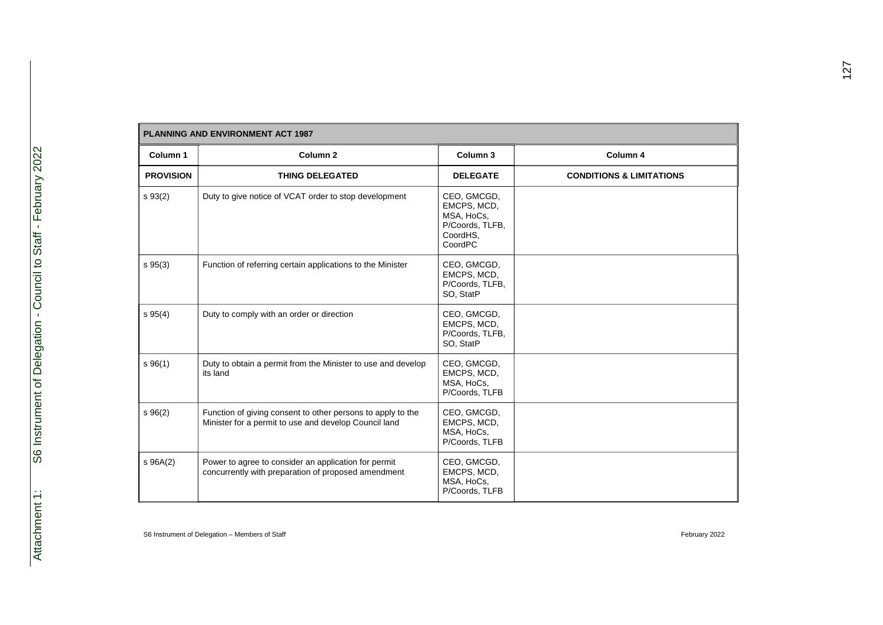| PLANNING AND ENVIRONMENT ACT 1987 | | | |
|---|---|---|---|
| **Column 1** | **Column 2** | **Column 3** | **Column 4** |
| **PROVISION** | **THING DELEGATED** | **DELEGATE** | **CONDITIONS & LIMITATIONS** |
| s 93(2) | Duty to give notice of VCAT order to stop development | CEO, GMCGD, EMCPS, MCD, MSA, HoCs, P/Coords, TLFB, CoordHS, CoordPC | |
| s 95(3) | Function of referring certain applications to the Minister | CEO, GMCGD, EMCPS, MCD, P/Coords, TLFB, SO, StatP | |
| s 95(4) | Duty to comply with an order or direction | CEO, GMCGD, EMCPS, MCD, P/Coords, TLFB, SO, StatP | |
| s 96(1) | Duty to obtain a permit from the Minister to use and develop its land | CEO, GMCGD, EMCPS, MCD, MSA, HoCs, P/Coords, TLFB | |
| s 96(2) | Function of giving consent to other persons to apply to the Minister for a permit to use and develop Council land | CEO, GMCGD, EMCPS, MCD, MSA, HoCs, P/Coords, TLFB | |
| s 96A(2) | Power to agree to consider an application for permit concurrently with preparation of proposed amendment | CEO, GMCGD, EMCPS, MCD, MSA, HoCs, P/Coords, TLFB | |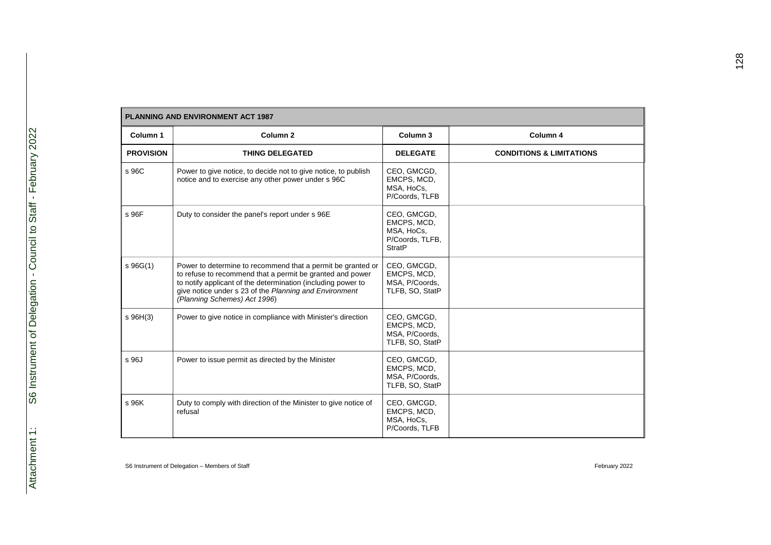| PLANNING AND ENVIRONMENT ACT 1987 | | | |
|---|---|---|---|
| **Column 1** | **Column 2** | **Column 3** | **Column 4** |
| **PROVISION** | **THING DELEGATED** | **DELEGATE** | **CONDITIONS & LIMITATIONS** |
| s 96C | Power to give notice, to decide not to give notice, to publish notice and to exercise any other power under s 96C | CEO, GMCGD, EMCPS, MCD, MSA, HoCs, P/Coords, TLFB | |
| s 96F | Duty to consider the panel's report under s 96E | CEO, GMCGD, EMCPS, MCD, MSA, HoCs, P/Coords, TLFB, StratP | |
| s 96G(1) | Power to determine to recommend that a permit be granted or to refuse to recommend that a permit be granted and power to notify applicant of the determination (including power to give notice under s 23 of the *Planning and Environment (Planning Schemes) Act 1996*) | CEO, GMCGD, EMCPS, MCD, MSA, P/Coords, TLFB, SO, StatP | |
| s 96H(3) | Power to give notice in compliance with Minister's direction | CEO, GMCGD, EMCPS, MCD, MSA, P/Coords, TLFB, SO, StatP | |
| s 96J | Power to issue permit as directed by the Minister | CEO, GMCGD, EMCPS, MCD, MSA, P/Coords, TLFB, SO, StatP | |
| s 96K | Duty to comply with direction of the Minister to give notice of refusal | CEO, GMCGD, EMCPS, MCD, MSA, HoCs, P/Coords, TLFB | |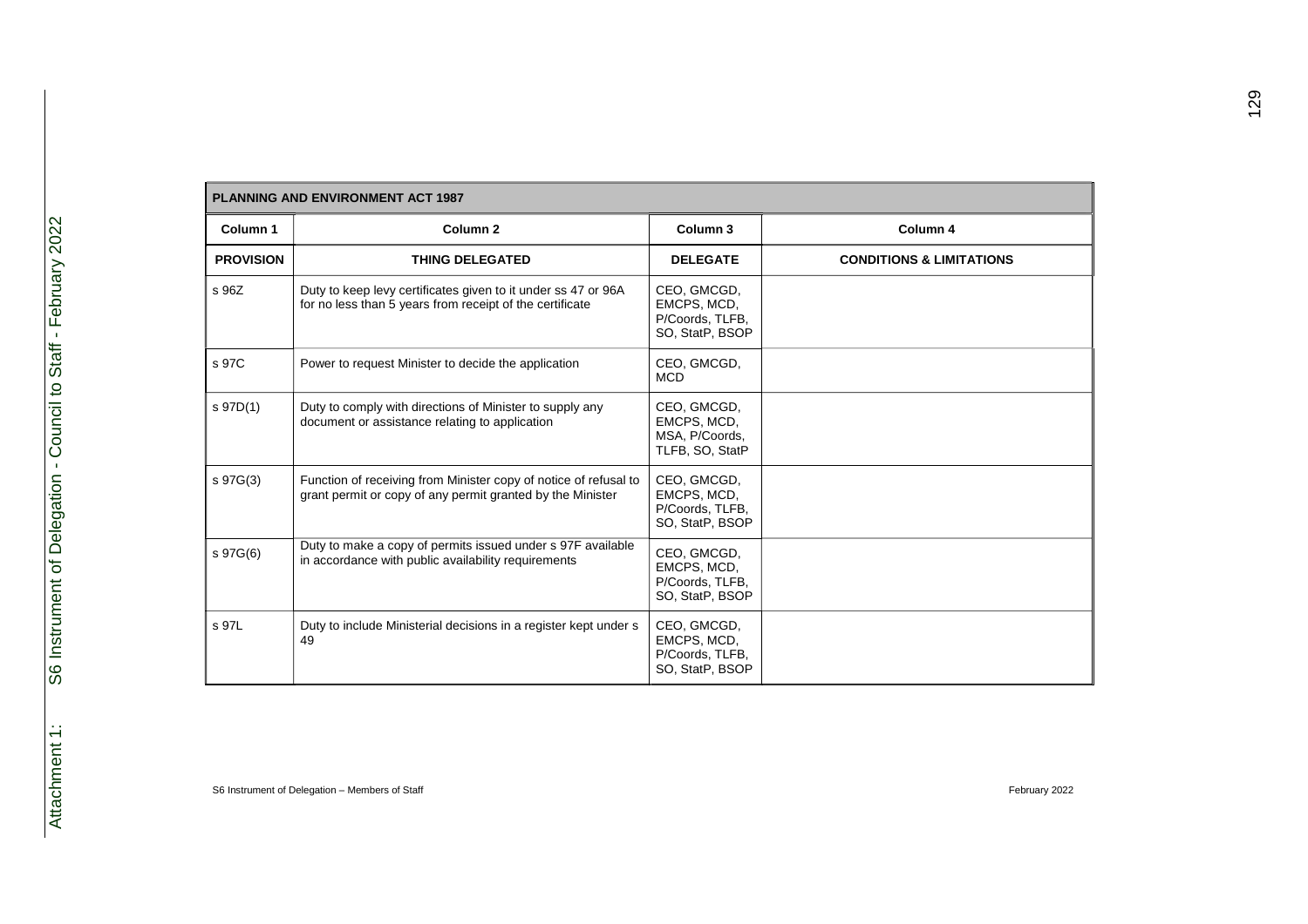| PLANNING AND ENVIRONMENT ACT 1987 | | | |
|---|---|---|---|
| **Column 1** | **Column 2** | **Column 3** | **Column 4** |
| **PROVISION** | **THING DELEGATED** | **DELEGATE** | **CONDITIONS & LIMITATIONS** |
| s 96Z | Duty to keep levy certificates given to it under ss 47 or 96A for no less than 5 years from receipt of the certificate | CEO, GMCGD, EMCPS, MCD, P/Coords, TLFB, SO, StatP, BSOP | |
| s 97C | Power to request Minister to decide the application | CEO, GMCGD, MCD | |
| s 97D(1) | Duty to comply with directions of Minister to supply any document or assistance relating to application | CEO, GMCGD, EMCPS, MCD, MSA, P/Coords, TLFB, SO, StatP | |
| s 97G(3) | Function of receiving from Minister copy of notice of refusal to grant permit or copy of any permit granted by the Minister | CEO, GMCGD, EMCPS, MCD, P/Coords, TLFB, SO, StatP, BSOP | |
| s 97G(6) | Duty to make a copy of permits issued under s 97F available in accordance with public availability requirements | CEO, GMCGD, EMCPS, MCD, P/Coords, TLFB, SO, StatP, BSOP | |
| s 97L | Duty to include Ministerial decisions in a register kept under s 49 | CEO, GMCGD, EMCPS, MCD, P/Coords, TLFB, SO, StatP, BSOP | |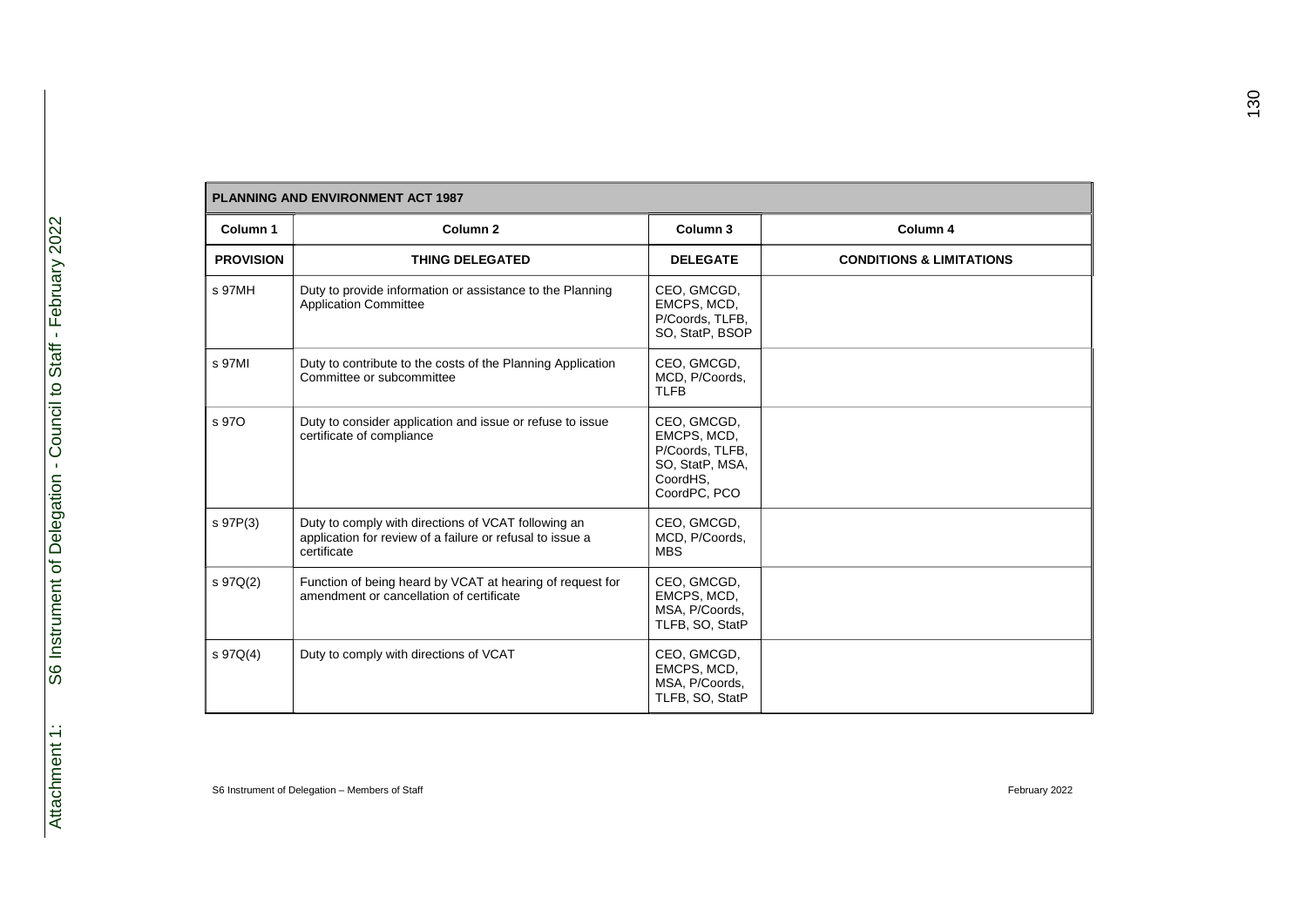| PLANNING AND ENVIRONMENT ACT 1987 | | | |
|---|---|---|---|
| **Column 1** | **Column 2** | **Column 3** | **Column 4** |
| **PROVISION** | **THING DELEGATED** | **DELEGATE** | **CONDITIONS & LIMITATIONS** |
| s 97MH | Duty to provide information or assistance to the Planning Application Committee | CEO, GMCGD, EMCPS, MCD, P/Coords, TLFB, SO, StatP, BSOP | |
| s 97MI | Duty to contribute to the costs of the Planning Application Committee or subcommittee | CEO, GMCGD, MCD, P/Coords, TLFB | |
| s 97O | Duty to consider application and issue or refuse to issue certificate of compliance | CEO, GMCGD, EMCPS, MCD, P/Coords, TLFB, SO, StatP, MSA, CoordHS, CoordPC, PCO | |
| s 97P(3) | Duty to comply with directions of VCAT following an application for review of a failure or refusal to issue a certificate | CEO, GMCGD, MCD, P/Coords, MBS | |
| s 97Q(2) | Function of being heard by VCAT at hearing of request for amendment or cancellation of certificate | CEO, GMCGD, EMCPS, MCD, MSA, P/Coords, TLFB, SO, StatP | |
| s 97Q(4) | Duty to comply with directions of VCAT | CEO, GMCGD, EMCPS, MCD, MSA, P/Coords, TLFB, SO, StatP | |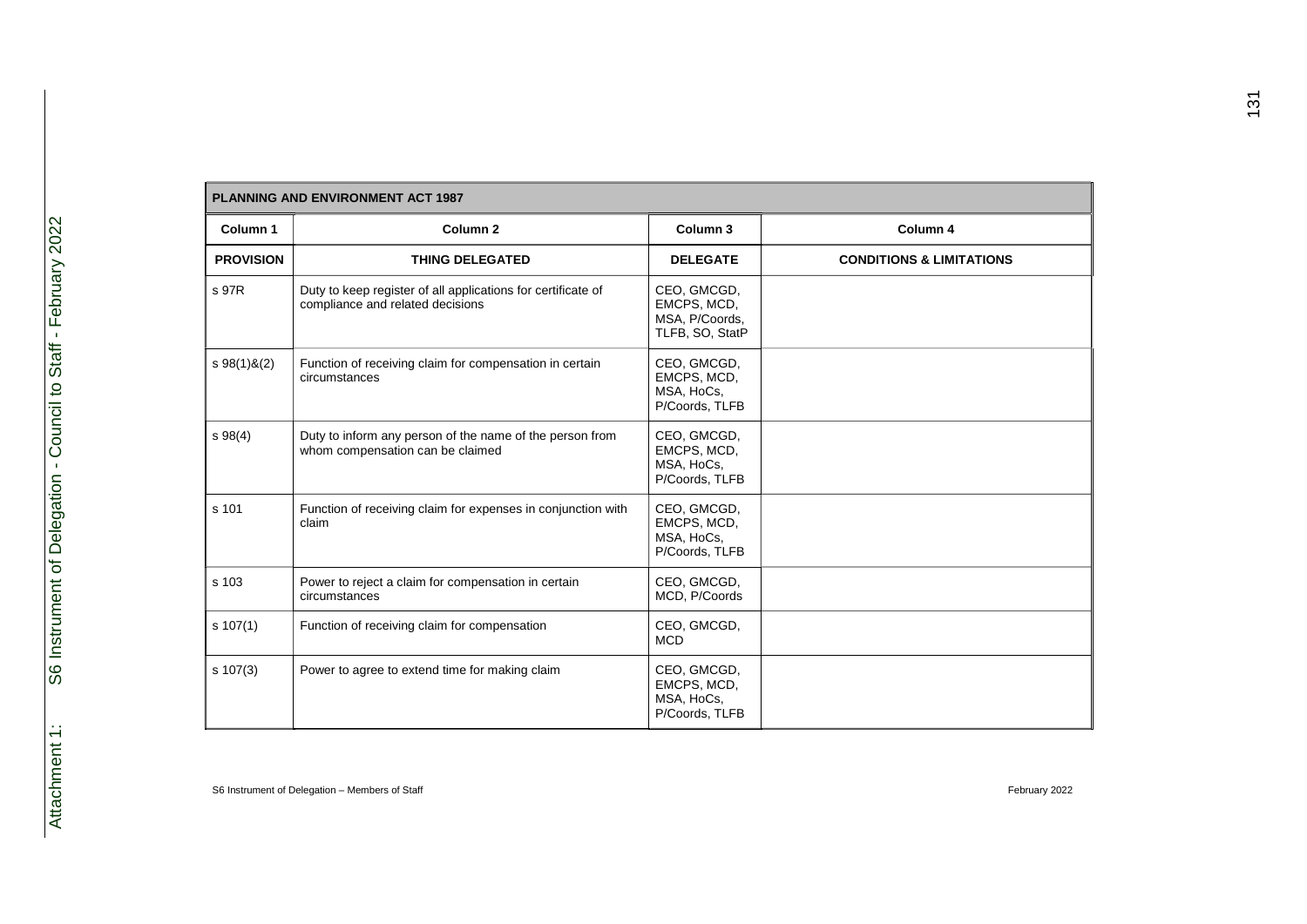| PLANNING AND ENVIRONMENT ACT 1987 | | | |
|---|---|---|---|
| **Column 1** | **Column 2** | **Column 3** | **Column 4** |
| **PROVISION** | **THING DELEGATED** | **DELEGATE** | **CONDITIONS & LIMITATIONS** |
| s 97R | Duty to keep register of all applications for certificate of compliance and related decisions | CEO, GMCGD, EMCPS, MCD, MSA, P/Coords, TLFB, SO, StatP | |
| s 98(1)&(2) | Function of receiving claim for compensation in certain circumstances | CEO, GMCGD, EMCPS, MCD, MSA, HoCs, P/Coords, TLFB | |
| s 98(4) | Duty to inform any person of the name of the person from whom compensation can be claimed | CEO, GMCGD, EMCPS, MCD, MSA, HoCs, P/Coords, TLFB | |
| s 101 | Function of receiving claim for expenses in conjunction with claim | CEO, GMCGD, EMCPS, MCD, MSA, HoCs, P/Coords, TLFB | |
| s 103 | Power to reject a claim for compensation in certain circumstances | CEO, GMCGD, MCD, P/Coords | |
| s 107(1) | Function of receiving claim for compensation | CEO, GMCGD, MCD | |
| s 107(3) | Power to agree to extend time for making claim | CEO, GMCGD, EMCPS, MCD, MSA, HoCs, P/Coords, TLFB | |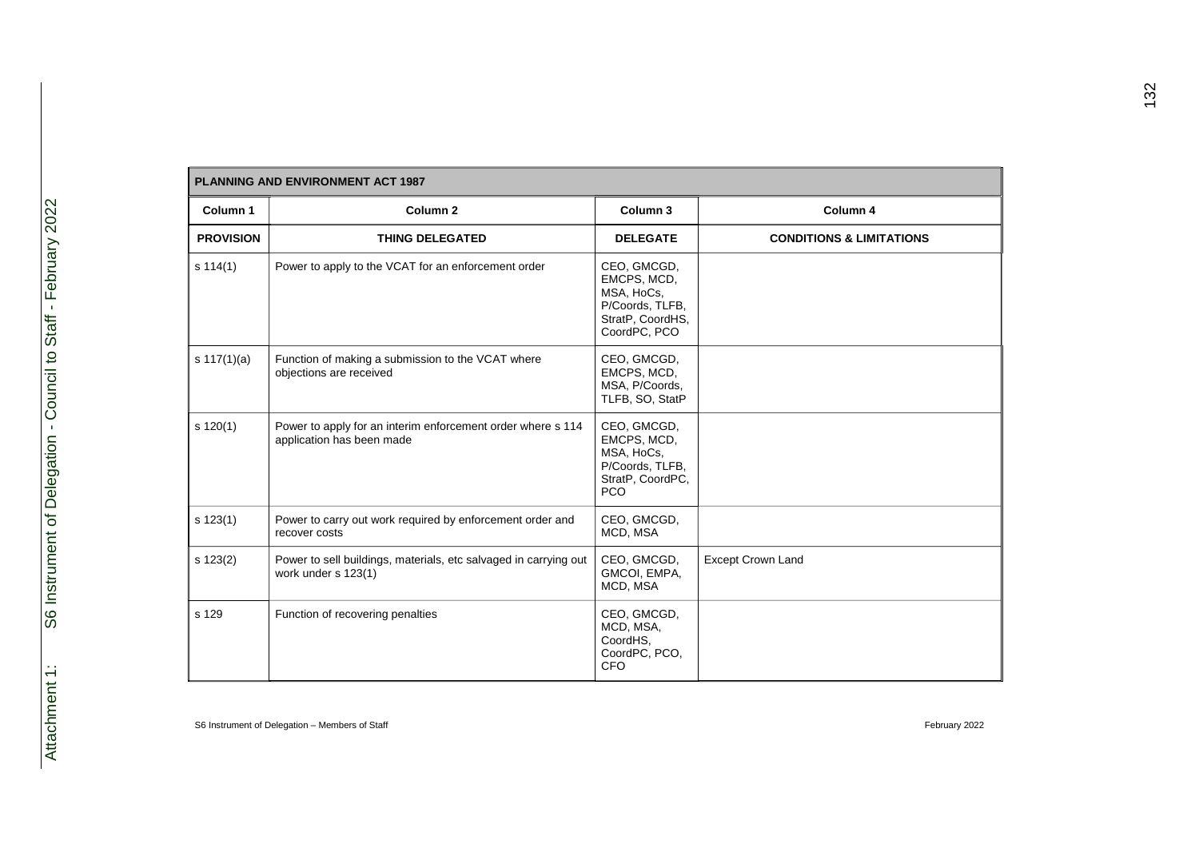| PLANNING AND ENVIRONMENT ACT 1987 | | | |
|---|---|---|---|
| **Column 1** | **Column 2** | **Column 3** | **Column 4** |
| **PROVISION** | **THING DELEGATED** | **DELEGATE** | **CONDITIONS & LIMITATIONS** |
| s 114(1) | Power to apply to the VCAT for an enforcement order | CEO, GMCGD, EMCPS, MCD, MSA, HoCs, P/Coords, TLFB, StratP, CoordHS, CoordPC, PCO | |
| s 117(1)(a) | Function of making a submission to the VCAT where objections are received | CEO, GMCGD, EMCPS, MCD, MSA, P/Coords, TLFB, SO, StatP | |
| s 120(1) | Power to apply for an interim enforcement order where s 114 application has been made | CEO, GMCGD, EMCPS, MCD, MSA, HoCs, P/Coords, TLFB, StratP, CoordPC, PCO | |
| s 123(1) | Power to carry out work required by enforcement order and recover costs | CEO, GMCGD, MCD, MSA | |
| s 123(2) | Power to sell buildings, materials, etc salvaged in carrying out work under s 123(1) | CEO, GMCGD, GMCOI, EMPA, MCD, MSA | Except Crown Land |
| s 129 | Function of recovering penalties | CEO, GMCGD, MCD, MSA, CoordHS, CoordPC, PCO, CFO | |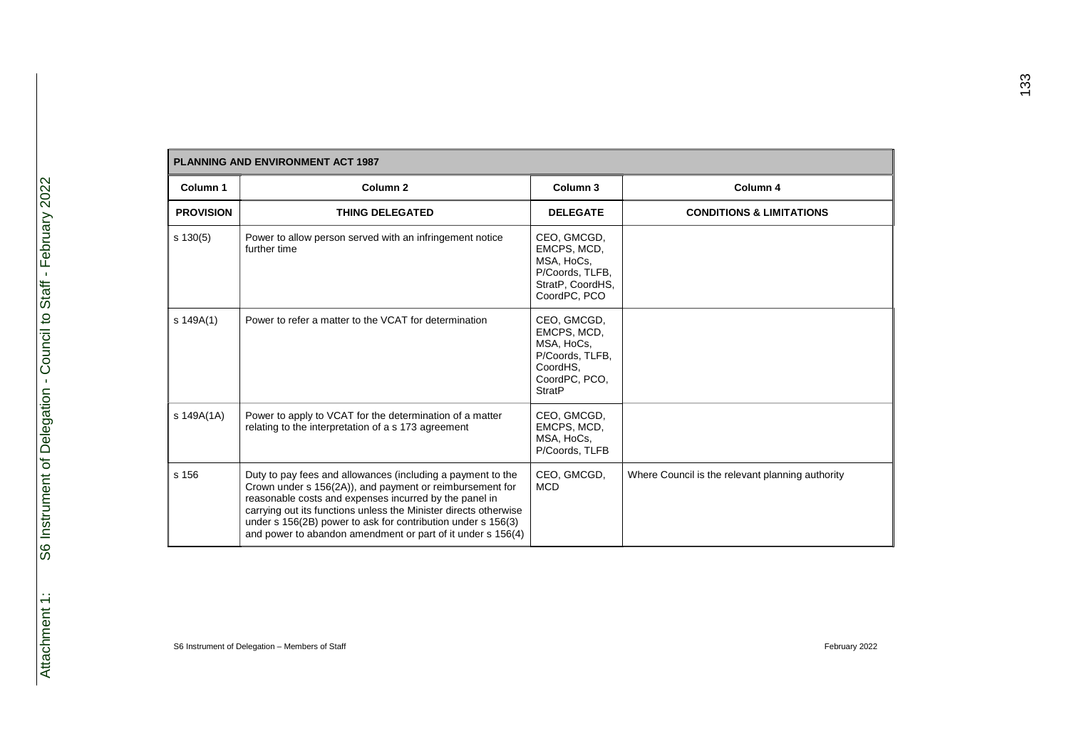| PLANNING AND ENVIRONMENT ACT 1987 | | | |
|---|---|---|---|
| **Column 1** | **Column 2** | **Column 3** | **Column 4** |
| **PROVISION** | **THING DELEGATED** | **DELEGATE** | **CONDITIONS & LIMITATIONS** |
| s 130(5) | Power to allow person served with an infringement notice further time | CEO, GMCGD, EMCPS, MCD, MSA, HoCs, P/Coords, TLFB, StratP, CoordHS, CoordPC, PCO | |
| s 149A(1) | Power to refer a matter to the VCAT for determination | CEO, GMCGD, EMCPS, MCD, MSA, HoCs, P/Coords, TLFB, CoordHS, CoordPC, PCO, StratP | |
| s 149A(1A) | Power to apply to VCAT for the determination of a matter relating to the interpretation of a s 173 agreement | CEO, GMCGD, EMCPS, MCD, MSA, HoCs, P/Coords, TLFB | |
| s 156 | Duty to pay fees and allowances (including a payment to the Crown under s 156(2A)), and payment or reimbursement for reasonable costs and expenses incurred by the panel in carrying out its functions unless the Minister directs otherwise under s 156(2B) power to ask for contribution under s 156(3) and power to abandon amendment or part of it under s 156(4) | CEO, GMCGD, MCD | Where Council is the relevant planning authority |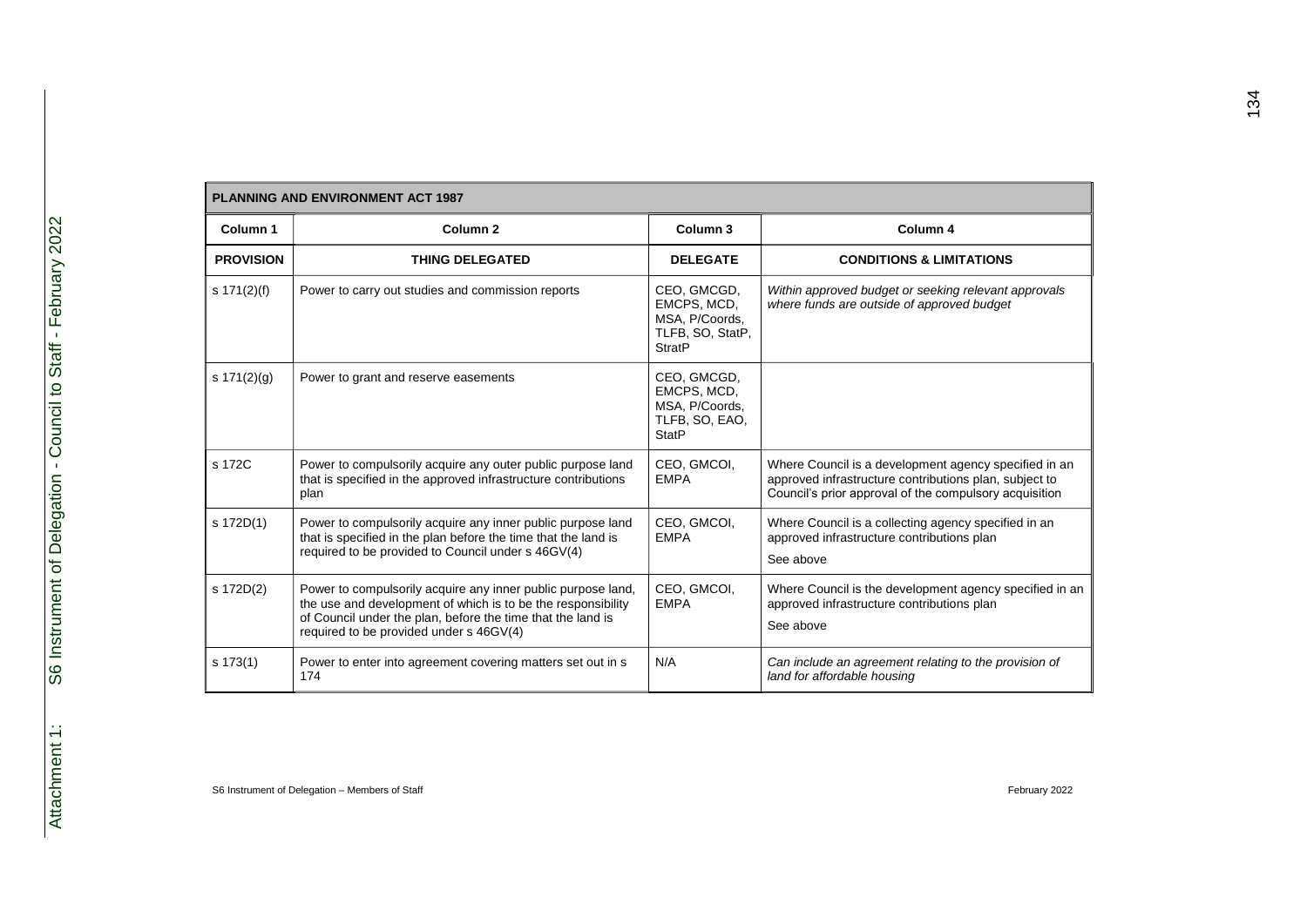| PLANNING AND ENVIRONMENT ACT 1987 | | | |
|---|---|---|---|
| **Column 1** | **Column 2** | **Column 3** | **Column 4** |
| **PROVISION** | **THING DELEGATED** | **DELEGATE** | **CONDITIONS & LIMITATIONS** |
| s 171(2)(f) | Power to carry out studies and commission reports | CEO, GMCGD, EMCPS, MCD, MSA, P/Coords, TLFB, SO, StatP, StratP | *Within approved budget or seeking relevant approvals where funds are outside of approved budget* |
| s 171(2)(g) | Power to grant and reserve easements | CEO, GMCGD, EMCPS, MCD, MSA, P/Coords, TLFB, SO, EAO, StatP | |
| s 172C | Power to compulsorily acquire any outer public purpose land that is specified in the approved infrastructure contributions plan | CEO, GMCOI, EMPA | Where Council is a development agency specified in an approved infrastructure contributions plan, subject to Council's prior approval of the compulsory acquisition |
| s 172D(1) | Power to compulsorily acquire any inner public purpose land that is specified in the plan before the time that the land is required to be provided to Council under s 46GV(4) | CEO, GMCOI, EMPA | Where Council is a collecting agency specified in an approved infrastructure contributions plan<br><br>See above |
| s 172D(2) | Power to compulsorily acquire any inner public purpose land, the use and development of which is to be the responsibility of Council under the plan, before the time that the land is required to be provided under s 46GV(4) | CEO, GMCOI, EMPA | Where Council is the development agency specified in an approved infrastructure contributions plan<br><br>See above |
| s 173(1) | Power to enter into agreement covering matters set out in s 174 | N/A | *Can include an agreement relating to the provision of land for affordable housing* |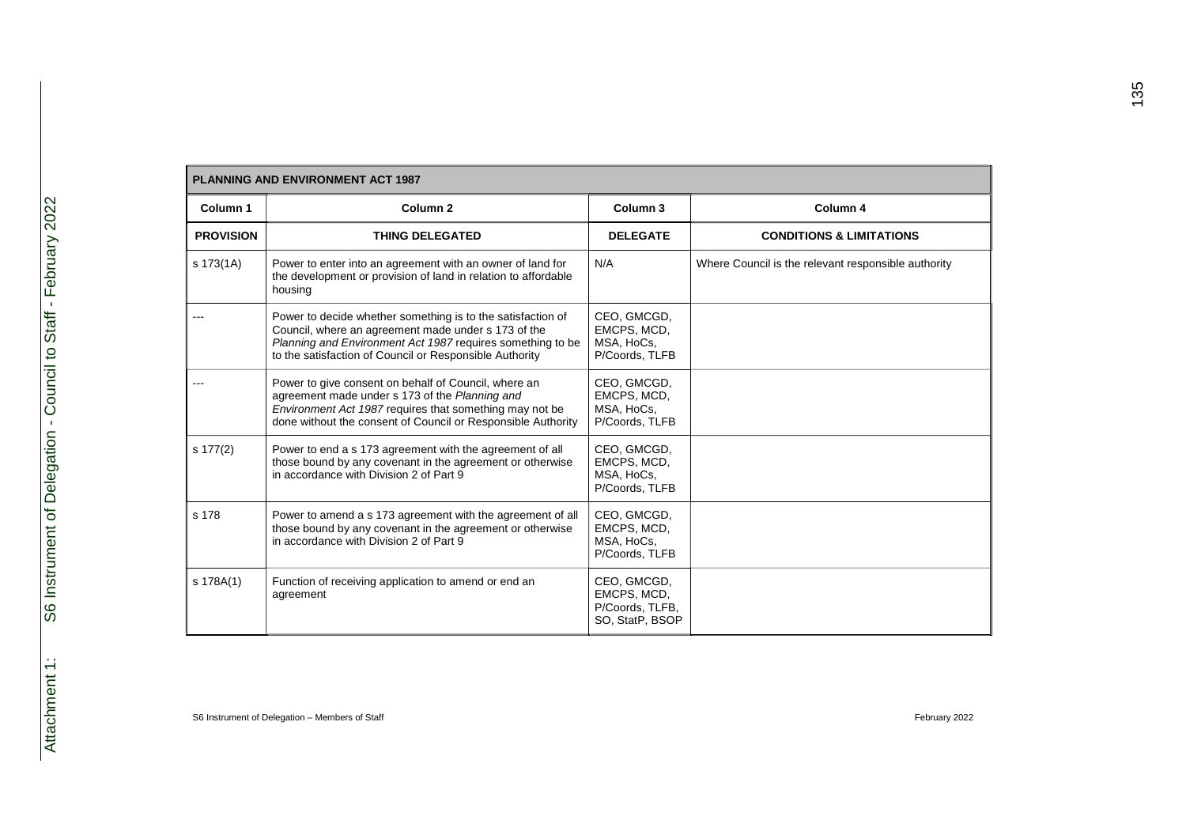| PLANNING AND ENVIRONMENT ACT 1987 | | | |
|---|---|---|---|
| **Column 1** | **Column 2** | **Column 3** | **Column 4** |
| **PROVISION** | **THING DELEGATED** | **DELEGATE** | **CONDITIONS & LIMITATIONS** |
| s 173(1A) | Power to enter into an agreement with an owner of land for the development or provision of land in relation to affordable housing | N/A | Where Council is the relevant responsible authority |
| --- | Power to decide whether something is to the satisfaction of Council, where an agreement made under s 173 of the *Planning and Environment Act 1987* requires something to be to the satisfaction of Council or Responsible Authority | CEO, GMCGD, EMCPS, MCD, MSA, HoCs, P/Coords, TLFB | |
| --- | Power to give consent on behalf of Council, where an agreement made under s 173 of the *Planning and Environment Act 1987* requires that something may not be done without the consent of Council or Responsible Authority | CEO, GMCGD, EMCPS, MCD, MSA, HoCs, P/Coords, TLFB | |
| s 177(2) | Power to end a s 173 agreement with the agreement of all those bound by any covenant in the agreement or otherwise in accordance with Division 2 of Part 9 | CEO, GMCGD, EMCPS, MCD, MSA, HoCs, P/Coords, TLFB | |
| s 178 | Power to amend a s 173 agreement with the agreement of all those bound by any covenant in the agreement or otherwise in accordance with Division 2 of Part 9 | CEO, GMCGD, EMCPS, MCD, MSA, HoCs, P/Coords, TLFB | |
| s 178A(1) | Function of receiving application to amend or end an agreement | CEO, GMCGD, EMCPS, MCD, P/Coords, TLFB, SO, StatP, BSOP | |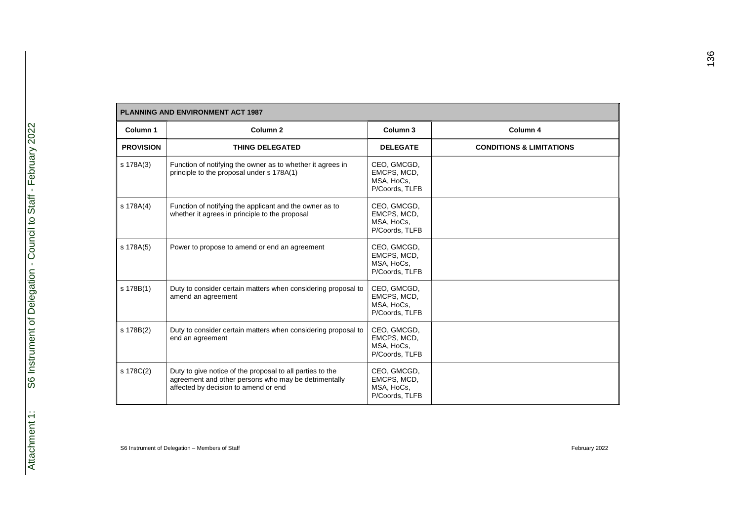| PLANNING AND ENVIRONMENT ACT 1987 | | | |
|---|---|---|---|
| **Column 1** | **Column 2** | **Column 3** | **Column 4** |
| **PROVISION** | **THING DELEGATED** | **DELEGATE** | **CONDITIONS & LIMITATIONS** |
| s 178A(3) | Function of notifying the owner as to whether it agrees in principle to the proposal under s 178A(1) | CEO, GMCGD, EMCPS, MCD, MSA, HoCs, P/Coords, TLFB | |
| s 178A(4) | Function of notifying the applicant and the owner as to whether it agrees in principle to the proposal | CEO, GMCGD, EMCPS, MCD, MSA, HoCs, P/Coords, TLFB | |
| s 178A(5) | Power to propose to amend or end an agreement | CEO, GMCGD, EMCPS, MCD, MSA, HoCs, P/Coords, TLFB | |
| s 178B(1) | Duty to consider certain matters when considering proposal to amend an agreement | CEO, GMCGD, EMCPS, MCD, MSA, HoCs, P/Coords, TLFB | |
| s 178B(2) | Duty to consider certain matters when considering proposal to end an agreement | CEO, GMCGD, EMCPS, MCD, MSA, HoCs, P/Coords, TLFB | |
| s 178C(2) | Duty to give notice of the proposal to all parties to the agreement and other persons who may be detrimentally affected by decision to amend or end | CEO, GMCGD, EMCPS, MCD, MSA, HoCs, P/Coords, TLFB | |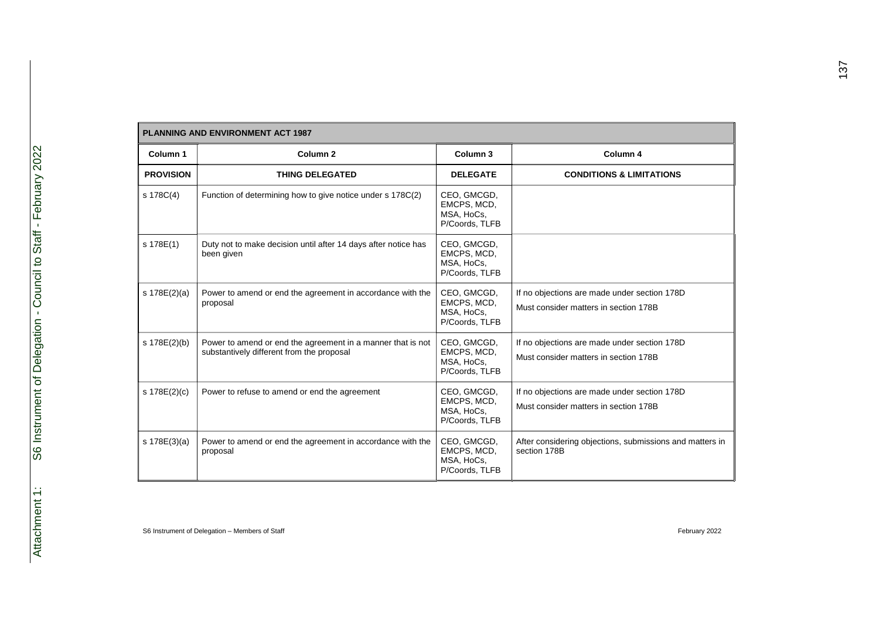| PLANNING AND ENVIRONMENT ACT 1987 | | | |
|---|---|---|---|
| **Column 1** | **Column 2** | **Column 3** | **Column 4** |
| **PROVISION** | **THING DELEGATED** | **DELEGATE** | **CONDITIONS & LIMITATIONS** |
| s 178C(4) | Function of determining how to give notice under s 178C(2) | CEO, GMCGD, EMCPS, MCD, MSA, HoCs, P/Coords, TLFB | |
| s 178E(1) | Duty not to make decision until after 14 days after notice has been given | CEO, GMCGD, EMCPS, MCD, MSA, HoCs, P/Coords, TLFB | |
| s 178E(2)(a) | Power to amend or end the agreement in accordance with the proposal | CEO, GMCGD, EMCPS, MCD, MSA, HoCs, P/Coords, TLFB | If no objections are made under section 178D<br>Must consider matters in section 178B |
| s 178E(2)(b) | Power to amend or end the agreement in a manner that is not substantively different from the proposal | CEO, GMCGD, EMCPS, MCD, MSA, HoCs, P/Coords, TLFB | If no objections are made under section 178D<br>Must consider matters in section 178B |
| s 178E(2)(c) | Power to refuse to amend or end the agreement | CEO, GMCGD, EMCPS, MCD, MSA, HoCs, P/Coords, TLFB | If no objections are made under section 178D<br>Must consider matters in section 178B |
| s 178E(3)(a) | Power to amend or end the agreement in accordance with the proposal | CEO, GMCGD, EMCPS, MCD, MSA, HoCs, P/Coords, TLFB | After considering objections, submissions and matters in section 178B |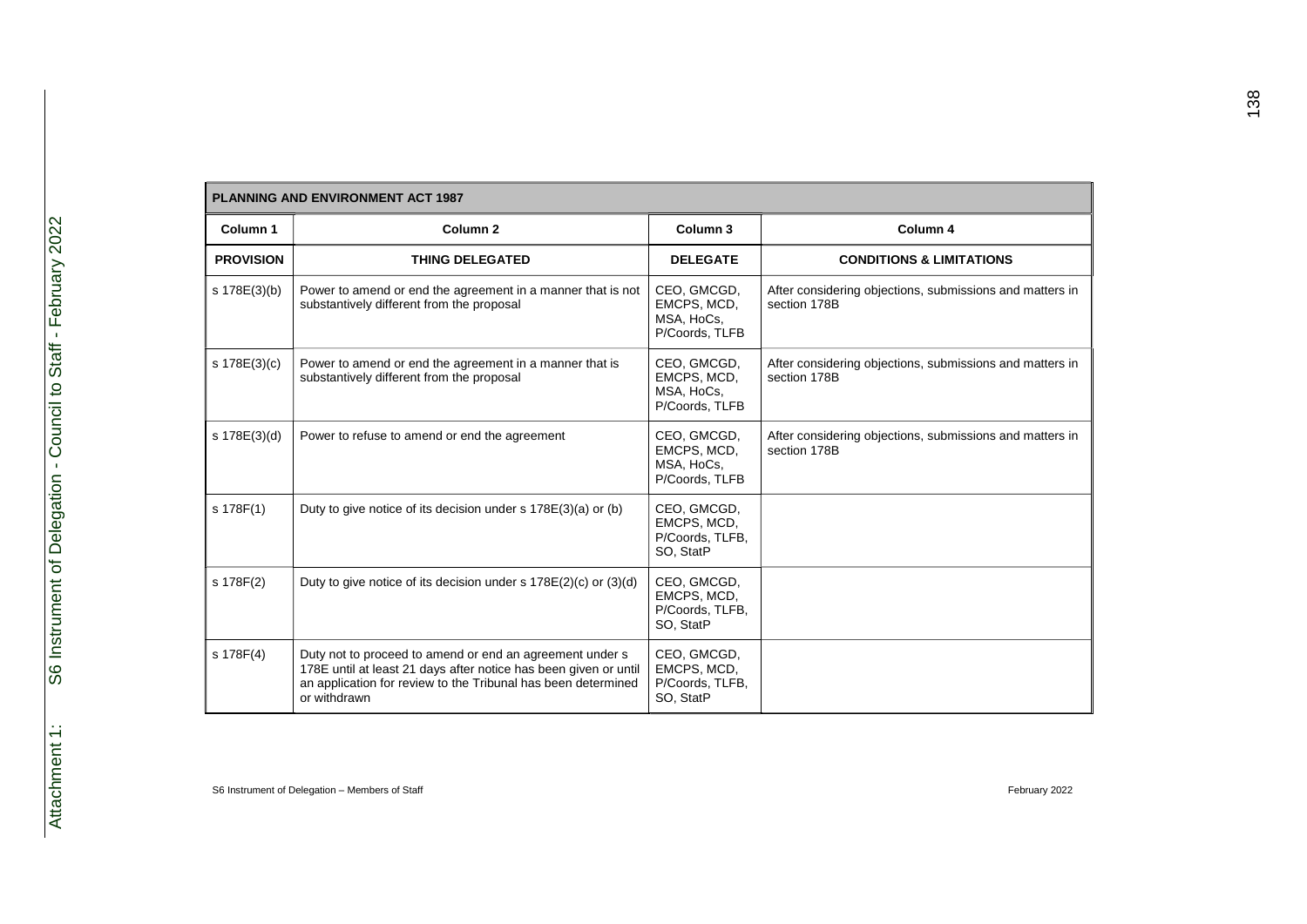| PLANNING AND ENVIRONMENT ACT 1987 | | | |
|---|---|---|---|
| **Column 1** | **Column 2** | **Column 3** | **Column 4** |
| **PROVISION** | **THING DELEGATED** | **DELEGATE** | **CONDITIONS & LIMITATIONS** |
| s 178E(3)(b) | Power to amend or end the agreement in a manner that is not substantively different from the proposal | CEO, GMCGD, EMCPS, MCD, MSA, HoCs, P/Coords, TLFB | After considering objections, submissions and matters in section 178B |
| s 178E(3)(c) | Power to amend or end the agreement in a manner that is substantively different from the proposal | CEO, GMCGD, EMCPS, MCD, MSA, HoCs, P/Coords, TLFB | After considering objections, submissions and matters in section 178B |
| s 178E(3)(d) | Power to refuse to amend or end the agreement | CEO, GMCGD, EMCPS, MCD, MSA, HoCs, P/Coords, TLFB | After considering objections, submissions and matters in section 178B |
| s 178F(1) | Duty to give notice of its decision under s 178E(3)(a) or (b) | CEO, GMCGD, EMCPS, MCD, P/Coords, TLFB, SO, StatP | |
| s 178F(2) | Duty to give notice of its decision under s 178E(2)(c) or (3)(d) | CEO, GMCGD, EMCPS, MCD, P/Coords, TLFB, SO, StatP | |
| s 178F(4) | Duty not to proceed to amend or end an agreement under s 178E until at least 21 days after notice has been given or until an application for review to the Tribunal has been determined or withdrawn | CEO, GMCGD, EMCPS, MCD, P/Coords, TLFB, SO, StatP | |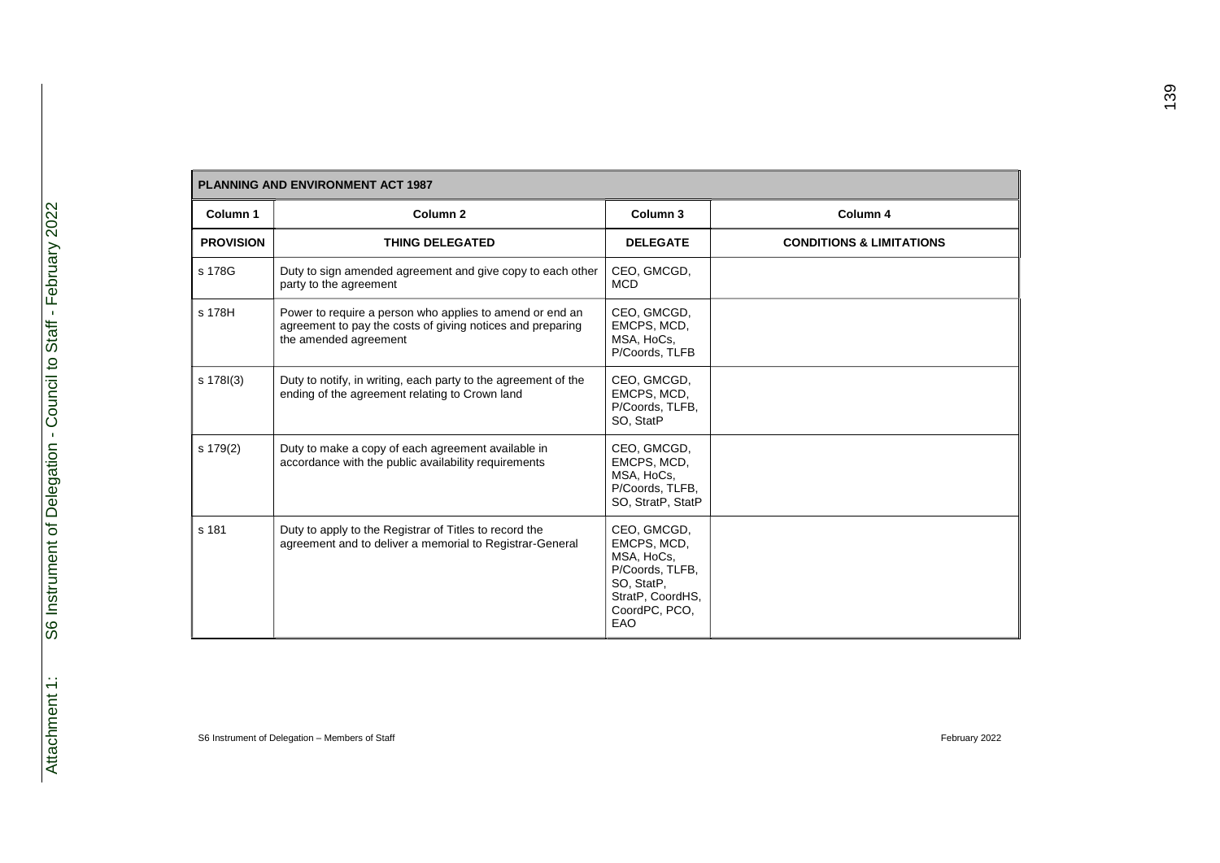| PLANNING AND ENVIRONMENT ACT 1987 | | | |
|---|---|---|---|
| **Column 1** | **Column 2** | **Column 3** | **Column 4** |
| **PROVISION** | **THING DELEGATED** | **DELEGATE** | **CONDITIONS & LIMITATIONS** |
| s 178G | Duty to sign amended agreement and give copy to each other party to the agreement | CEO, GMCGD, MCD | |
| s 178H | Power to require a person who applies to amend or end an agreement to pay the costs of giving notices and preparing the amended agreement | CEO, GMCGD, EMCPS, MCD, MSA, HoCs, P/Coords, TLFB | |
| s 178I(3) | Duty to notify, in writing, each party to the agreement of the ending of the agreement relating to Crown land | CEO, GMCGD, EMCPS, MCD, P/Coords, TLFB, SO, StatP | |
| s 179(2) | Duty to make a copy of each agreement available in accordance with the public availability requirements | CEO, GMCGD, EMCPS, MCD, MSA, HoCs, P/Coords, TLFB, SO, StratP, StatP | |
| s 181 | Duty to apply to the Registrar of Titles to record the agreement and to deliver a memorial to Registrar-General | CEO, GMCGD, EMCPS, MCD, MSA, HoCs, P/Coords, TLFB, SO, StatP, StratP, CoordHS, CoordPC, PCO, EAO | |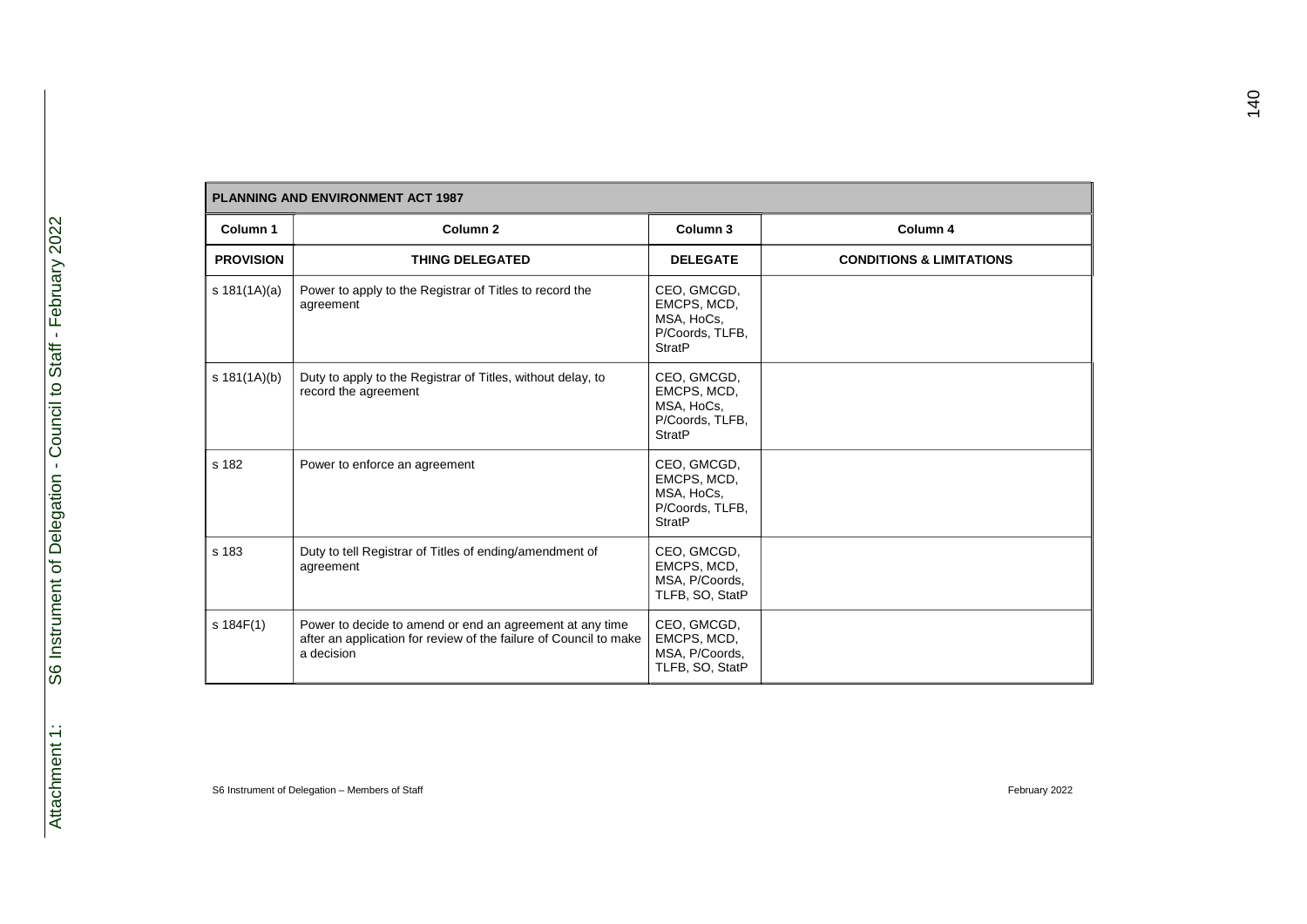| PLANNING AND ENVIRONMENT ACT 1987 | | | |
|---|---|---|---|
| **Column 1** | **Column 2** | **Column 3** | **Column 4** |
| **PROVISION** | **THING DELEGATED** | **DELEGATE** | **CONDITIONS & LIMITATIONS** |
| s 181(1A)(a) | Power to apply to the Registrar of Titles to record the agreement | CEO, GMCGD, EMCPS, MCD, MSA, HoCs, P/Coords, TLFB, StratP | |
| s 181(1A)(b) | Duty to apply to the Registrar of Titles, without delay, to record the agreement | CEO, GMCGD, EMCPS, MCD, MSA, HoCs, P/Coords, TLFB, StratP | |
| s 182 | Power to enforce an agreement | CEO, GMCGD, EMCPS, MCD, MSA, HoCs, P/Coords, TLFB, StratP | |
| s 183 | Duty to tell Registrar of Titles of ending/amendment of agreement | CEO, GMCGD, EMCPS, MCD, MSA, P/Coords, TLFB, SO, StatP | |
| s 184F(1) | Power to decide to amend or end an agreement at any time after an application for review of the failure of Council to make a decision | CEO, GMCGD, EMCPS, MCD, MSA, P/Coords, TLFB, SO, StatP | |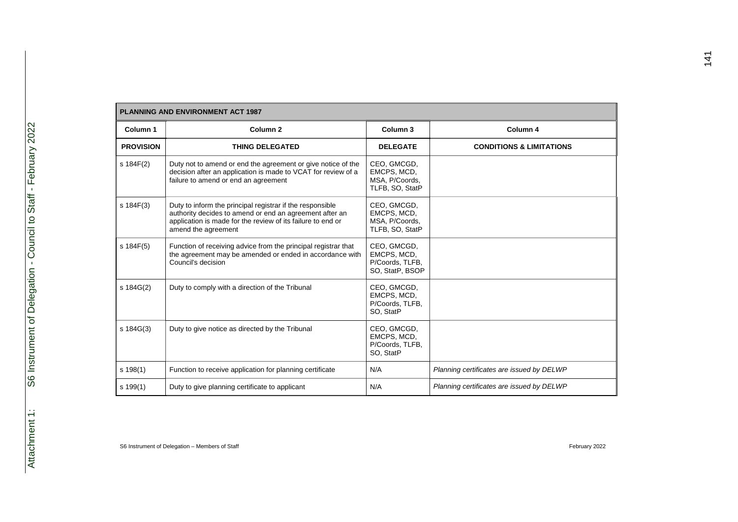| PLANNING AND ENVIRONMENT ACT 1987 | | | |
|---|---|---|---|
| **Column 1** | **Column 2** | **Column 3** | **Column 4** |
| **PROVISION** | **THING DELEGATED** | **DELEGATE** | **CONDITIONS & LIMITATIONS** |
| s 184F(2) | Duty not to amend or end the agreement or give notice of the decision after an application is made to VCAT for review of a failure to amend or end an agreement | CEO, GMCGD, EMCPS, MCD, MSA, P/Coords, TLFB, SO, StatP | |
| s 184F(3) | Duty to inform the principal registrar if the responsible authority decides to amend or end an agreement after an application is made for the review of its failure to end or amend the agreement | CEO, GMCGD, EMCPS, MCD, MSA, P/Coords, TLFB, SO, StatP | |
| s 184F(5) | Function of receiving advice from the principal registrar that the agreement may be amended or ended in accordance with Council's decision | CEO, GMCGD, EMCPS, MCD, P/Coords, TLFB, SO, StatP, BSOP | |
| s 184G(2) | Duty to comply with a direction of the Tribunal | CEO, GMCGD, EMCPS, MCD, P/Coords, TLFB, SO, StatP | |
| s 184G(3) | Duty to give notice as directed by the Tribunal | CEO, GMCGD, EMCPS, MCD, P/Coords, TLFB, SO, StatP | |
| s 198(1) | Function to receive application for planning certificate | N/A | *Planning certificates are issued by DELWP* |
| s 199(1) | Duty to give planning certificate to applicant | N/A | *Planning certificates are issued by DELWP* |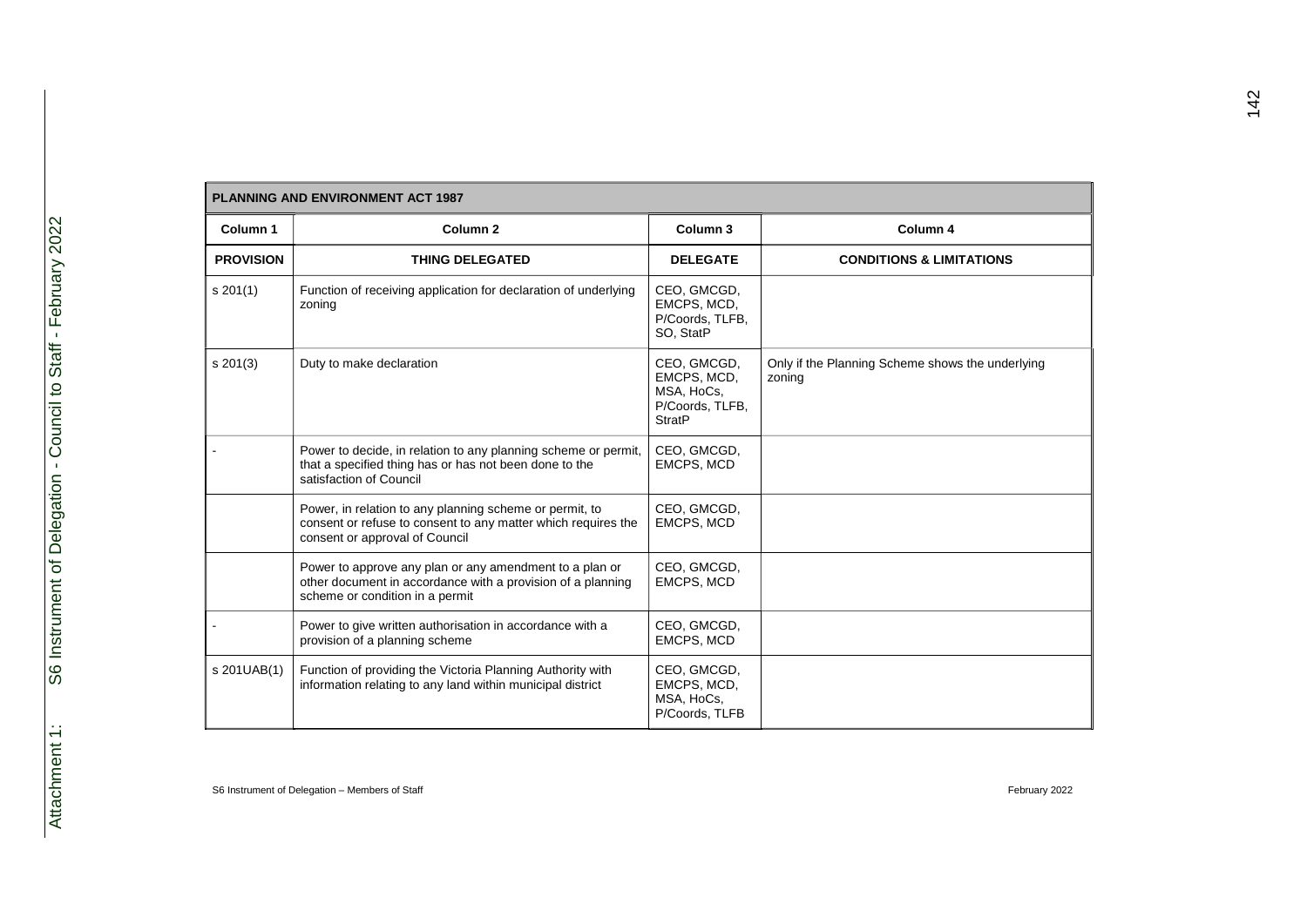| PLANNING AND ENVIRONMENT ACT 1987 | | | |
|---|---|---|---|
| **Column 1** | **Column 2** | **Column 3** | **Column 4** |
| **PROVISION** | **THING DELEGATED** | **DELEGATE** | **CONDITIONS & LIMITATIONS** |
| s 201(1) | Function of receiving application for declaration of underlying zoning | CEO, GMCGD, EMCPS, MCD, P/Coords, TLFB, SO, StatP | |
| s 201(3) | Duty to make declaration | CEO, GMCGD, EMCPS, MCD, MSA, HoCs, P/Coords, TLFB, StratP | Only if the Planning Scheme shows the underlying zoning |
| - | Power to decide, in relation to any planning scheme or permit, that a specified thing has or has not been done to the satisfaction of Council | CEO, GMCGD, EMCPS, MCD | |
| | Power, in relation to any planning scheme or permit, to consent or refuse to consent to any matter which requires the consent or approval of Council | CEO, GMCGD, EMCPS, MCD | |
| | Power to approve any plan or any amendment to a plan or other document in accordance with a provision of a planning scheme or condition in a permit | CEO, GMCGD, EMCPS, MCD | |
| - | Power to give written authorisation in accordance with a provision of a planning scheme | CEO, GMCGD, EMCPS, MCD | |
| s 201UAB(1) | Function of providing the Victoria Planning Authority with information relating to any land within municipal district | CEO, GMCGD, EMCPS, MCD, MSA, HoCs, P/Coords, TLFB | |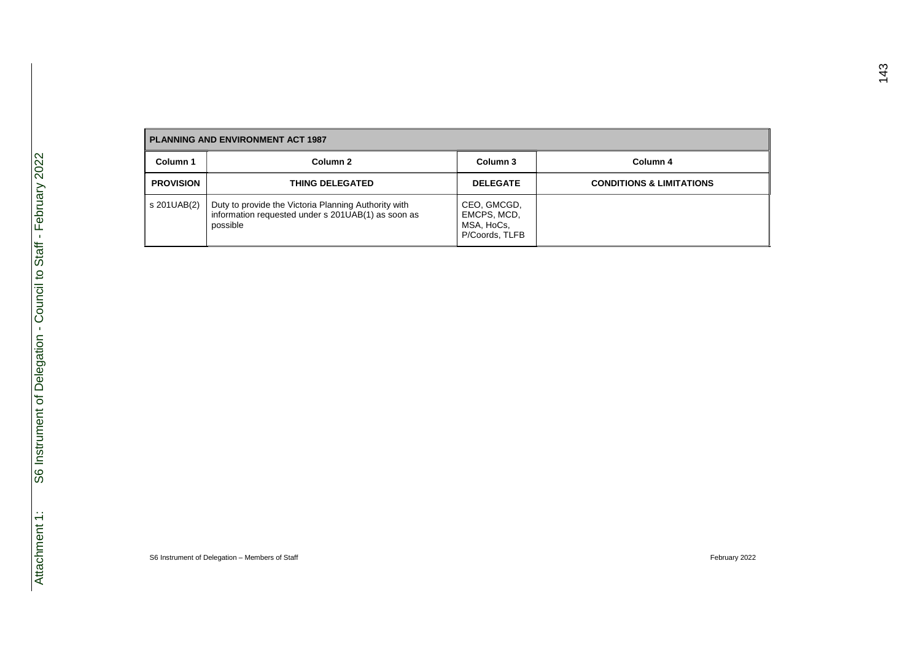| PLANNING AND ENVIRONMENT ACT 1987 | | | |
|---|---|---|---|
| Column 1 | Column 2 | Column 3 | Column 4 |
| **PROVISION** | **THING DELEGATED** | **DELEGATE** | **CONDITIONS & LIMITATIONS** |
| s 201UAB(2) | Duty to provide the Victoria Planning Authority with information requested under s 201UAB(1) as soon as possible | CEO, GMCGD, EMCPS, MCD, MSA, HoCs, P/Coords, TLFB | |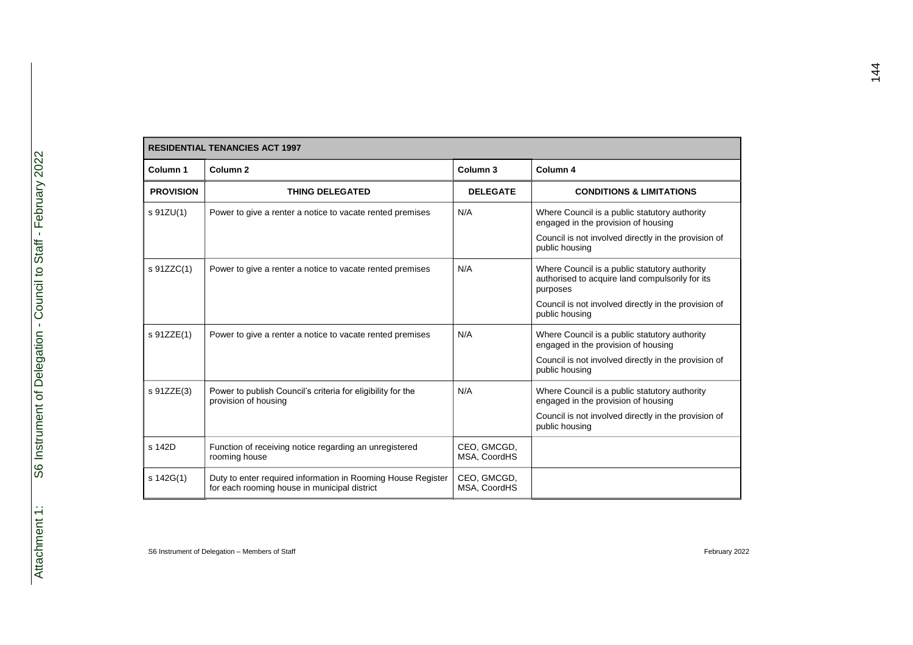| RESIDENTIAL TENANCIES ACT 1997 | | | |
|---|---|---|---|
| Column 1 | Column 2 | Column 3 | Column 4 |
| **PROVISION** | **THING DELEGATED** | **DELEGATE** | **CONDITIONS & LIMITATIONS** |
| s 91ZU(1) | Power to give a renter a notice to vacate rented premises | N/A | Where Council is a public statutory authority engaged in the provision of housing<br><br>Council is not involved directly in the provision of public housing |
| s 91ZZC(1) | Power to give a renter a notice to vacate rented premises | N/A | Where Council is a public statutory authority authorised to acquire land compulsorily for its purposes<br><br>Council is not involved directly in the provision of public housing |
| s 91ZZE(1) | Power to give a renter a notice to vacate rented premises | N/A | Where Council is a public statutory authority engaged in the provision of housing<br><br>Council is not involved directly in the provision of public housing |
| s 91ZZE(3) | Power to publish Council's criteria for eligibility for the provision of housing | N/A | Where Council is a public statutory authority engaged in the provision of housing<br><br>Council is not involved directly in the provision of public housing |
| s 142D | Function of receiving notice regarding an unregistered rooming house | CEO, GMCGD, MSA, CoordHS | |
| s 142G(1) | Duty to enter required information in Rooming House Register for each rooming house in municipal district | CEO, GMCGD, MSA, CoordHS | |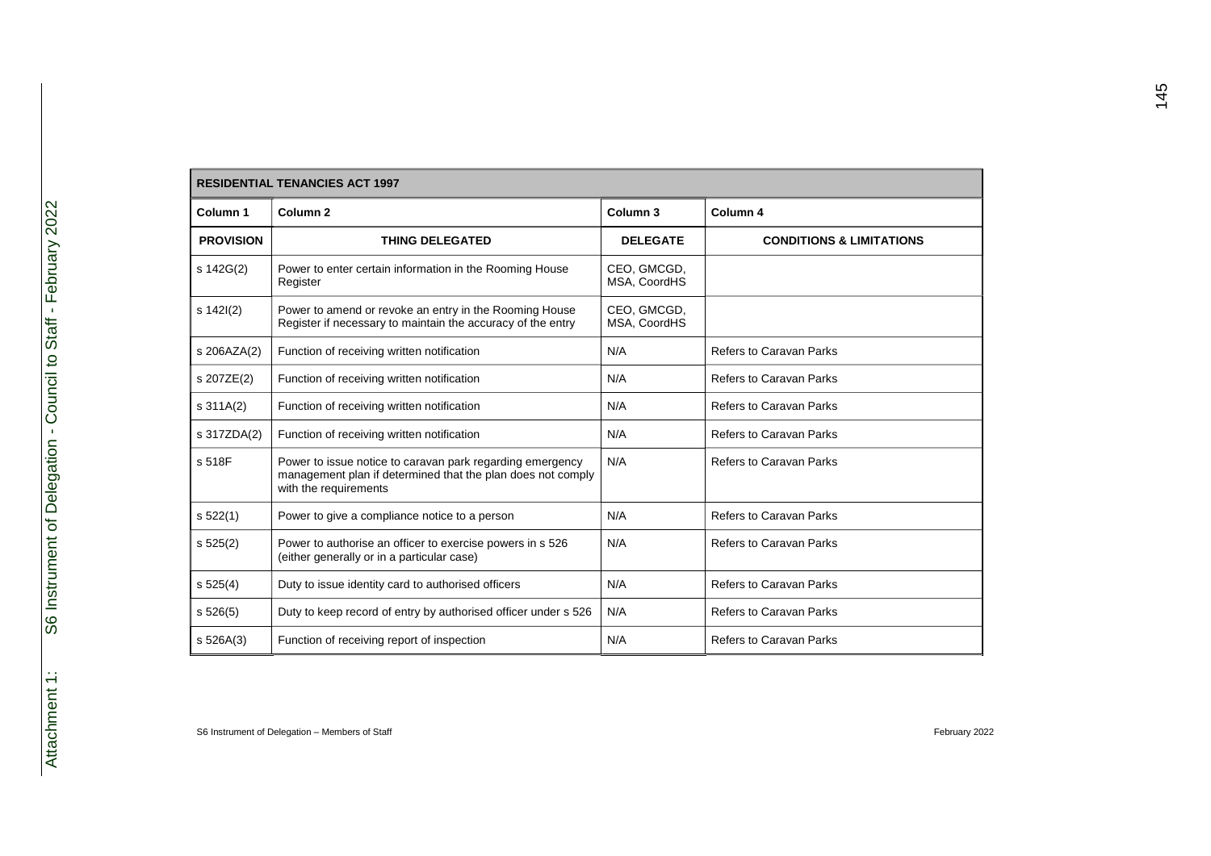| RESIDENTIAL TENANCIES ACT 1997 | | | |
|---|---|---|---|
| **Column 1** | **Column 2** | **Column 3** | **Column 4** |
| **PROVISION** | **THING DELEGATED** | **DELEGATE** | **CONDITIONS & LIMITATIONS** |
| s 142G(2) | Power to enter certain information in the Rooming House Register | CEO, GMCGD, MSA, CoordHS | |
| s 142I(2) | Power to amend or revoke an entry in the Rooming House Register if necessary to maintain the accuracy of the entry | CEO, GMCGD, MSA, CoordHS | |
| s 206AZA(2) | Function of receiving written notification | N/A | Refers to Caravan Parks |
| s 207ZE(2) | Function of receiving written notification | N/A | Refers to Caravan Parks |
| s 311A(2) | Function of receiving written notification | N/A | Refers to Caravan Parks |
| s 317ZDA(2) | Function of receiving written notification | N/A | Refers to Caravan Parks |
| s 518F | Power to issue notice to caravan park regarding emergency management plan if determined that the plan does not comply with the requirements | N/A | Refers to Caravan Parks |
| s 522(1) | Power to give a compliance notice to a person | N/A | Refers to Caravan Parks |
| s 525(2) | Power to authorise an officer to exercise powers in s 526 (either generally or in a particular case) | N/A | Refers to Caravan Parks |
| s 525(4) | Duty to issue identity card to authorised officers | N/A | Refers to Caravan Parks |
| s 526(5) | Duty to keep record of entry by authorised officer under s 526 | N/A | Refers to Caravan Parks |
| s 526A(3) | Function of receiving report of inspection | N/A | Refers to Caravan Parks |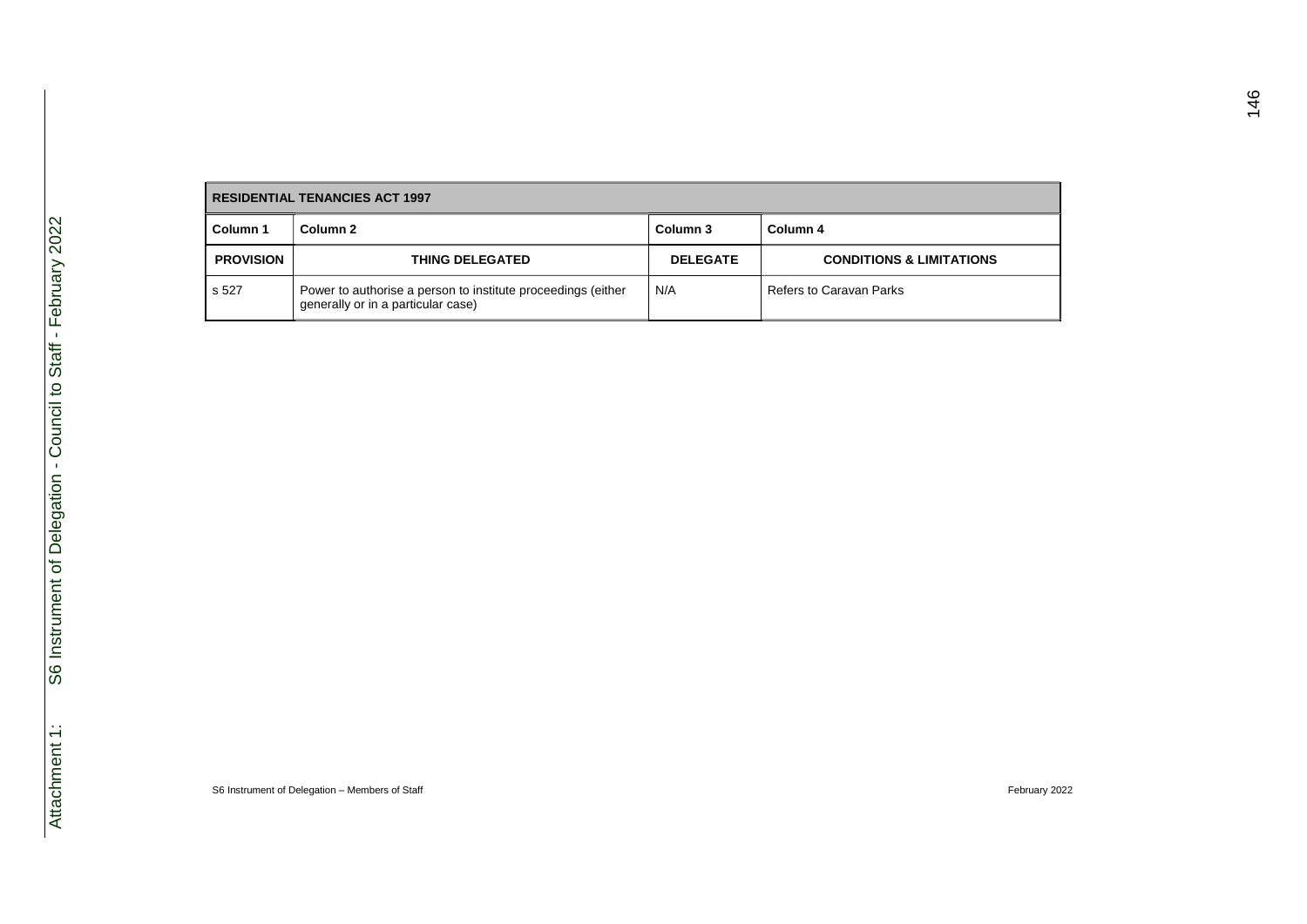| RESIDENTIAL TENANCIES ACT 1997 | | | |
|---|---|---|---|
| **Column 1** | **Column 2** | **Column 3** | **Column 4** |
| **PROVISION** | **THING DELEGATED** | **DELEGATE** | **CONDITIONS & LIMITATIONS** |
| s 527 | Power to authorise a person to institute proceedings (either generally or in a particular case) | N/A | Refers to Caravan Parks |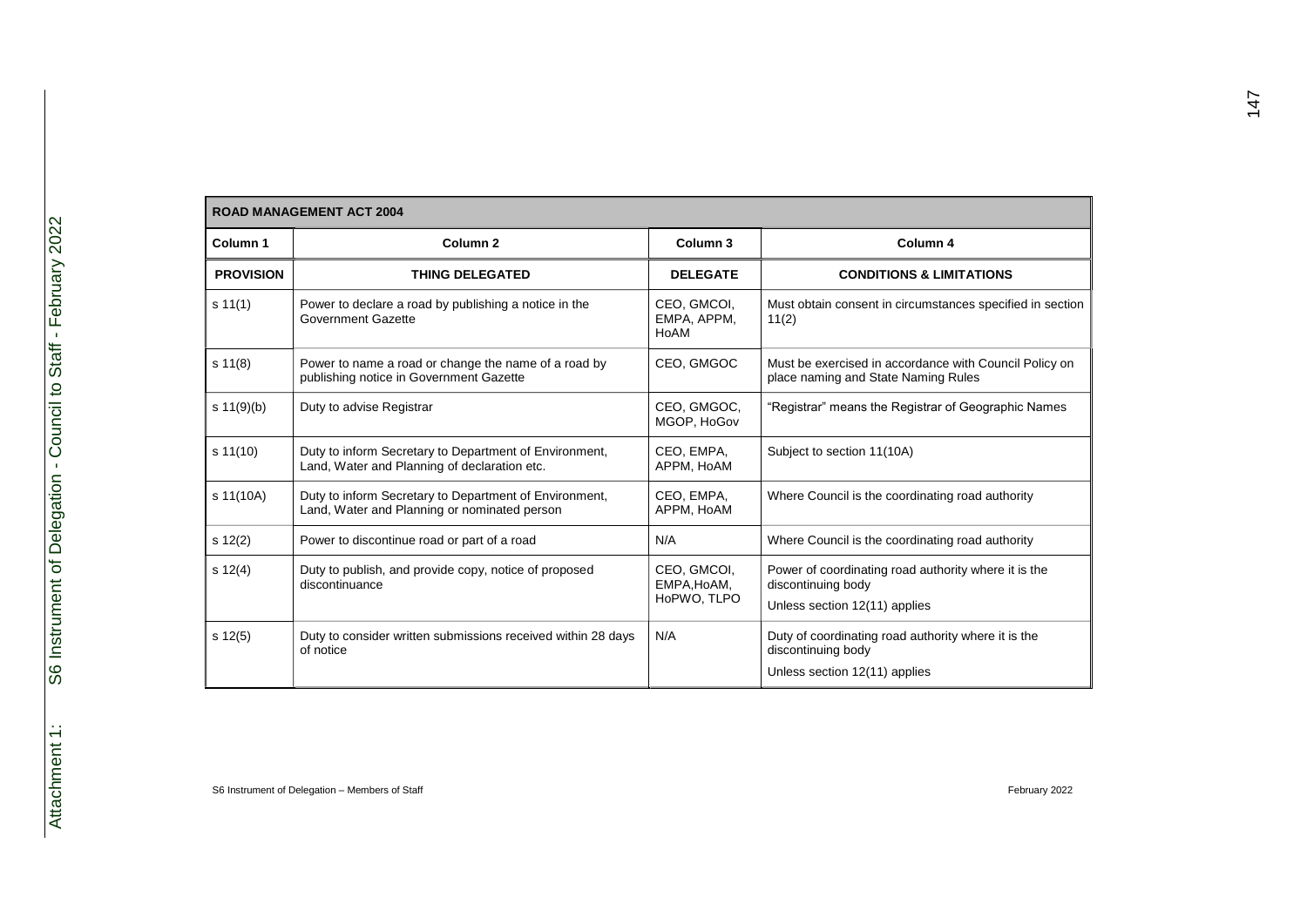| ROAD MANAGEMENT ACT 2004 | | | |
|---|---|---|---|
| **Column 1** | **Column 2** | **Column 3** | **Column 4** |
| **PROVISION** | **THING DELEGATED** | **DELEGATE** | **CONDITIONS & LIMITATIONS** |
| s 11(1) | Power to declare a road by publishing a notice in the Government Gazette | CEO, GMCOI, EMPA, APPM, HoAM | Must obtain consent in circumstances specified in section 11(2) |
| s 11(8) | Power to name a road or change the name of a road by publishing notice in Government Gazette | CEO, GMGOC | Must be exercised in accordance with Council Policy on place naming and State Naming Rules |
| s 11(9)(b) | Duty to advise Registrar | CEO, GMGOC, MGOP, HoGov | "Registrar" means the Registrar of Geographic Names |
| s 11(10) | Duty to inform Secretary to Department of Environment, Land, Water and Planning of declaration etc. | CEO, EMPA, APPM, HoAM | Subject to section 11(10A) |
| s 11(10A) | Duty to inform Secretary to Department of Environment, Land, Water and Planning or nominated person | CEO, EMPA, APPM, HoAM | Where Council is the coordinating road authority |
| s 12(2) | Power to discontinue road or part of a road | N/A | Where Council is the coordinating road authority |
| s 12(4) | Duty to publish, and provide copy, notice of proposed discontinuance | CEO, GMCOI, EMPA,HoAM, HoPWO, TLPO | Power of coordinating road authority where it is the discontinuing body<br><br>Unless section 12(11) applies |
| s 12(5) | Duty to consider written submissions received within 28 days of notice | N/A | Duty of coordinating road authority where it is the discontinuing body<br><br>Unless section 12(11) applies |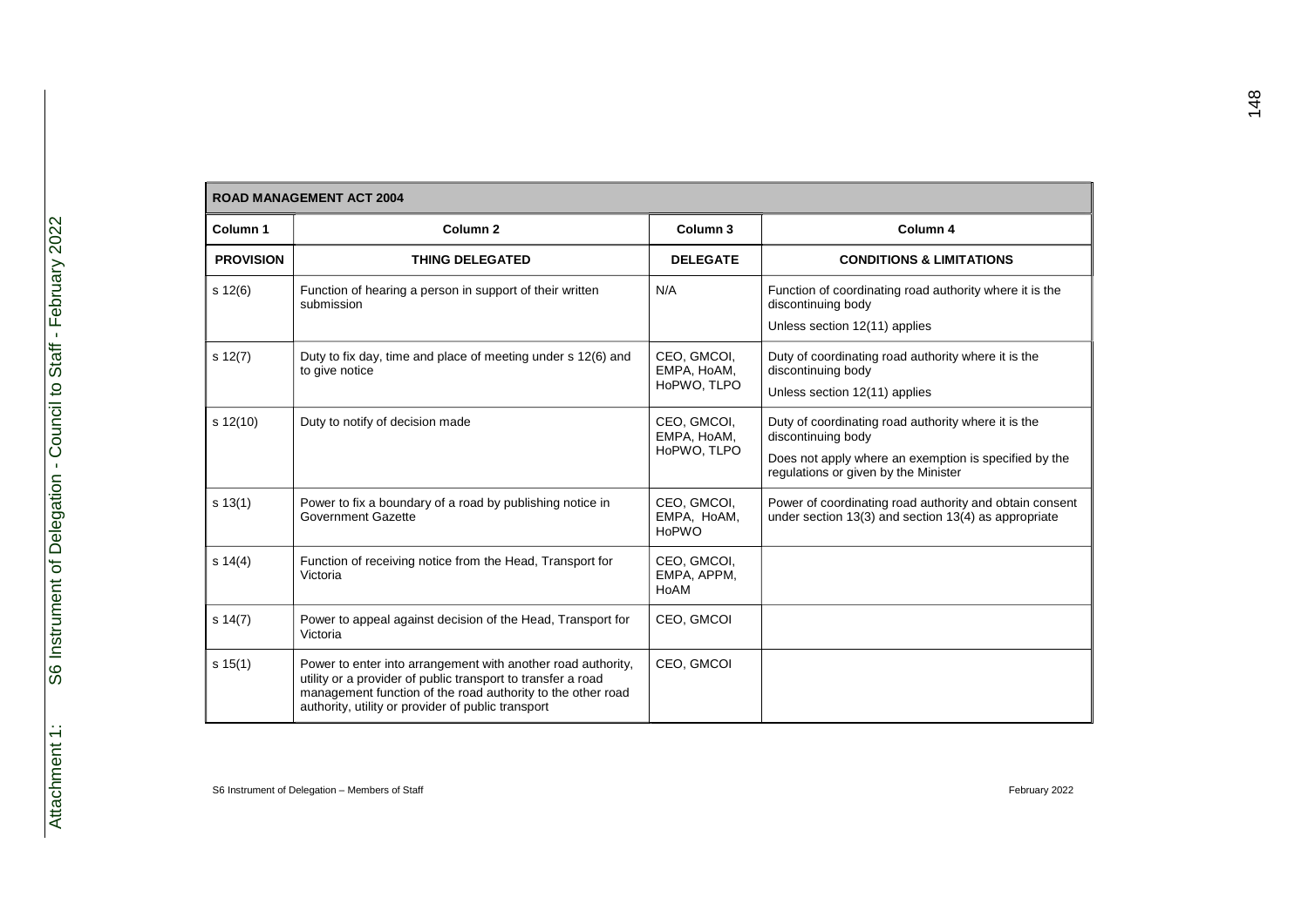| ROAD MANAGEMENT ACT 2004 | | | |
|---|---|---|---|
| **Column 1** | **Column 2** | **Column 3** | **Column 4** |
| **PROVISION** | **THING DELEGATED** | **DELEGATE** | **CONDITIONS & LIMITATIONS** |
| s 12(6) | Function of hearing a person in support of their written submission | N/A | Function of coordinating road authority where it is the discontinuing body<br><br>Unless section 12(11) applies |
| s 12(7) | Duty to fix day, time and place of meeting under s 12(6) and to give notice | CEO, GMCOI, EMPA, HoAM, HoPWO, TLPO | Duty of coordinating road authority where it is the discontinuing body<br><br>Unless section 12(11) applies |
| s 12(10) | Duty to notify of decision made | CEO, GMCOI, EMPA, HoAM, HoPWO, TLPO | Duty of coordinating road authority where it is the discontinuing body<br><br>Does not apply where an exemption is specified by the regulations or given by the Minister |
| s 13(1) | Power to fix a boundary of a road by publishing notice in Government Gazette | CEO, GMCOI, EMPA, HoAM, HoPWO | Power of coordinating road authority and obtain consent under section 13(3) and section 13(4) as appropriate |
| s 14(4) | Function of receiving notice from the Head, Transport for Victoria | CEO, GMCOI, EMPA, APPM, HoAM | |
| s 14(7) | Power to appeal against decision of the Head, Transport for Victoria | CEO, GMCOI | |
| s 15(1) | Power to enter into arrangement with another road authority, utility or a provider of public transport to transfer a road management function of the road authority to the other road authority, utility or provider of public transport | CEO, GMCOI | |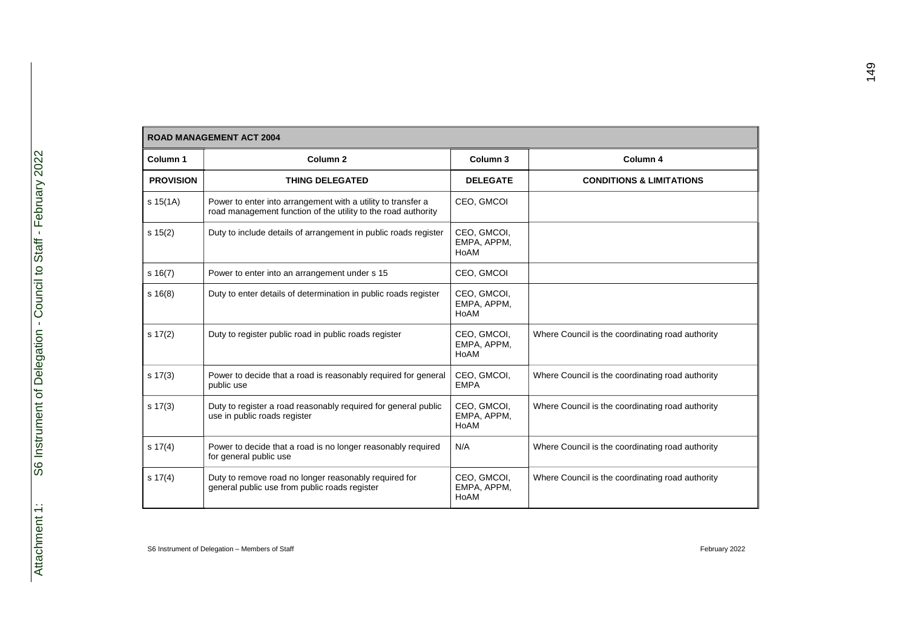| ROAD MANAGEMENT ACT 2004 | | | |
|---|---|---|---|
| **Column 1** | **Column 2** | **Column 3** | **Column 4** |
| **PROVISION** | **THING DELEGATED** | **DELEGATE** | **CONDITIONS & LIMITATIONS** |
| s 15(1A) | Power to enter into arrangement with a utility to transfer a road management function of the utility to the road authority | CEO, GMCOI | |
| s 15(2) | Duty to include details of arrangement in public roads register | CEO, GMCOI, EMPA, APPM, HoAM | |
| s 16(7) | Power to enter into an arrangement under s 15 | CEO, GMCOI | |
| s 16(8) | Duty to enter details of determination in public roads register | CEO, GMCOI, EMPA, APPM, HoAM | |
| s 17(2) | Duty to register public road in public roads register | CEO, GMCOI, EMPA, APPM, HoAM | Where Council is the coordinating road authority |
| s 17(3) | Power to decide that a road is reasonably required for general public use | CEO, GMCOI, EMPA | Where Council is the coordinating road authority |
| s 17(3) | Duty to register a road reasonably required for general public use in public roads register | CEO, GMCOI, EMPA, APPM, HoAM | Where Council is the coordinating road authority |
| s 17(4) | Power to decide that a road is no longer reasonably required for general public use | N/A | Where Council is the coordinating road authority |
| s 17(4) | Duty to remove road no longer reasonably required for general public use from public roads register | CEO, GMCOI, EMPA, APPM, HoAM | Where Council is the coordinating road authority |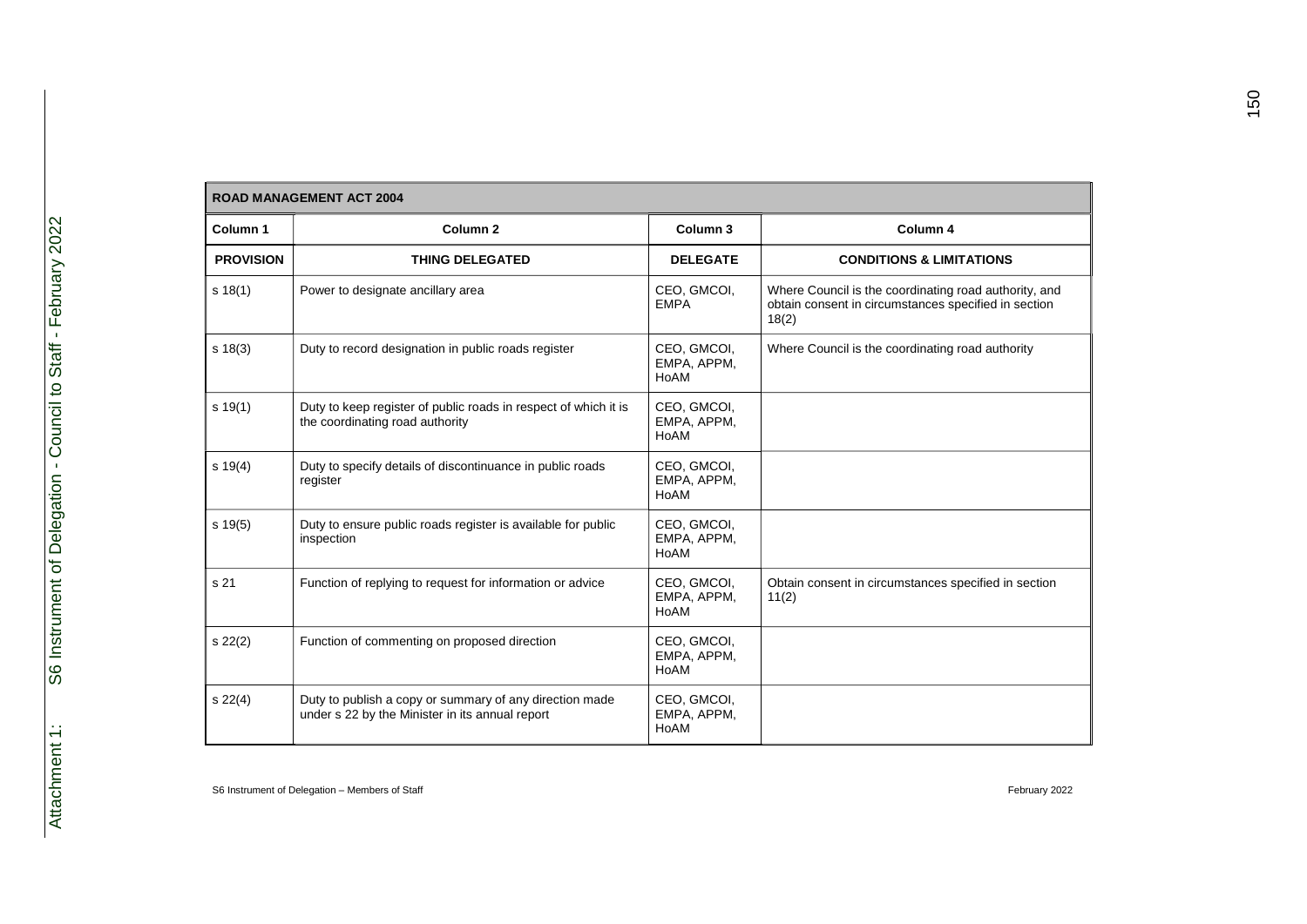| ROAD MANAGEMENT ACT 2004 | | | |
|---|---|---|---|
| **Column 1** | **Column 2** | **Column 3** | **Column 4** |
| **PROVISION** | **THING DELEGATED** | **DELEGATE** | **CONDITIONS & LIMITATIONS** |
| s 18(1) | Power to designate ancillary area | CEO, GMCOI, EMPA | Where Council is the coordinating road authority, and obtain consent in circumstances specified in section 18(2) |
| s 18(3) | Duty to record designation in public roads register | CEO, GMCOI, EMPA, APPM, HoAM | Where Council is the coordinating road authority |
| s 19(1) | Duty to keep register of public roads in respect of which it is the coordinating road authority | CEO, GMCOI, EMPA, APPM, HoAM | |
| s 19(4) | Duty to specify details of discontinuance in public roads register | CEO, GMCOI, EMPA, APPM, HoAM | |
| s 19(5) | Duty to ensure public roads register is available for public inspection | CEO, GMCOI, EMPA, APPM, HoAM | |
| s 21 | Function of replying to request for information or advice | CEO, GMCOI, EMPA, APPM, HoAM | Obtain consent in circumstances specified in section 11(2) |
| s 22(2) | Function of commenting on proposed direction | CEO, GMCOI, EMPA, APPM, HoAM | |
| s 22(4) | Duty to publish a copy or summary of any direction made under s 22 by the Minister in its annual report | CEO, GMCOI, EMPA, APPM, HoAM | |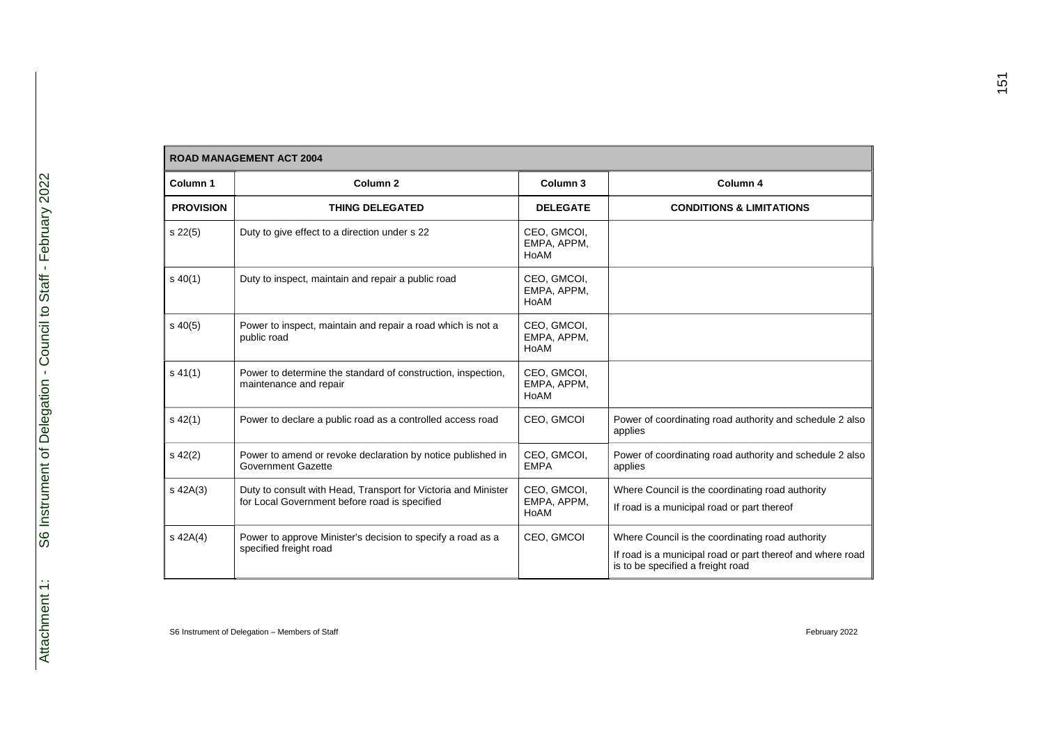| ROAD MANAGEMENT ACT 2004 | | | |
|---|---|---|---|
| **Column 1** | **Column 2** | **Column 3** | **Column 4** |
| **PROVISION** | **THING DELEGATED** | **DELEGATE** | **CONDITIONS & LIMITATIONS** |
| s 22(5) | Duty to give effect to a direction under s 22 | CEO, GMCOI, EMPA, APPM, HoAM | |
| s 40(1) | Duty to inspect, maintain and repair a public road | CEO, GMCOI, EMPA, APPM, HoAM | |
| s 40(5) | Power to inspect, maintain and repair a road which is not a public road | CEO, GMCOI, EMPA, APPM, HoAM | |
| s 41(1) | Power to determine the standard of construction, inspection, maintenance and repair | CEO, GMCOI, EMPA, APPM, HoAM | |
| s 42(1) | Power to declare a public road as a controlled access road | CEO, GMCOI | Power of coordinating road authority and schedule 2 also applies |
| s 42(2) | Power to amend or revoke declaration by notice published in Government Gazette | CEO, GMCOI, EMPA | Power of coordinating road authority and schedule 2 also applies |
| s 42A(3) | Duty to consult with Head, Transport for Victoria and Minister for Local Government before road is specified | CEO, GMCOI, EMPA, APPM, HoAM | Where Council is the coordinating road authority<br>If road is a municipal road or part thereof |
| s 42A(4) | Power to approve Minister's decision to specify a road as a specified freight road | CEO, GMCOI | Where Council is the coordinating road authority<br>If road is a municipal road or part thereof and where road is to be specified a freight road |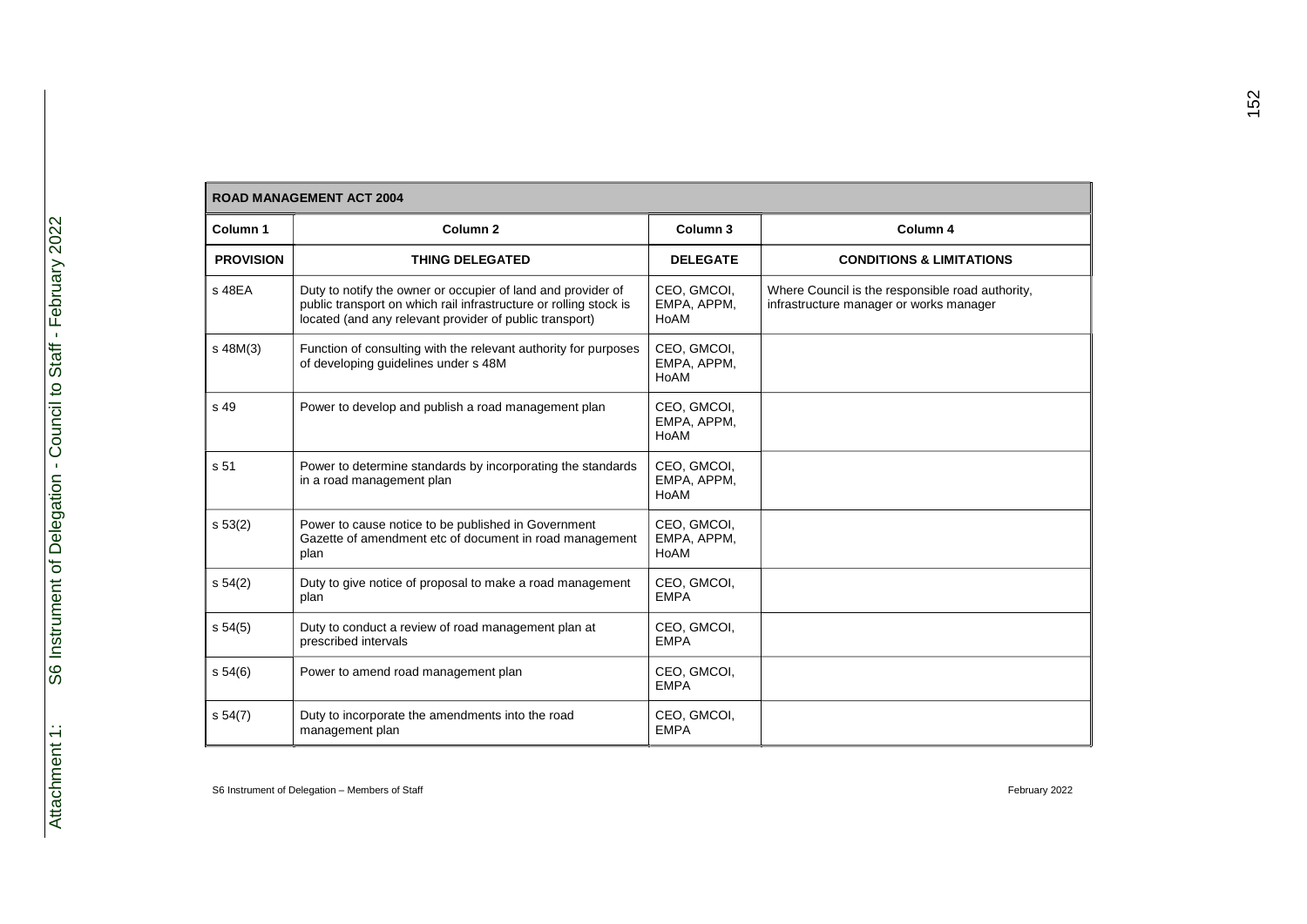| ROAD MANAGEMENT ACT 2004 | | | |
|---|---|---|---|
| **Column 1** | **Column 2** | **Column 3** | **Column 4** |
| **PROVISION** | **THING DELEGATED** | **DELEGATE** | **CONDITIONS & LIMITATIONS** |
| s 48EA | Duty to notify the owner or occupier of land and provider of public transport on which rail infrastructure or rolling stock is located (and any relevant provider of public transport) | CEO, GMCOI, EMPA, APPM, HoAM | Where Council is the responsible road authority, infrastructure manager or works manager |
| s 48M(3) | Function of consulting with the relevant authority for purposes of developing guidelines under s 48M | CEO, GMCOI, EMPA, APPM, HoAM | |
| s 49 | Power to develop and publish a road management plan | CEO, GMCOI, EMPA, APPM, HoAM | |
| s 51 | Power to determine standards by incorporating the standards in a road management plan | CEO, GMCOI, EMPA, APPM, HoAM | |
| s 53(2) | Power to cause notice to be published in Government Gazette of amendment etc of document in road management plan | CEO, GMCOI, EMPA, APPM, HoAM | |
| s 54(2) | Duty to give notice of proposal to make a road management plan | CEO, GMCOI, EMPA | |
| s 54(5) | Duty to conduct a review of road management plan at prescribed intervals | CEO, GMCOI, EMPA | |
| s 54(6) | Power to amend road management plan | CEO, GMCOI, EMPA | |
| s 54(7) | Duty to incorporate the amendments into the road management plan | CEO, GMCOI, EMPA | |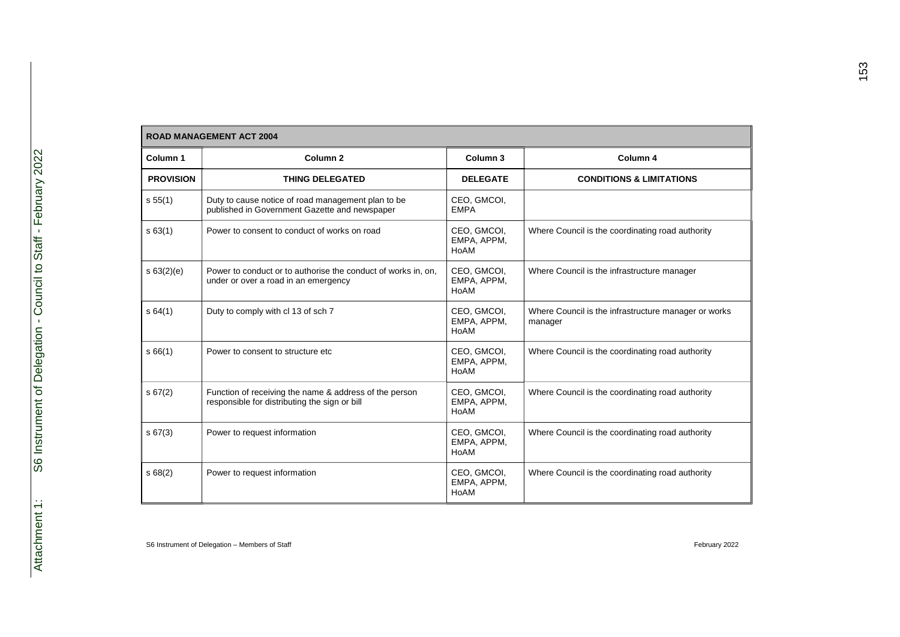| ROAD MANAGEMENT ACT 2004 | | | |
|---|---|---|---|
| **Column 1** | **Column 2** | **Column 3** | **Column 4** |
| **PROVISION** | **THING DELEGATED** | **DELEGATE** | **CONDITIONS & LIMITATIONS** |
| s 55(1) | Duty to cause notice of road management plan to be published in Government Gazette and newspaper | CEO, GMCOI, EMPA | |
| s 63(1) | Power to consent to conduct of works on road | CEO, GMCOI, EMPA, APPM, HoAM | Where Council is the coordinating road authority |
| s 63(2)(e) | Power to conduct or to authorise the conduct of works in, on, under or over a road in an emergency | CEO, GMCOI, EMPA, APPM, HoAM | Where Council is the infrastructure manager |
| s 64(1) | Duty to comply with cl 13 of sch 7 | CEO, GMCOI, EMPA, APPM, HoAM | Where Council is the infrastructure manager or works manager |
| s 66(1) | Power to consent to structure etc | CEO, GMCOI, EMPA, APPM, HoAM | Where Council is the coordinating road authority |
| s 67(2) | Function of receiving the name & address of the person responsible for distributing the sign or bill | CEO, GMCOI, EMPA, APPM, HoAM | Where Council is the coordinating road authority |
| s 67(3) | Power to request information | CEO, GMCOI, EMPA, APPM, HoAM | Where Council is the coordinating road authority |
| s 68(2) | Power to request information | CEO, GMCOI, EMPA, APPM, HoAM | Where Council is the coordinating road authority |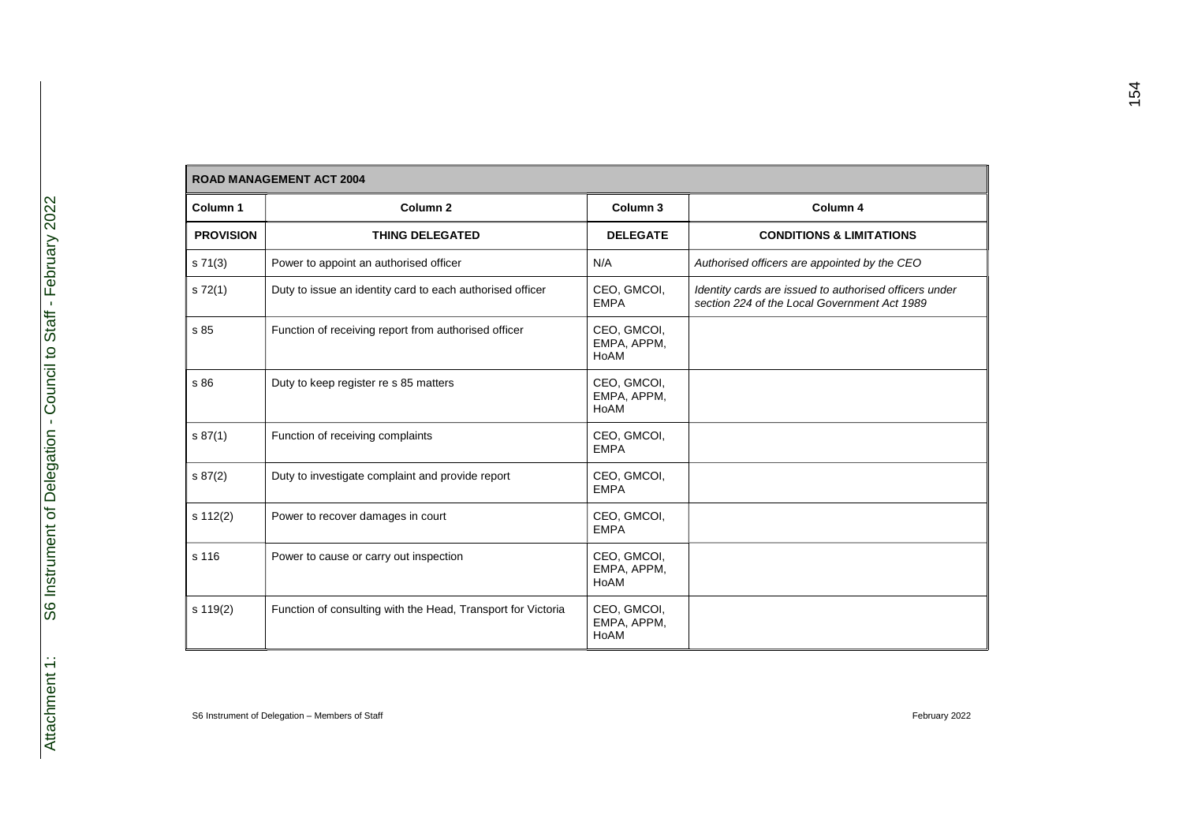| ROAD MANAGEMENT ACT 2004 | | | |
|---|---|---|---|
| **Column 1** | **Column 2** | **Column 3** | **Column 4** |
| **PROVISION** | **THING DELEGATED** | **DELEGATE** | **CONDITIONS & LIMITATIONS** |
| s 71(3) | Power to appoint an authorised officer | N/A | *Authorised officers are appointed by the CEO* |
| s 72(1) | Duty to issue an identity card to each authorised officer | CEO, GMCOI, EMPA | *Identity cards are issued to authorised officers under section 224 of the Local Government Act 1989* |
| s 85 | Function of receiving report from authorised officer | CEO, GMCOI, EMPA, APPM, HoAM | |
| s 86 | Duty to keep register re s 85 matters | CEO, GMCOI, EMPA, APPM, HoAM | |
| s 87(1) | Function of receiving complaints | CEO, GMCOI, EMPA | |
| s 87(2) | Duty to investigate complaint and provide report | CEO, GMCOI, EMPA | |
| s 112(2) | Power to recover damages in court | CEO, GMCOI, EMPA | |
| s 116 | Power to cause or carry out inspection | CEO, GMCOI, EMPA, APPM, HoAM | |
| s 119(2) | Function of consulting with the Head, Transport for Victoria | CEO, GMCOI, EMPA, APPM, HoAM | |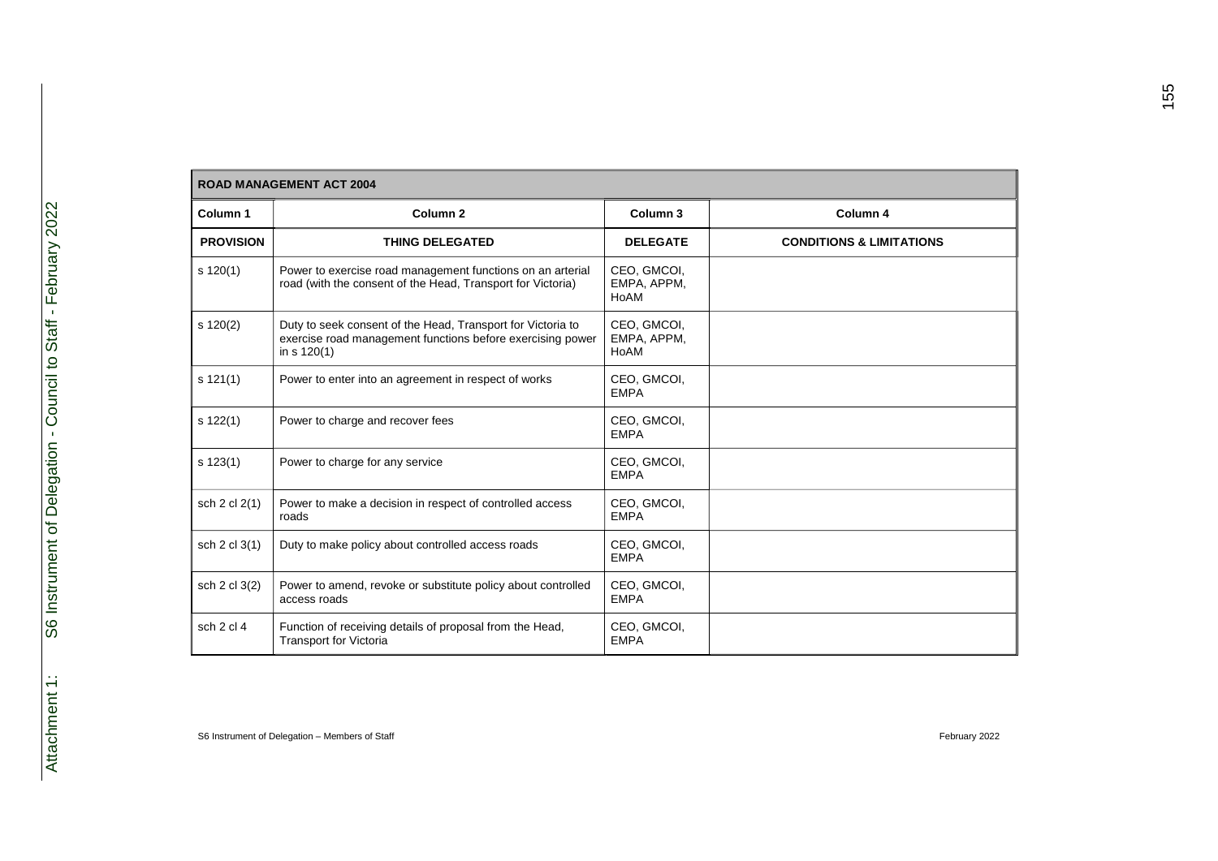| ROAD MANAGEMENT ACT 2004 | | | |
|---|---|---|---|
| Column 1 | Column 2 | Column 3 | Column 4 |
| **PROVISION** | **THING DELEGATED** | **DELEGATE** | **CONDITIONS & LIMITATIONS** |
| s 120(1) | Power to exercise road management functions on an arterial road (with the consent of the Head, Transport for Victoria) | CEO, GMCOI, EMPA, APPM, HoAM | |
| s 120(2) | Duty to seek consent of the Head, Transport for Victoria to exercise road management functions before exercising power in s 120(1) | CEO, GMCOI, EMPA, APPM, HoAM | |
| s 121(1) | Power to enter into an agreement in respect of works | CEO, GMCOI, EMPA | |
| s 122(1) | Power to charge and recover fees | CEO, GMCOI, EMPA | |
| s 123(1) | Power to charge for any service | CEO, GMCOI, EMPA | |
| sch 2 cl 2(1) | Power to make a decision in respect of controlled access roads | CEO, GMCOI, EMPA | |
| sch 2 cl 3(1) | Duty to make policy about controlled access roads | CEO, GMCOI, EMPA | |
| sch 2 cl 3(2) | Power to amend, revoke or substitute policy about controlled access roads | CEO, GMCOI, EMPA | |
| sch 2 cl 4 | Function of receiving details of proposal from the Head, Transport for Victoria | CEO, GMCOI, EMPA | |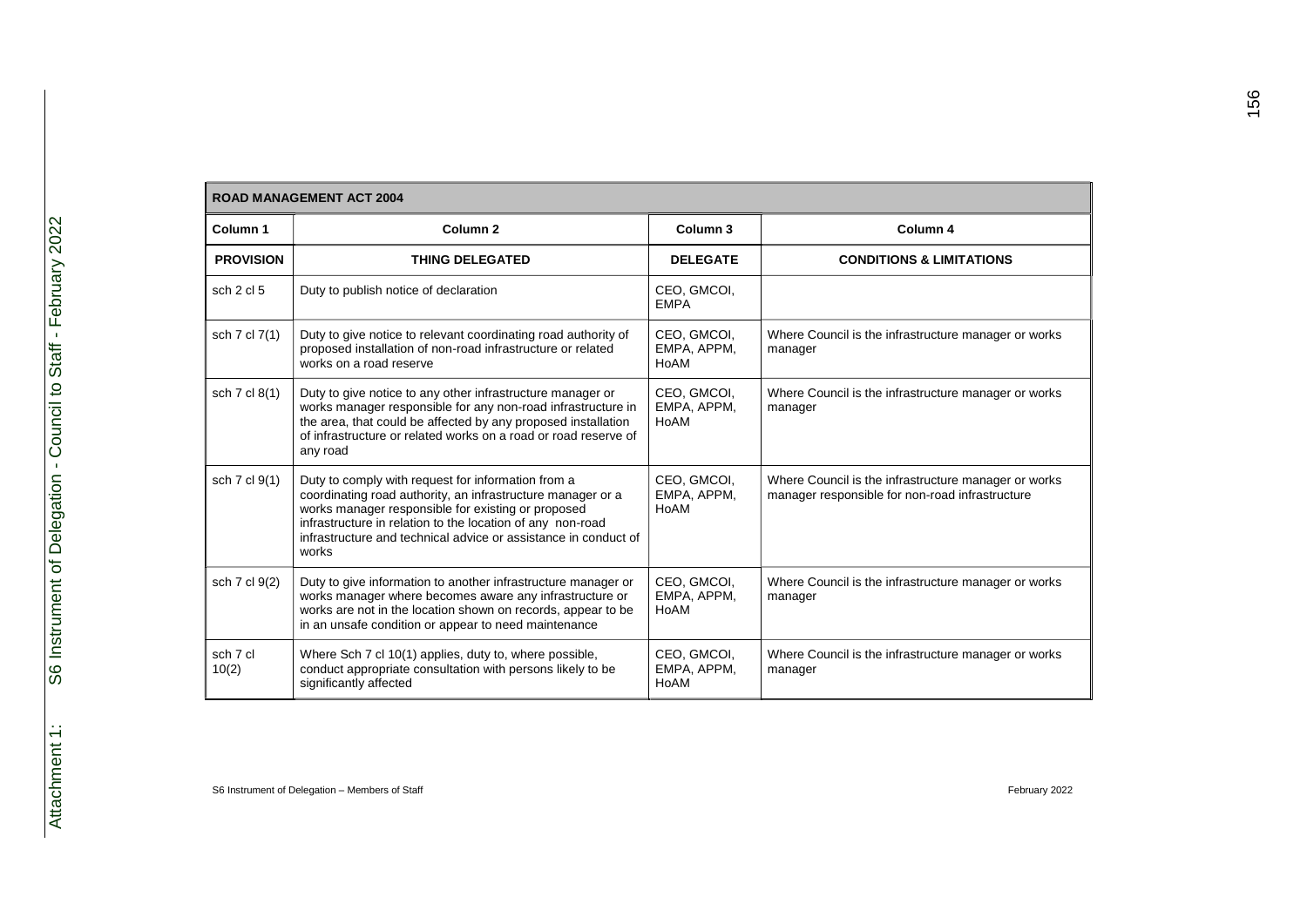| ROAD MANAGEMENT ACT 2004 | | | |
|---|---|---|---|
| **Column 1** | **Column 2** | **Column 3** | **Column 4** |
| **PROVISION** | **THING DELEGATED** | **DELEGATE** | **CONDITIONS & LIMITATIONS** |
| sch 2 cl 5 | Duty to publish notice of declaration | CEO, GMCOI, EMPA | |
| sch 7 cl 7(1) | Duty to give notice to relevant coordinating road authority of proposed installation of non-road infrastructure or related works on a road reserve | CEO, GMCOI, EMPA, APPM, HoAM | Where Council is the infrastructure manager or works manager |
| sch 7 cl 8(1) | Duty to give notice to any other infrastructure manager or works manager responsible for any non-road infrastructure in the area, that could be affected by any proposed installation of infrastructure or related works on a road or road reserve of any road | CEO, GMCOI, EMPA, APPM, HoAM | Where Council is the infrastructure manager or works manager |
| sch 7 cl 9(1) | Duty to comply with request for information from a coordinating road authority, an infrastructure manager or a works manager responsible for existing or proposed infrastructure in relation to the location of any non-road infrastructure and technical advice or assistance in conduct of works | CEO, GMCOI, EMPA, APPM, HoAM | Where Council is the infrastructure manager or works manager responsible for non-road infrastructure |
| sch 7 cl 9(2) | Duty to give information to another infrastructure manager or works manager where becomes aware any infrastructure or works are not in the location shown on records, appear to be in an unsafe condition or appear to need maintenance | CEO, GMCOI, EMPA, APPM, HoAM | Where Council is the infrastructure manager or works manager |
| sch 7 cl 10(2) | Where Sch 7 cl 10(1) applies, duty to, where possible, conduct appropriate consultation with persons likely to be significantly affected | CEO, GMCOI, EMPA, APPM, HoAM | Where Council is the infrastructure manager or works manager |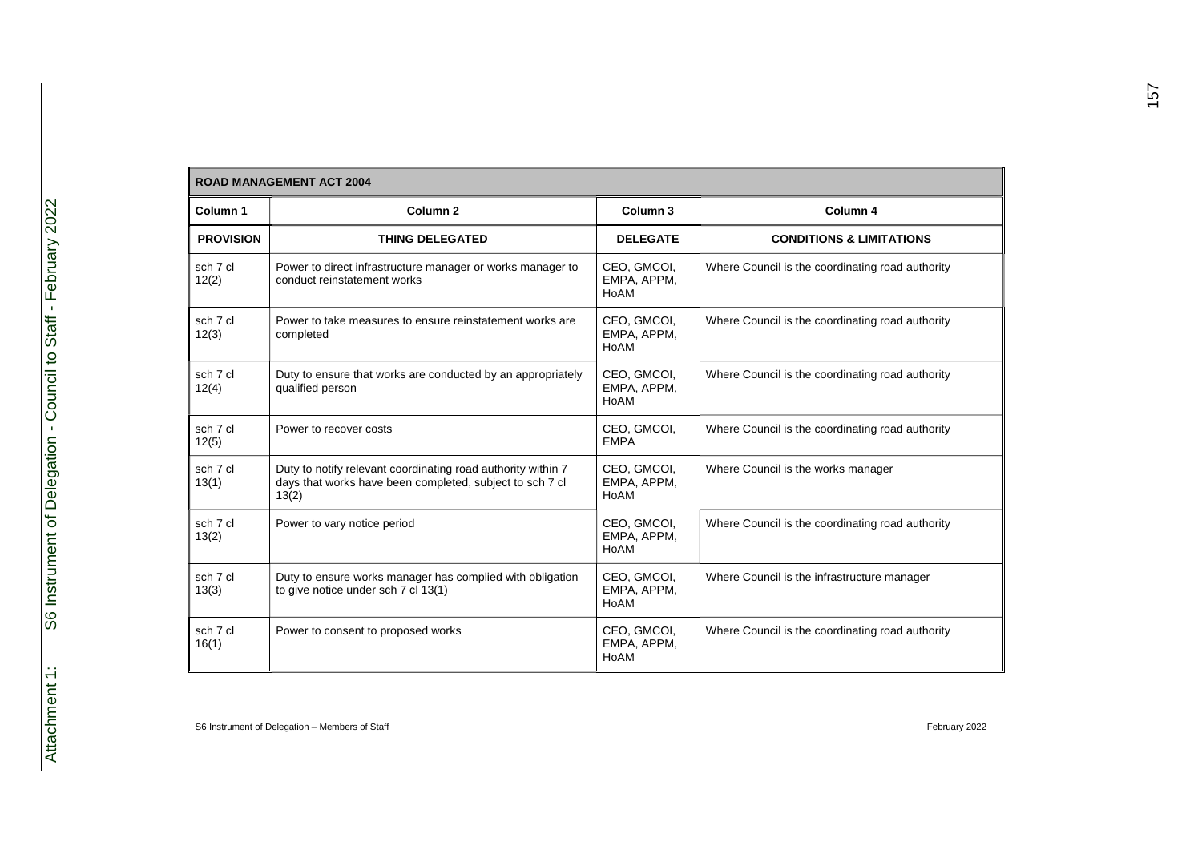| ROAD MANAGEMENT ACT 2004 | | | |
|---|---|---|---|
| **Column 1** | **Column 2** | **Column 3** | **Column 4** |
| **PROVISION** | **THING DELEGATED** | **DELEGATE** | **CONDITIONS & LIMITATIONS** |
| sch 7 cl 12(2) | Power to direct infrastructure manager or works manager to conduct reinstatement works | CEO, GMCOI, EMPA, APPM, HoAM | Where Council is the coordinating road authority |
| sch 7 cl 12(3) | Power to take measures to ensure reinstatement works are completed | CEO, GMCOI, EMPA, APPM, HoAM | Where Council is the coordinating road authority |
| sch 7 cl 12(4) | Duty to ensure that works are conducted by an appropriately qualified person | CEO, GMCOI, EMPA, APPM, HoAM | Where Council is the coordinating road authority |
| sch 7 cl 12(5) | Power to recover costs | CEO, GMCOI, EMPA | Where Council is the coordinating road authority |
| sch 7 cl 13(1) | Duty to notify relevant coordinating road authority within 7 days that works have been completed, subject to sch 7 cl 13(2) | CEO, GMCOI, EMPA, APPM, HoAM | Where Council is the works manager |
| sch 7 cl 13(2) | Power to vary notice period | CEO, GMCOI, EMPA, APPM, HoAM | Where Council is the coordinating road authority |
| sch 7 cl 13(3) | Duty to ensure works manager has complied with obligation to give notice under sch 7 cl 13(1) | CEO, GMCOI, EMPA, APPM, HoAM | Where Council is the infrastructure manager |
| sch 7 cl 16(1) | Power to consent to proposed works | CEO, GMCOI, EMPA, APPM, HoAM | Where Council is the coordinating road authority |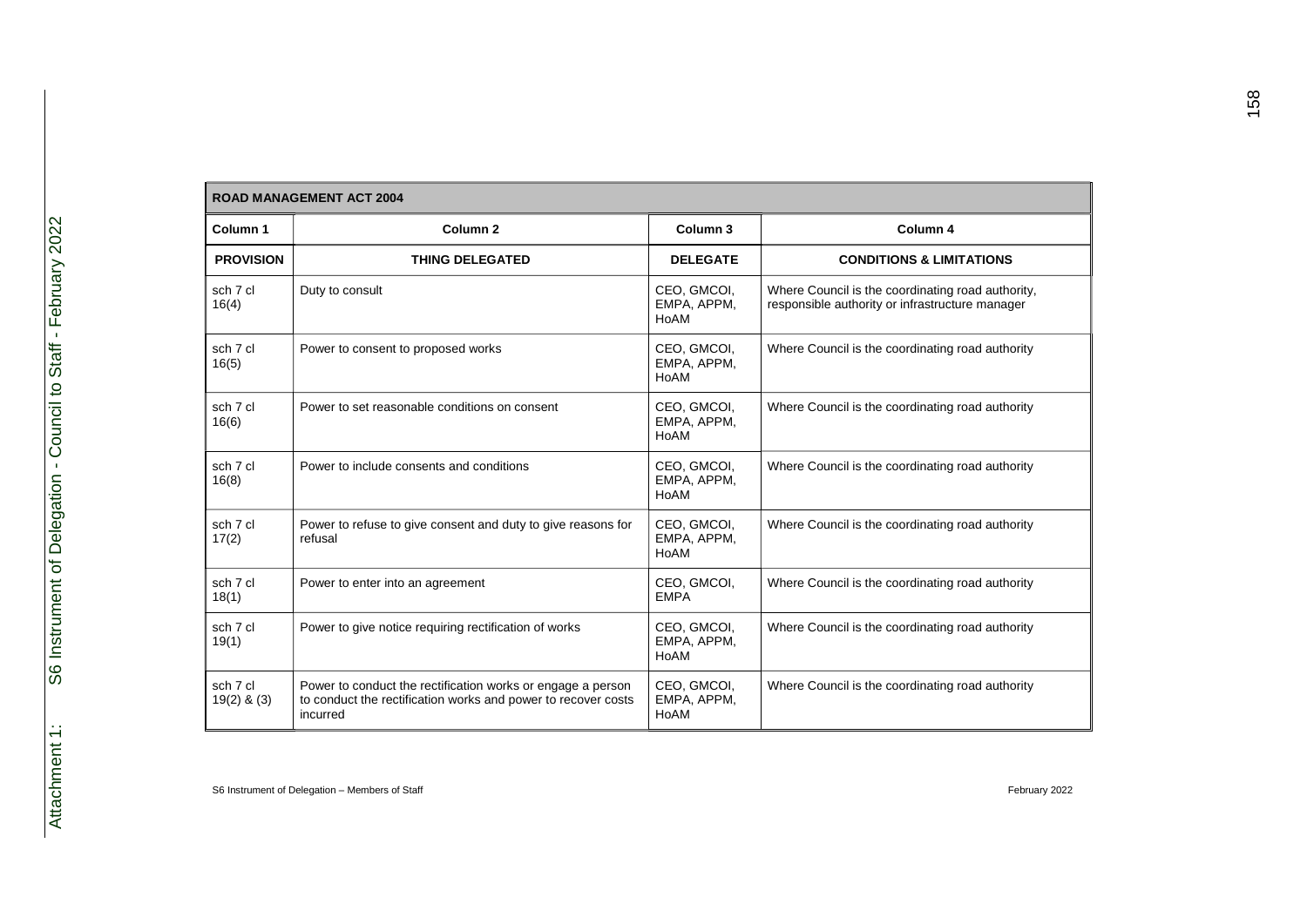| ROAD MANAGEMENT ACT 2004 | | | |
|---|---|---|---|
| **Column 1** | **Column 2** | **Column 3** | **Column 4** |
| **PROVISION** | **THING DELEGATED** | **DELEGATE** | **CONDITIONS & LIMITATIONS** |
| sch 7 cl 16(4) | Duty to consult | CEO, GMCOI, EMPA, APPM, HoAM | Where Council is the coordinating road authority, responsible authority or infrastructure manager |
| sch 7 cl 16(5) | Power to consent to proposed works | CEO, GMCOI, EMPA, APPM, HoAM | Where Council is the coordinating road authority |
| sch 7 cl 16(6) | Power to set reasonable conditions on consent | CEO, GMCOI, EMPA, APPM, HoAM | Where Council is the coordinating road authority |
| sch 7 cl 16(8) | Power to include consents and conditions | CEO, GMCOI, EMPA, APPM, HoAM | Where Council is the coordinating road authority |
| sch 7 cl 17(2) | Power to refuse to give consent and duty to give reasons for refusal | CEO, GMCOI, EMPA, APPM, HoAM | Where Council is the coordinating road authority |
| sch 7 cl 18(1) | Power to enter into an agreement | CEO, GMCOI, EMPA | Where Council is the coordinating road authority |
| sch 7 cl 19(1) | Power to give notice requiring rectification of works | CEO, GMCOI, EMPA, APPM, HoAM | Where Council is the coordinating road authority |
| sch 7 cl 19(2) & (3) | Power to conduct the rectification works or engage a person to conduct the rectification works and power to recover costs incurred | CEO, GMCOI, EMPA, APPM, HoAM | Where Council is the coordinating road authority |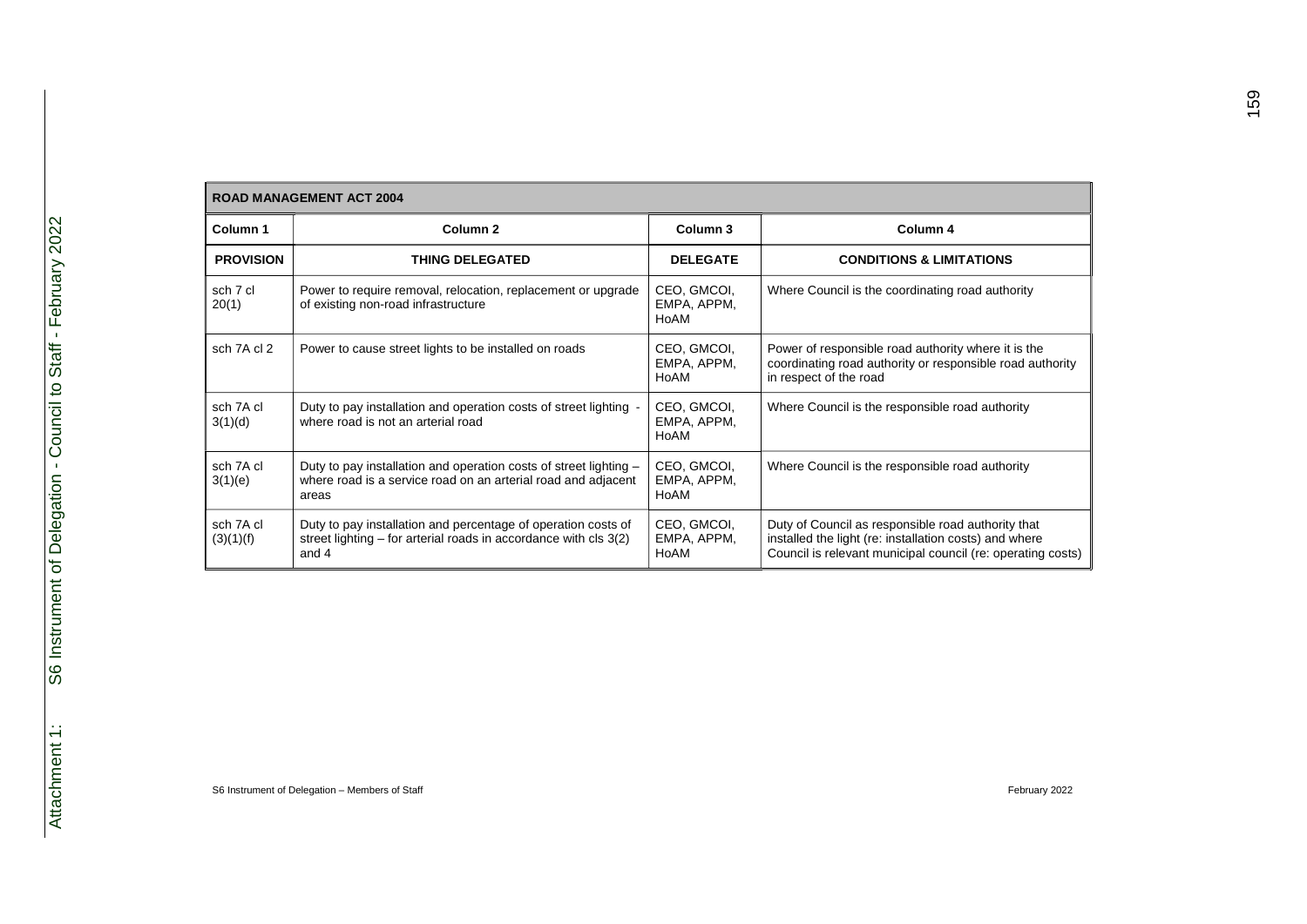| ROAD MANAGEMENT ACT 2004 | | | |
|---|---|---|---|
| **Column 1** | **Column 2** | **Column 3** | **Column 4** |
| **PROVISION** | **THING DELEGATED** | **DELEGATE** | **CONDITIONS & LIMITATIONS** |
| sch 7 cl 20(1) | Power to require removal, relocation, replacement or upgrade of existing non-road infrastructure | CEO, GMCOI, EMPA, APPM, HoAM | Where Council is the coordinating road authority |
| sch 7A cl 2 | Power to cause street lights to be installed on roads | CEO, GMCOI, EMPA, APPM, HoAM | Power of responsible road authority where it is the coordinating road authority or responsible road authority in respect of the road |
| sch 7A cl 3(1)(d) | Duty to pay installation and operation costs of street lighting - where road is not an arterial road | CEO, GMCOI, EMPA, APPM, HoAM | Where Council is the responsible road authority |
| sch 7A cl 3(1)(e) | Duty to pay installation and operation costs of street lighting – where road is a service road on an arterial road and adjacent areas | CEO, GMCOI, EMPA, APPM, HoAM | Where Council is the responsible road authority |
| sch 7A cl (3)(1)(f) | Duty to pay installation and percentage of operation costs of street lighting – for arterial roads in accordance with cls 3(2) and 4 | CEO, GMCOI, EMPA, APPM, HoAM | Duty of Council as responsible road authority that installed the light (re: installation costs) and where Council is relevant municipal council (re: operating costs) |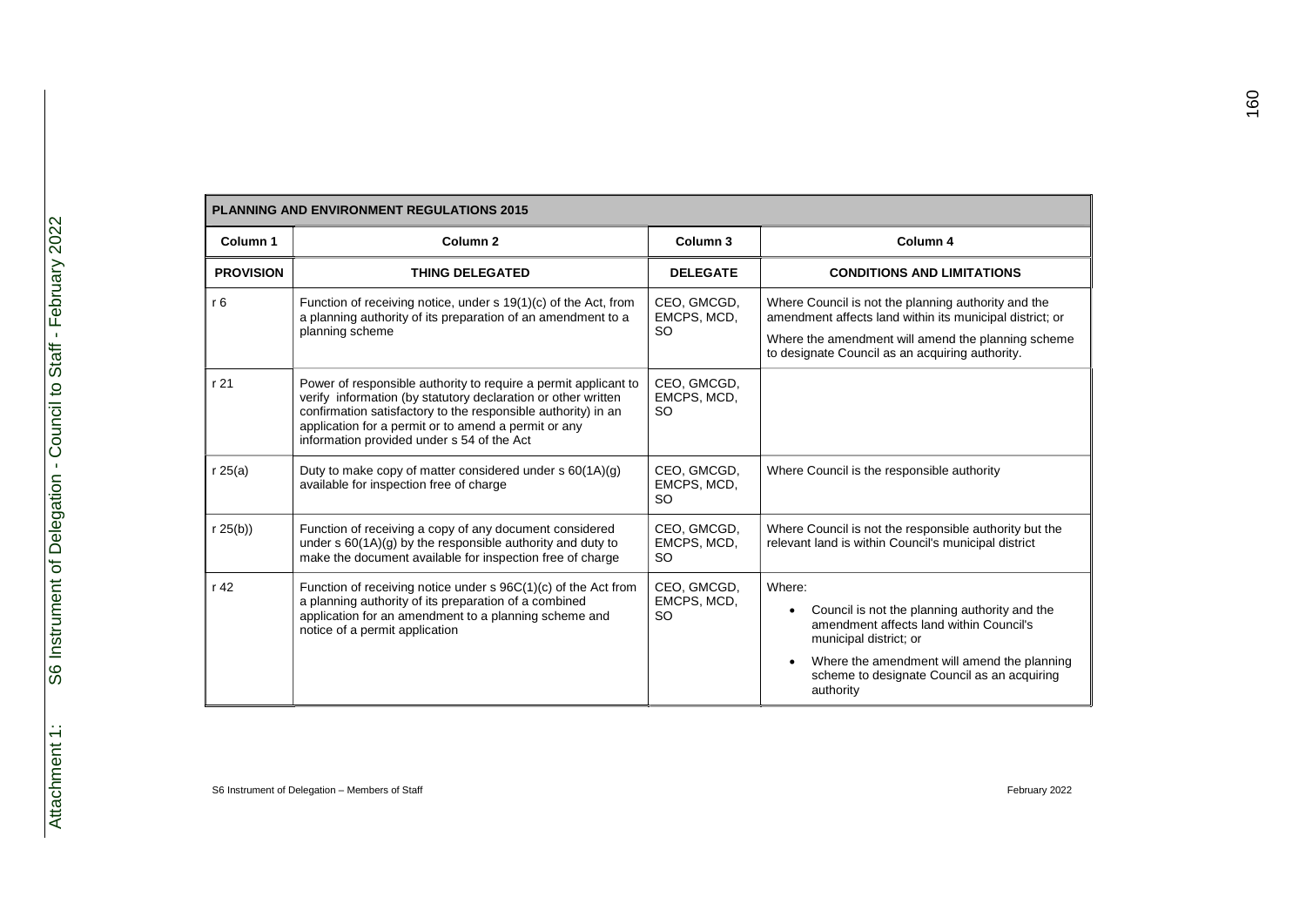| PLANNING AND ENVIRONMENT REGULATIONS 2015 | | | |
|---|---|---|---|
| **Column 1** | **Column 2** | **Column 3** | **Column 4** |
| **PROVISION** | **THING DELEGATED** | **DELEGATE** | **CONDITIONS AND LIMITATIONS** |
| r 6 | Function of receiving notice, under s 19(1)(c) of the Act, from a planning authority of its preparation of an amendment to a planning scheme | CEO, GMCGD, EMCPS, MCD, SO | Where Council is not the planning authority and the amendment affects land within its municipal district; or<br>Where the amendment will amend the planning scheme to designate Council as an acquiring authority. |
| r 21 | Power of responsible authority to require a permit applicant to verify information (by statutory declaration or other written confirmation satisfactory to the responsible authority) in an application for a permit or to amend a permit or any information provided under s 54 of the Act | CEO, GMCGD, EMCPS, MCD, SO | |
| r 25(a) | Duty to make copy of matter considered under s 60(1A)(g) available for inspection free of charge | CEO, GMCGD, EMCPS, MCD, SO | Where Council is the responsible authority |
| r 25(b)) | Function of receiving a copy of any document considered under s 60(1A)(g) by the responsible authority and duty to make the document available for inspection free of charge | CEO, GMCGD, EMCPS, MCD, SO | Where Council is not the responsible authority but the relevant land is within Council's municipal district |
| r 42 | Function of receiving notice under s 96C(1)(c) of the Act from a planning authority of its preparation of a combined application for an amendment to a planning scheme and notice of a permit application | CEO, GMCGD, EMCPS, MCD, SO | Where:<br>• Council is not the planning authority and the amendment affects land within Council's municipal district; or<br>• Where the amendment will amend the planning scheme to designate Council as an acquiring authority |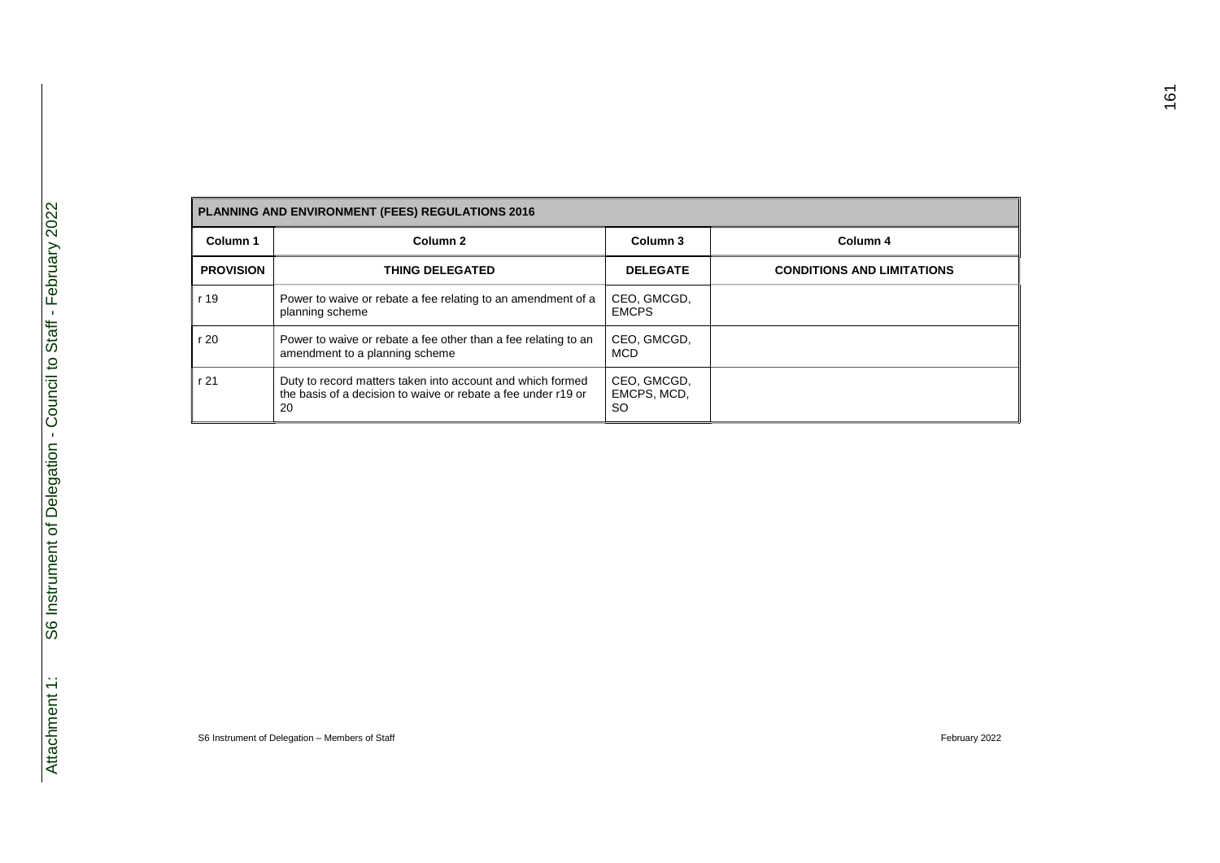| PLANNING AND ENVIRONMENT (FEES) REGULATIONS 2016 | | | |
|---|---|---|---|
| **Column 1** | **Column 2** | **Column 3** | **Column 4** |
| **PROVISION** | **THING DELEGATED** | **DELEGATE** | **CONDITIONS AND LIMITATIONS** |
| r 19 | Power to waive or rebate a fee relating to an amendment of a planning scheme | CEO, GMCGD, EMCPS | |
| r 20 | Power to waive or rebate a fee other than a fee relating to an amendment to a planning scheme | CEO, GMCGD, MCD | |
| r 21 | Duty to record matters taken into account and which formed the basis of a decision to waive or rebate a fee under r19 or 20 | CEO, GMCGD, EMCPS, MCD, SO | |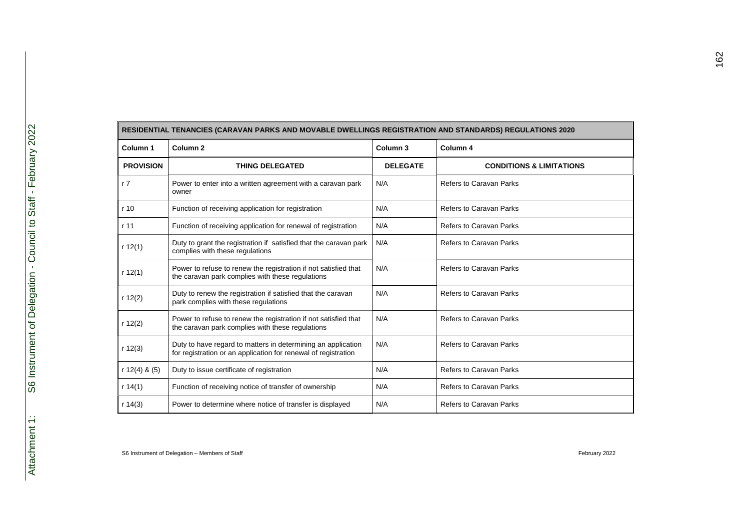| RESIDENTIAL TENANCIES (CARAVAN PARKS AND MOVABLE DWELLINGS REGISTRATION AND STANDARDS) REGULATIONS 2020 | | | |
|---|---|---|---|
| **Column 1** | **Column 2** | **Column 3** | **Column 4** |
| **PROVISION** | **THING DELEGATED** | **DELEGATE** | **CONDITIONS & LIMITATIONS** |
| r 7 | Power to enter into a written agreement with a caravan park owner | N/A | Refers to Caravan Parks |
| r 10 | Function of receiving application for registration | N/A | Refers to Caravan Parks |
| r 11 | Function of receiving application for renewal of registration | N/A | Refers to Caravan Parks |
| r 12(1) | Duty to grant the registration if satisfied that the caravan park complies with these regulations | N/A | Refers to Caravan Parks |
| r 12(1) | Power to refuse to renew the registration if not satisfied that the caravan park complies with these regulations | N/A | Refers to Caravan Parks |
| r 12(2) | Duty to renew the registration if satisfied that the caravan park complies with these regulations | N/A | Refers to Caravan Parks |
| r 12(2) | Power to refuse to renew the registration if not satisfied that the caravan park complies with these regulations | N/A | Refers to Caravan Parks |
| r 12(3) | Duty to have regard to matters in determining an application for registration or an application for renewal of registration | N/A | Refers to Caravan Parks |
| r 12(4) & (5) | Duty to issue certificate of registration | N/A | Refers to Caravan Parks |
| r 14(1) | Function of receiving notice of transfer of ownership | N/A | Refers to Caravan Parks |
| r 14(3) | Power to determine where notice of transfer is displayed | N/A | Refers to Caravan Parks |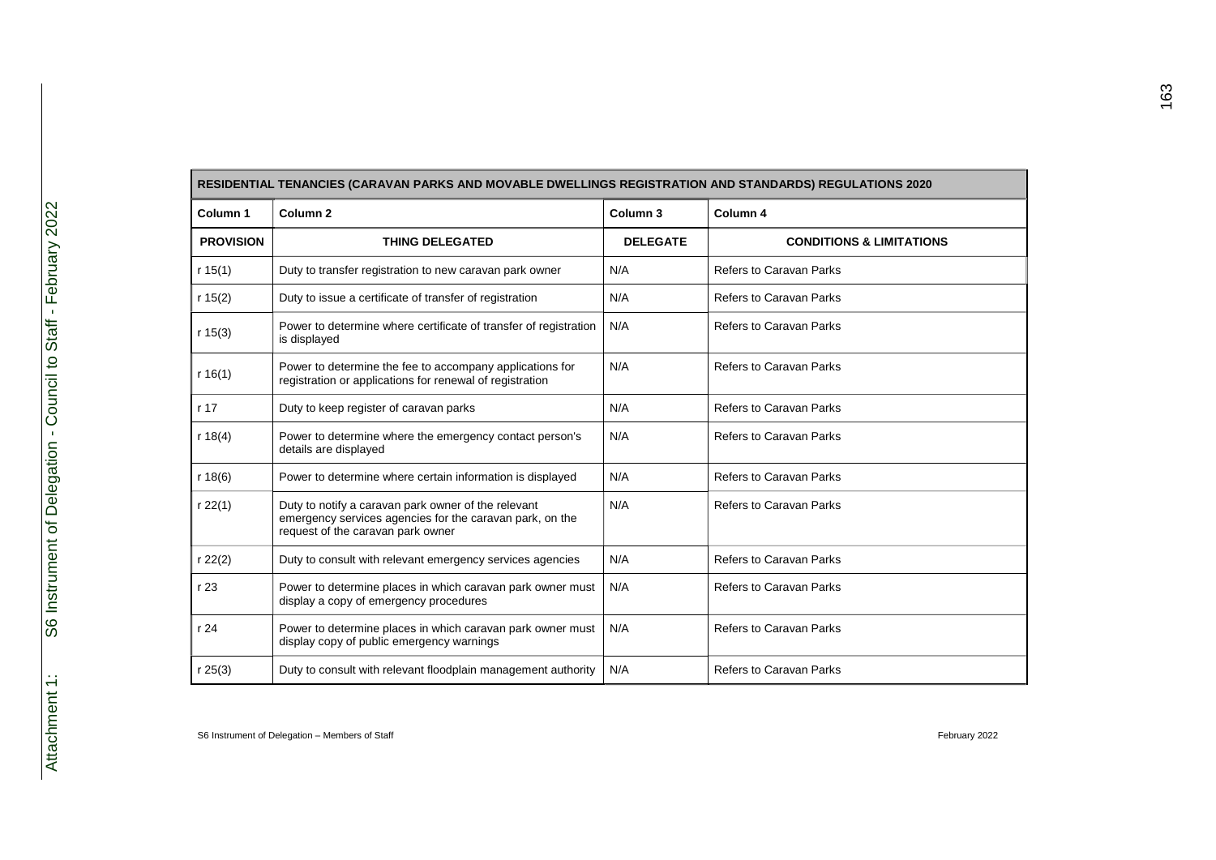| RESIDENTIAL TENANCIES (CARAVAN PARKS AND MOVABLE DWELLINGS REGISTRATION AND STANDARDS) REGULATIONS 2020 | | | |
|---|---|---|---|
| **Column 1** | **Column 2** | **Column 3** | **Column 4** |
| **PROVISION** | **THING DELEGATED** | **DELEGATE** | **CONDITIONS & LIMITATIONS** |
| r 15(1) | Duty to transfer registration to new caravan park owner | N/A | Refers to Caravan Parks |
| r 15(2) | Duty to issue a certificate of transfer of registration | N/A | Refers to Caravan Parks |
| r 15(3) | Power to determine where certificate of transfer of registration is displayed | N/A | Refers to Caravan Parks |
| r 16(1) | Power to determine the fee to accompany applications for registration or applications for renewal of registration | N/A | Refers to Caravan Parks |
| r 17 | Duty to keep register of caravan parks | N/A | Refers to Caravan Parks |
| r 18(4) | Power to determine where the emergency contact person's details are displayed | N/A | Refers to Caravan Parks |
| r 18(6) | Power to determine where certain information is displayed | N/A | Refers to Caravan Parks |
| r 22(1) | Duty to notify a caravan park owner of the relevant emergency services agencies for the caravan park, on the request of the caravan park owner | N/A | Refers to Caravan Parks |
| r 22(2) | Duty to consult with relevant emergency services agencies | N/A | Refers to Caravan Parks |
| r 23 | Power to determine places in which caravan park owner must display a copy of emergency procedures | N/A | Refers to Caravan Parks |
| r 24 | Power to determine places in which caravan park owner must display copy of public emergency warnings | N/A | Refers to Caravan Parks |
| r 25(3) | Duty to consult with relevant floodplain management authority | N/A | Refers to Caravan Parks |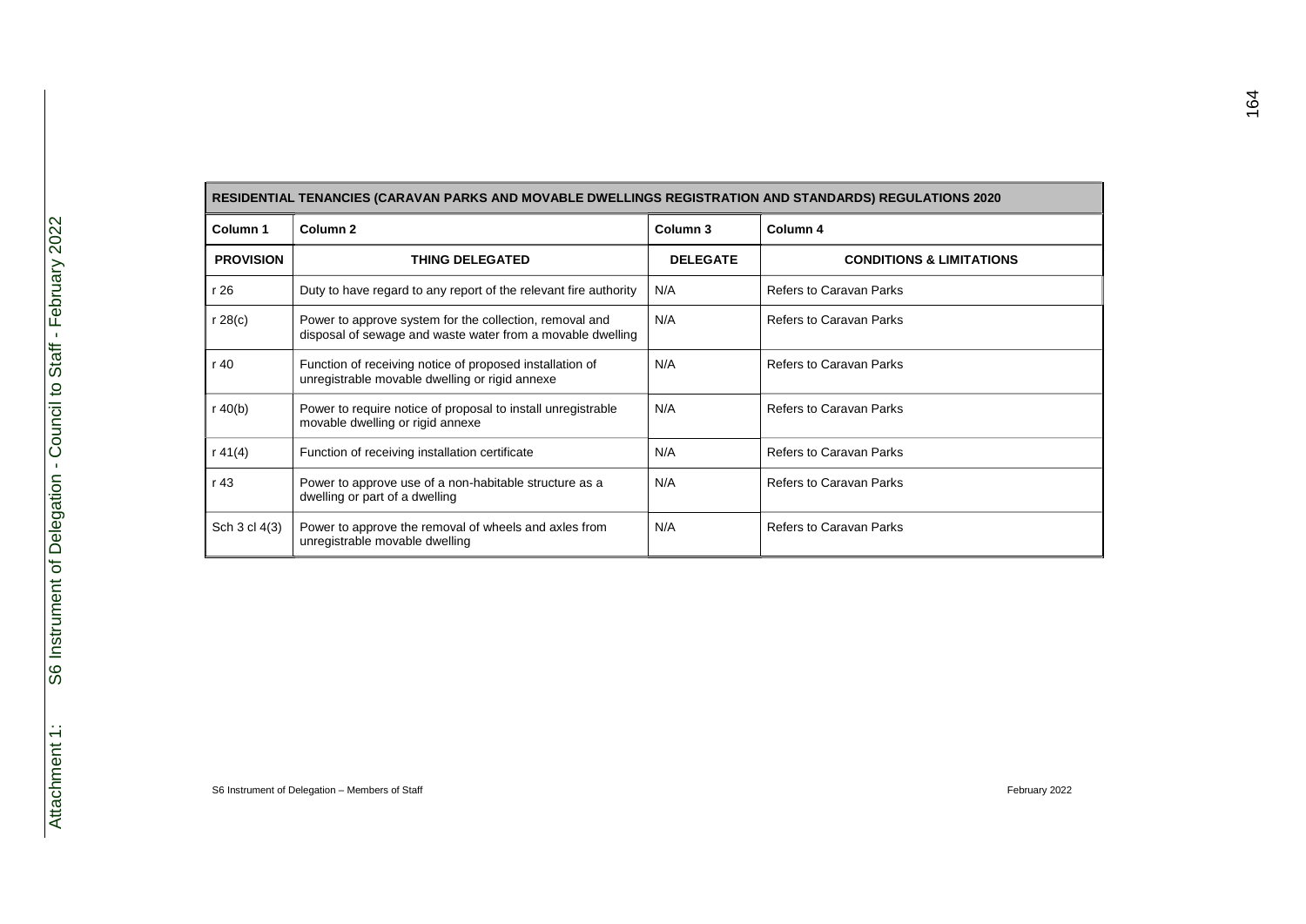| RESIDENTIAL TENANCIES (CARAVAN PARKS AND MOVABLE DWELLINGS REGISTRATION AND STANDARDS) REGULATIONS 2020 | | | |
|---|---|---|---|
| **Column 1** | **Column 2** | **Column 3** | **Column 4** |
| **PROVISION** | **THING DELEGATED** | **DELEGATE** | **CONDITIONS & LIMITATIONS** |
| r 26 | Duty to have regard to any report of the relevant fire authority | N/A | Refers to Caravan Parks |
| r 28(c) | Power to approve system for the collection, removal and disposal of sewage and waste water from a movable dwelling | N/A | Refers to Caravan Parks |
| r 40 | Function of receiving notice of proposed installation of unregistrable movable dwelling or rigid annexe | N/A | Refers to Caravan Parks |
| r 40(b) | Power to require notice of proposal to install unregistrable movable dwelling or rigid annexe | N/A | Refers to Caravan Parks |
| r 41(4) | Function of receiving installation certificate | N/A | Refers to Caravan Parks |
| r 43 | Power to approve use of a non-habitable structure as a dwelling or part of a dwelling | N/A | Refers to Caravan Parks |
| Sch 3 cl 4(3) | Power to approve the removal of wheels and axles from unregistrable movable dwelling | N/A | Refers to Caravan Parks |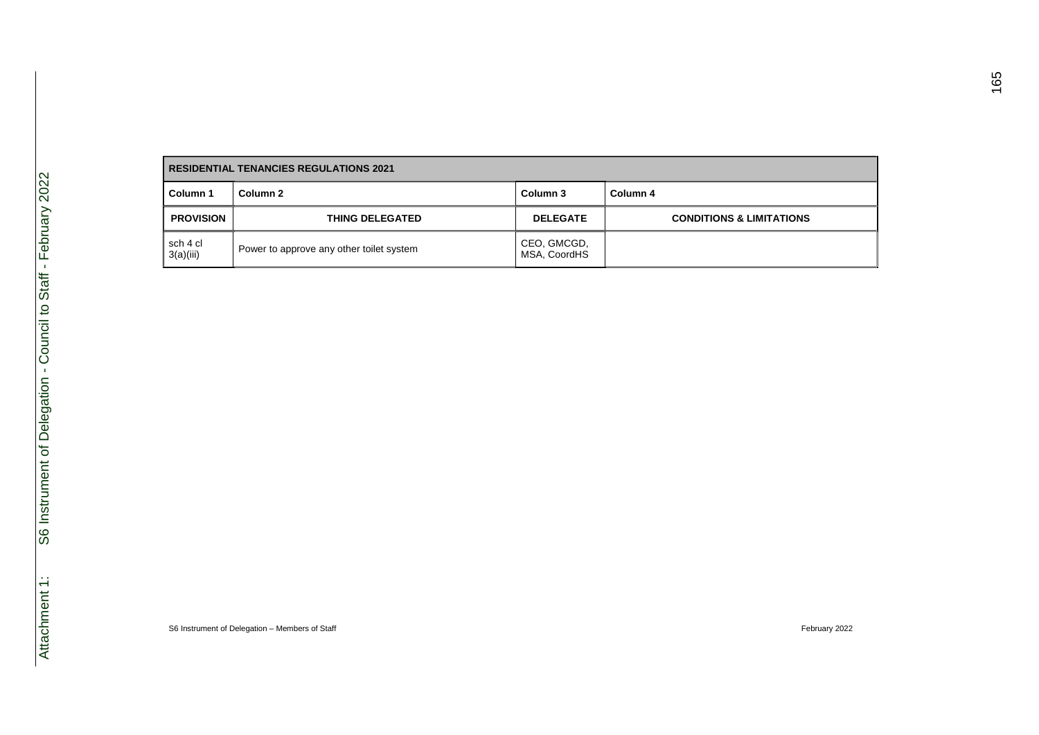| RESIDENTIAL TENANCIES REGULATIONS 2021 | | | |
|---|---|---|---|
| **Column 1** | **Column 2** | **Column 3** | **Column 4** |
| **PROVISION** | **THING DELEGATED** | **DELEGATE** | **CONDITIONS & LIMITATIONS** |
| sch 4 cl 3(a)(iii) | Power to approve any other toilet system | CEO, GMCGD, MSA, CoordHS | |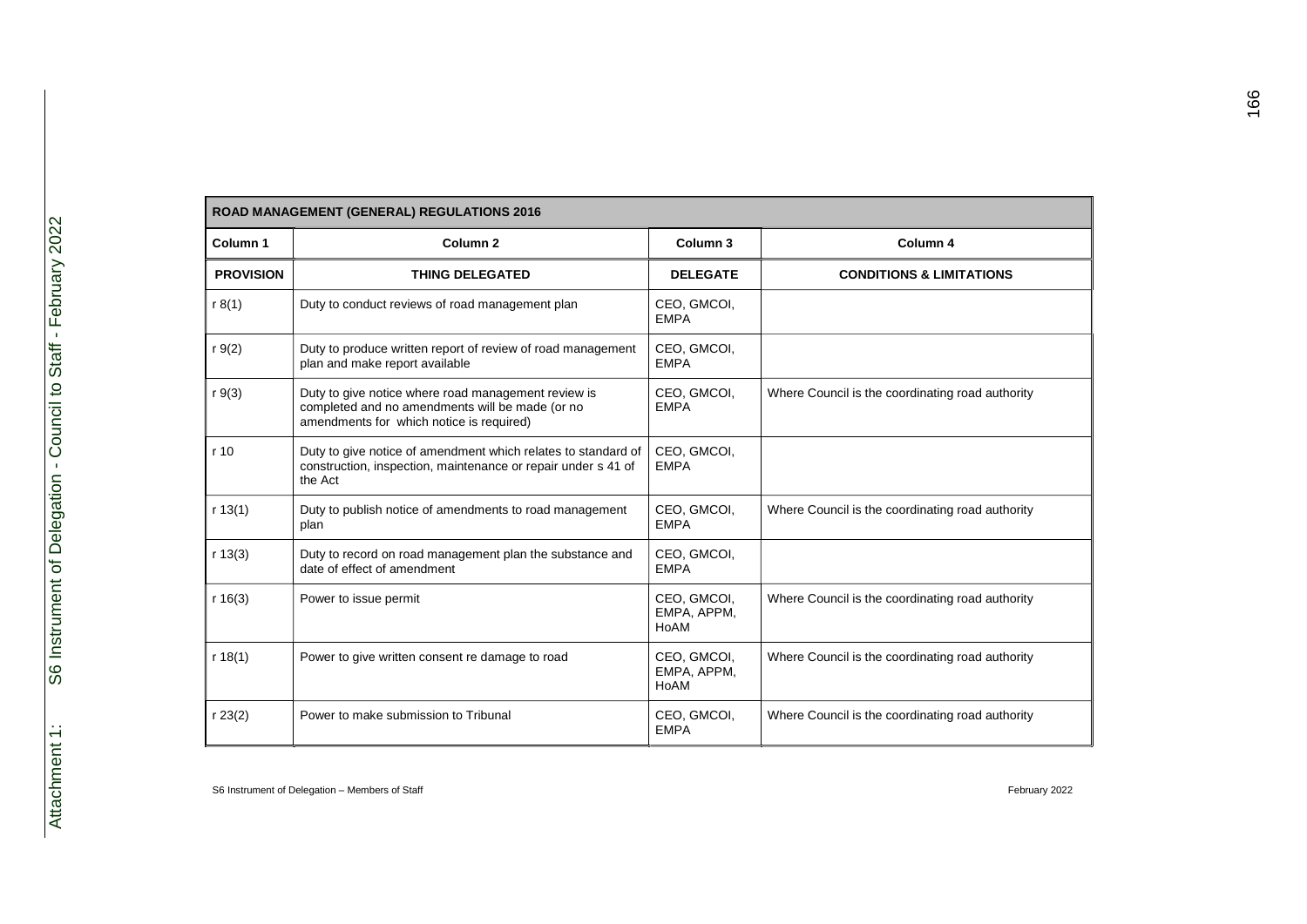| ROAD MANAGEMENT (GENERAL) REGULATIONS 2016 | | | |
|---|---|---|---|
| **Column 1** | **Column 2** | **Column 3** | **Column 4** |
| **PROVISION** | **THING DELEGATED** | **DELEGATE** | **CONDITIONS & LIMITATIONS** |
| r 8(1) | Duty to conduct reviews of road management plan | CEO, GMCOI, EMPA | |
| r 9(2) | Duty to produce written report of review of road management plan and make report available | CEO, GMCOI, EMPA | |
| r 9(3) | Duty to give notice where road management review is completed and no amendments will be made (or no amendments for which notice is required) | CEO, GMCOI, EMPA | Where Council is the coordinating road authority |
| r 10 | Duty to give notice of amendment which relates to standard of construction, inspection, maintenance or repair under s 41 of the Act | CEO, GMCOI, EMPA | |
| r 13(1) | Duty to publish notice of amendments to road management plan | CEO, GMCOI, EMPA | Where Council is the coordinating road authority |
| r 13(3) | Duty to record on road management plan the substance and date of effect of amendment | CEO, GMCOI, EMPA | |
| r 16(3) | Power to issue permit | CEO, GMCOI, EMPA, APPM, HoAM | Where Council is the coordinating road authority |
| r 18(1) | Power to give written consent re damage to road | CEO, GMCOI, EMPA, APPM, HoAM | Where Council is the coordinating road authority |
| r 23(2) | Power to make submission to Tribunal | CEO, GMCOI, EMPA | Where Council is the coordinating road authority |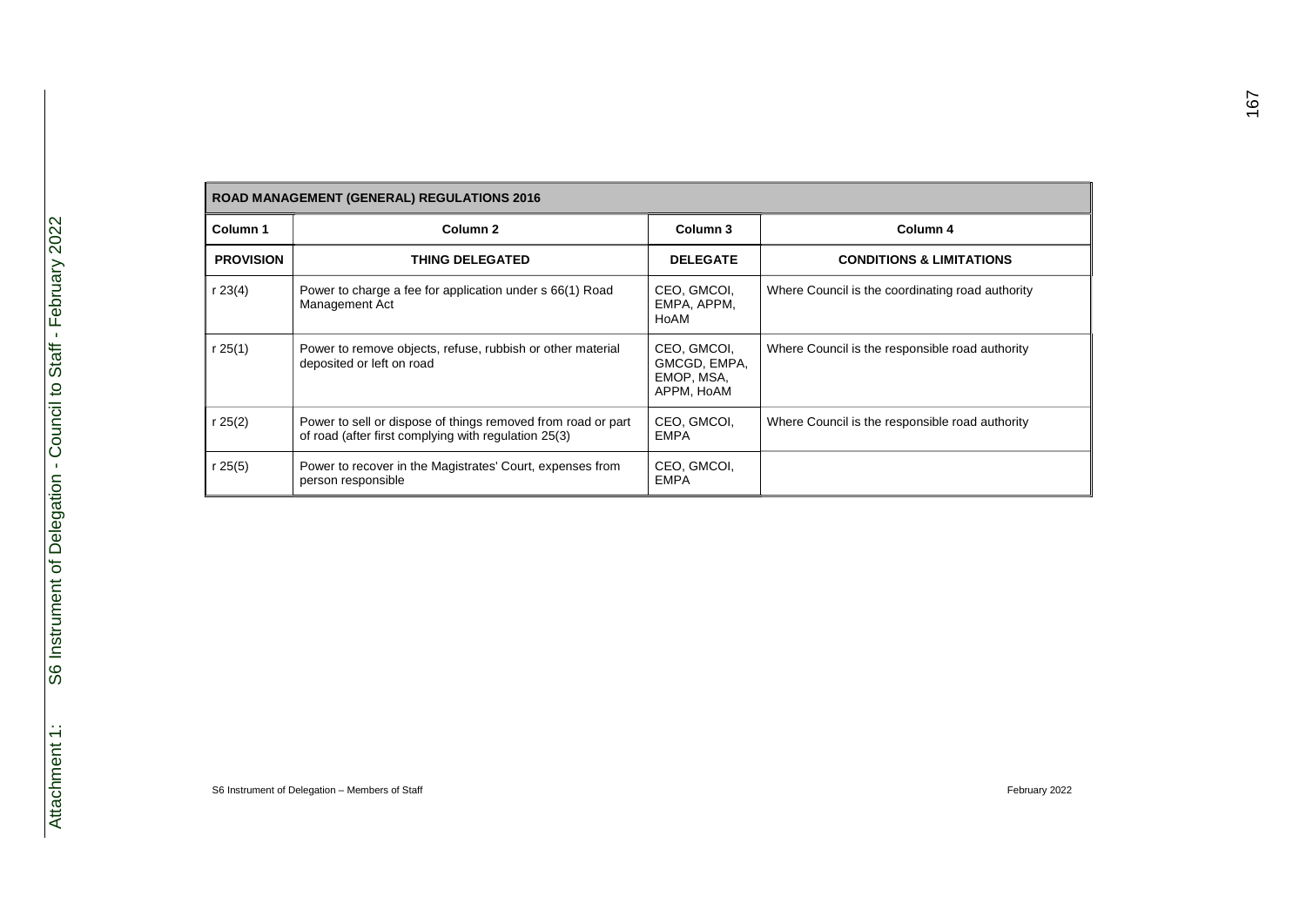| ROAD MANAGEMENT (GENERAL) REGULATIONS 2016 | | | |
|---|---|---|---|
| **Column 1** | **Column 2** | **Column 3** | **Column 4** |
| **PROVISION** | **THING DELEGATED** | **DELEGATE** | **CONDITIONS & LIMITATIONS** |
| r 23(4) | Power to charge a fee for application under s 66(1) Road Management Act | CEO, GMCOI, EMPA, APPM, HoAM | Where Council is the coordinating road authority |
| r 25(1) | Power to remove objects, refuse, rubbish or other material deposited or left on road | CEO, GMCOI, GMCGD, EMPA, EMOP, MSA, APPM, HoAM | Where Council is the responsible road authority |
| r 25(2) | Power to sell or dispose of things removed from road or part of road (after first complying with regulation 25(3) | CEO, GMCOI, EMPA | Where Council is the responsible road authority |
| r 25(5) | Power to recover in the Magistrates' Court, expenses from person responsible | CEO, GMCOI, EMPA | |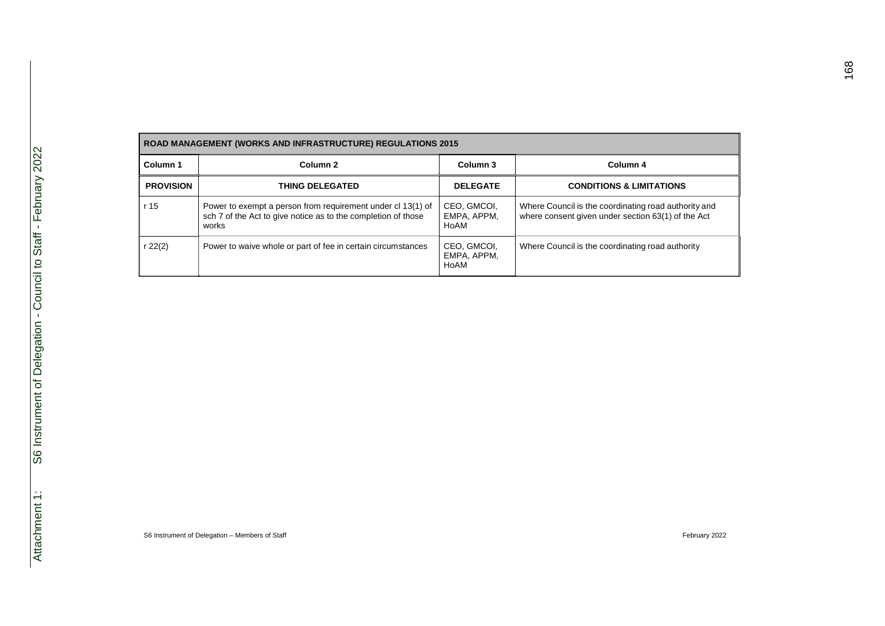| ROAD MANAGEMENT (WORKS AND INFRASTRUCTURE) REGULATIONS 2015 | | | |
|---|---|---|---|
| **Column 1** | **Column 2** | **Column 3** | **Column 4** |
| **PROVISION** | **THING DELEGATED** | **DELEGATE** | **CONDITIONS & LIMITATIONS** |
| r 15 | Power to exempt a person from requirement under cl 13(1) of sch 7 of the Act to give notice as to the completion of those works | CEO, GMCOI, EMPA, APPM, HoAM | Where Council is the coordinating road authority and where consent given under section 63(1) of the Act |
| r 22(2) | Power to waive whole or part of fee in certain circumstances | CEO, GMCOI, EMPA, APPM, HoAM | Where Council is the coordinating road authority |